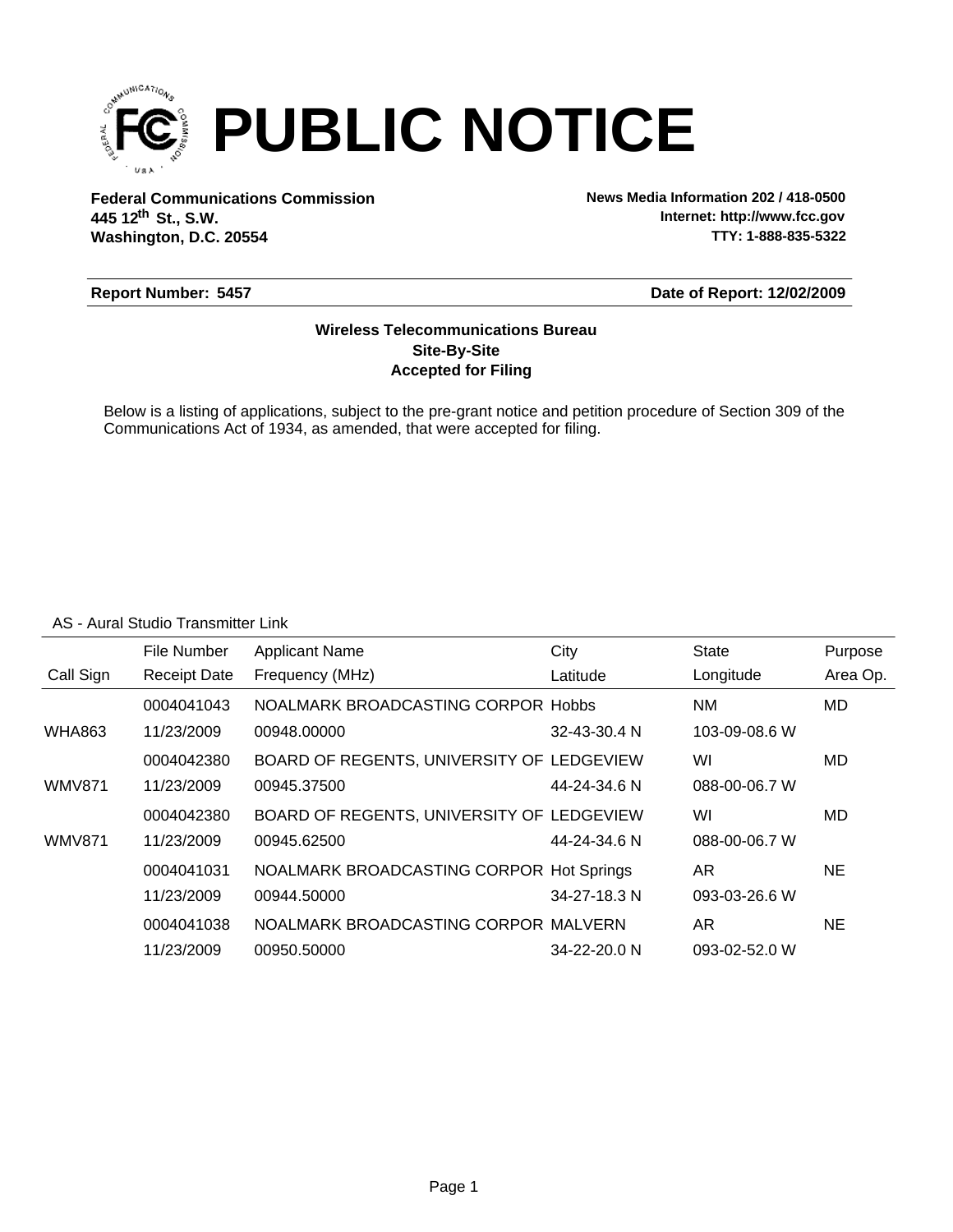# PUBLIC NOTICE

**Federal Communications Commission**
**445 12th St., S.W.**
**Washington, D.C. 20554**

**News Media Information 202 / 418-0500**
**Internet: http://www.fcc.gov**
**TTY: 1-888-835-5322**

**Report Number: 5457**

**Date of Report: 12/02/2009**

**Wireless Telecommunications Bureau**
**Site-By-Site**
**Accepted for Filing**

Below is a listing of applications, subject to the pre-grant notice and petition procedure of Section 309 of the Communications Act of 1934, as amended, that were accepted for filing.

AS - Aural Studio Transmitter Link

| Call Sign | File Number / Receipt Date | Applicant Name / Frequency (MHz) | City / Latitude | State / Longitude | Purpose / Area Op. |
|---|---|---|---|---|---|
| | 0004041043 | NOALMARK BROADCASTING CORPOR | Hobbs | NM | MD |
| WHA863 | 11/23/2009 | 00948.00000 | 32-43-30.4 N | 103-09-08.6 W | |
| | 0004042380 | BOARD OF REGENTS, UNIVERSITY OF | LEDGEVIEW | WI | MD |
| WMV871 | 11/23/2009 | 00945.37500 | 44-24-34.6 N | 088-00-06.7 W | |
| | 0004042380 | BOARD OF REGENTS, UNIVERSITY OF | LEDGEVIEW | WI | MD |
| WMV871 | 11/23/2009 | 00945.62500 | 44-24-34.6 N | 088-00-06.7 W | |
| | 0004041031 | NOALMARK BROADCASTING CORPOR | Hot Springs | AR | NE |
| | 11/23/2009 | 00944.50000 | 34-27-18.3 N | 093-03-26.6 W | |
| | 0004041038 | NOALMARK BROADCASTING CORPOR | MALVERN | AR | NE |
| | 11/23/2009 | 00950.50000 | 34-22-20.0 N | 093-02-52.0 W | |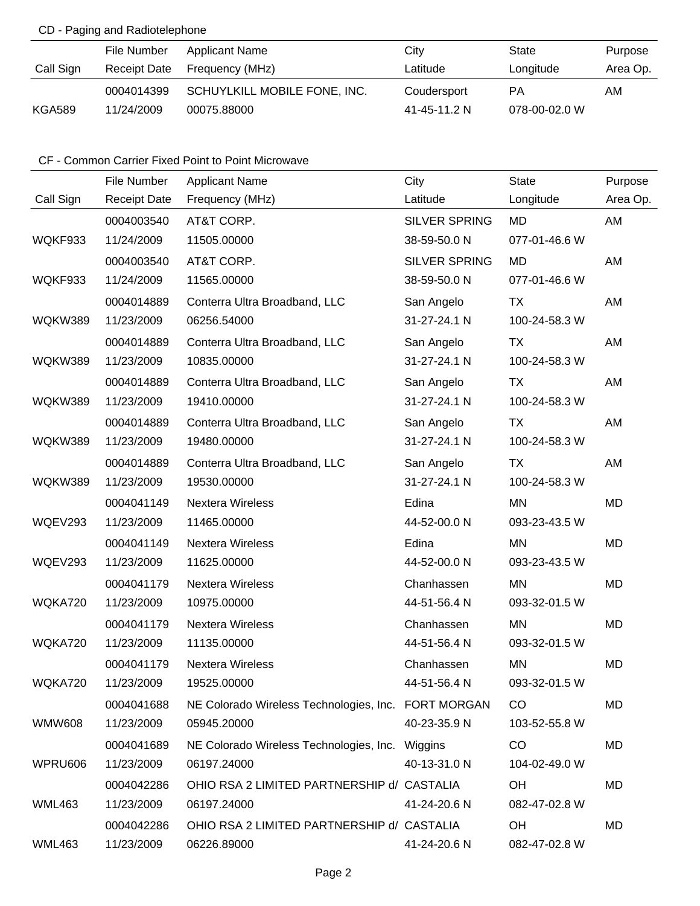CD - Paging and Radiotelephone

| Call Sign | File Number / Receipt Date | Applicant Name / Frequency (MHz) | City / Latitude | State / Longitude | Purpose / Area Op. |
|---|---|---|---|---|---|
| | 0004014399 | SCHUYLKILL MOBILE FONE, INC. | Coudersport | PA | AM |
| KGA589 | 11/24/2009 | 00075.88000 | 41-45-11.2 N | 078-00-02.0 W | |

CF - Common Carrier Fixed Point to Point Microwave

| Call Sign | File Number / Receipt Date | Applicant Name / Frequency (MHz) | City / Latitude | State / Longitude | Purpose / Area Op. |
|---|---|---|---|---|---|
| | 0004003540 | AT&T CORP. | SILVER SPRING | MD | AM |
| WQKF933 | 11/24/2009 | 11505.00000 | 38-59-50.0 N | 077-01-46.6 W | |
| | 0004003540 | AT&T CORP. | SILVER SPRING | MD | AM |
| WQKF933 | 11/24/2009 | 11565.00000 | 38-59-50.0 N | 077-01-46.6 W | |
| | 0004014889 | Conterra Ultra Broadband, LLC | San Angelo | TX | AM |
| WQKW389 | 11/23/2009 | 06256.54000 | 31-27-24.1 N | 100-24-58.3 W | |
| | 0004014889 | Conterra Ultra Broadband, LLC | San Angelo | TX | AM |
| WQKW389 | 11/23/2009 | 10835.00000 | 31-27-24.1 N | 100-24-58.3 W | |
| | 0004014889 | Conterra Ultra Broadband, LLC | San Angelo | TX | AM |
| WQKW389 | 11/23/2009 | 19410.00000 | 31-27-24.1 N | 100-24-58.3 W | |
| | 0004014889 | Conterra Ultra Broadband, LLC | San Angelo | TX | AM |
| WQKW389 | 11/23/2009 | 19480.00000 | 31-27-24.1 N | 100-24-58.3 W | |
| | 0004014889 | Conterra Ultra Broadband, LLC | San Angelo | TX | AM |
| WQKW389 | 11/23/2009 | 19530.00000 | 31-27-24.1 N | 100-24-58.3 W | |
| | 0004041149 | Nextera Wireless | Edina | MN | MD |
| WQEV293 | 11/23/2009 | 11465.00000 | 44-52-00.0 N | 093-23-43.5 W | |
| | 0004041149 | Nextera Wireless | Edina | MN | MD |
| WQEV293 | 11/23/2009 | 11625.00000 | 44-52-00.0 N | 093-23-43.5 W | |
| | 0004041179 | Nextera Wireless | Chanhassen | MN | MD |
| WQKA720 | 11/23/2009 | 10975.00000 | 44-51-56.4 N | 093-32-01.5 W | |
| | 0004041179 | Nextera Wireless | Chanhassen | MN | MD |
| WQKA720 | 11/23/2009 | 11135.00000 | 44-51-56.4 N | 093-32-01.5 W | |
| | 0004041179 | Nextera Wireless | Chanhassen | MN | MD |
| WQKA720 | 11/23/2009 | 19525.00000 | 44-51-56.4 N | 093-32-01.5 W | |
| | 0004041688 | NE Colorado Wireless Technologies, Inc. | FORT MORGAN | CO | MD |
| WMW608 | 11/23/2009 | 05945.20000 | 40-23-35.9 N | 103-52-55.8 W | |
| | 0004041689 | NE Colorado Wireless Technologies, Inc. | Wiggins | CO | MD |
| WPRU606 | 11/23/2009 | 06197.24000 | 40-13-31.0 N | 104-02-49.0 W | |
| | 0004042286 | OHIO RSA 2 LIMITED PARTNERSHIP d/ | CASTALIA | OH | MD |
| WML463 | 11/23/2009 | 06197.24000 | 41-24-20.6 N | 082-47-02.8 W | |
| | 0004042286 | OHIO RSA 2 LIMITED PARTNERSHIP d/ | CASTALIA | OH | MD |
| WML463 | 11/23/2009 | 06226.89000 | 41-24-20.6 N | 082-47-02.8 W | |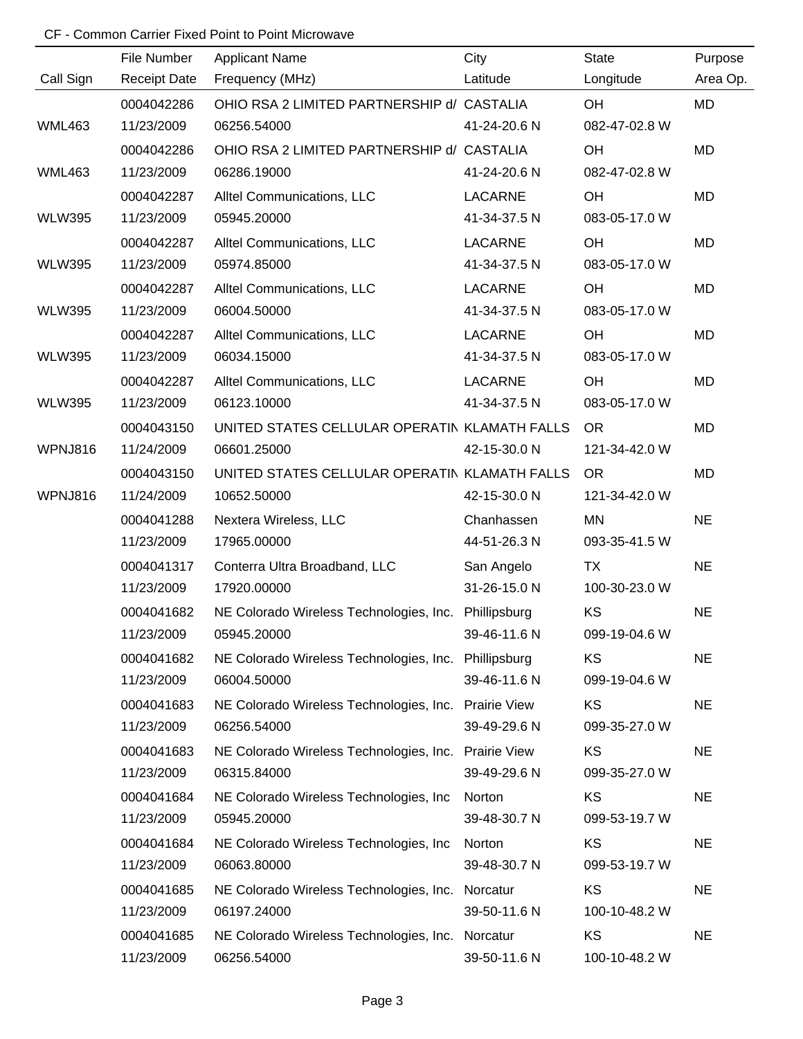CF - Common Carrier Fixed Point to Point Microwave

| Call Sign | File Number<br>Receipt Date | Applicant Name<br>Frequency (MHz) | City<br>Latitude | State<br>Longitude | Purpose<br>Area Op. |
|---|---|---|---|---|---|
| WML463 | 0004042286<br>11/23/2009 | OHIO RSA 2 LIMITED PARTNERSHIP d/<br>06256.54000 | CASTALIA<br>41-24-20.6 N | OH<br>082-47-02.8 W | MD |
| WML463 | 0004042286<br>11/23/2009 | OHIO RSA 2 LIMITED PARTNERSHIP d/<br>06286.19000 | CASTALIA<br>41-24-20.6 N | OH<br>082-47-02.8 W | MD |
| WLW395 | 0004042287<br>11/23/2009 | Alltel Communications, LLC<br>05945.20000 | LACARNE<br>41-34-37.5 N | OH<br>083-05-17.0 W | MD |
| WLW395 | 0004042287<br>11/23/2009 | Alltel Communications, LLC<br>05974.85000 | LACARNE<br>41-34-37.5 N | OH<br>083-05-17.0 W | MD |
| WLW395 | 0004042287<br>11/23/2009 | Alltel Communications, LLC<br>06004.50000 | LACARNE<br>41-34-37.5 N | OH<br>083-05-17.0 W | MD |
| WLW395 | 0004042287<br>11/23/2009 | Alltel Communications, LLC<br>06034.15000 | LACARNE<br>41-34-37.5 N | OH<br>083-05-17.0 W | MD |
| WLW395 | 0004042287<br>11/23/2009 | Alltel Communications, LLC<br>06123.10000 | LACARNE<br>41-34-37.5 N | OH<br>083-05-17.0 W | MD |
| WPNJ816 | 0004043150<br>11/24/2009 | UNITED STATES CELLULAR OPERATIN<br>06601.25000 | KLAMATH FALLS<br>42-15-30.0 N | OR<br>121-34-42.0 W | MD |
| WPNJ816 | 0004043150<br>11/24/2009 | UNITED STATES CELLULAR OPERATIN<br>10652.50000 | KLAMATH FALLS<br>42-15-30.0 N | OR<br>121-34-42.0 W | MD |
| | 0004041288<br>11/23/2009 | Nextera Wireless, LLC<br>17965.00000 | Chanhassen<br>44-51-26.3 N | MN<br>093-35-41.5 W | NE |
| | 0004041317<br>11/23/2009 | Conterra Ultra Broadband, LLC<br>17920.00000 | San Angelo<br>31-26-15.0 N | TX<br>100-30-23.0 W | NE |
| | 0004041682<br>11/23/2009 | NE Colorado Wireless Technologies, Inc.<br>05945.20000 | Phillipsburg<br>39-46-11.6 N | KS<br>099-19-04.6 W | NE |
| | 0004041682<br>11/23/2009 | NE Colorado Wireless Technologies, Inc.<br>06004.50000 | Phillipsburg<br>39-46-11.6 N | KS<br>099-19-04.6 W | NE |
| | 0004041683<br>11/23/2009 | NE Colorado Wireless Technologies, Inc.<br>06256.54000 | Prairie View<br>39-49-29.6 N | KS<br>099-35-27.0 W | NE |
| | 0004041683<br>11/23/2009 | NE Colorado Wireless Technologies, Inc.<br>06315.84000 | Prairie View<br>39-49-29.6 N | KS<br>099-35-27.0 W | NE |
| | 0004041684<br>11/23/2009 | NE Colorado Wireless Technologies, Inc<br>05945.20000 | Norton<br>39-48-30.7 N | KS<br>099-53-19.7 W | NE |
| | 0004041684<br>11/23/2009 | NE Colorado Wireless Technologies, Inc<br>06063.80000 | Norton<br>39-48-30.7 N | KS<br>099-53-19.7 W | NE |
| | 0004041685<br>11/23/2009 | NE Colorado Wireless Technologies, Inc.<br>06197.24000 | Norcatur<br>39-50-11.6 N | KS<br>100-10-48.2 W | NE |
| | 0004041685<br>11/23/2009 | NE Colorado Wireless Technologies, Inc.<br>06256.54000 | Norcatur<br>39-50-11.6 N | KS<br>100-10-48.2 W | NE |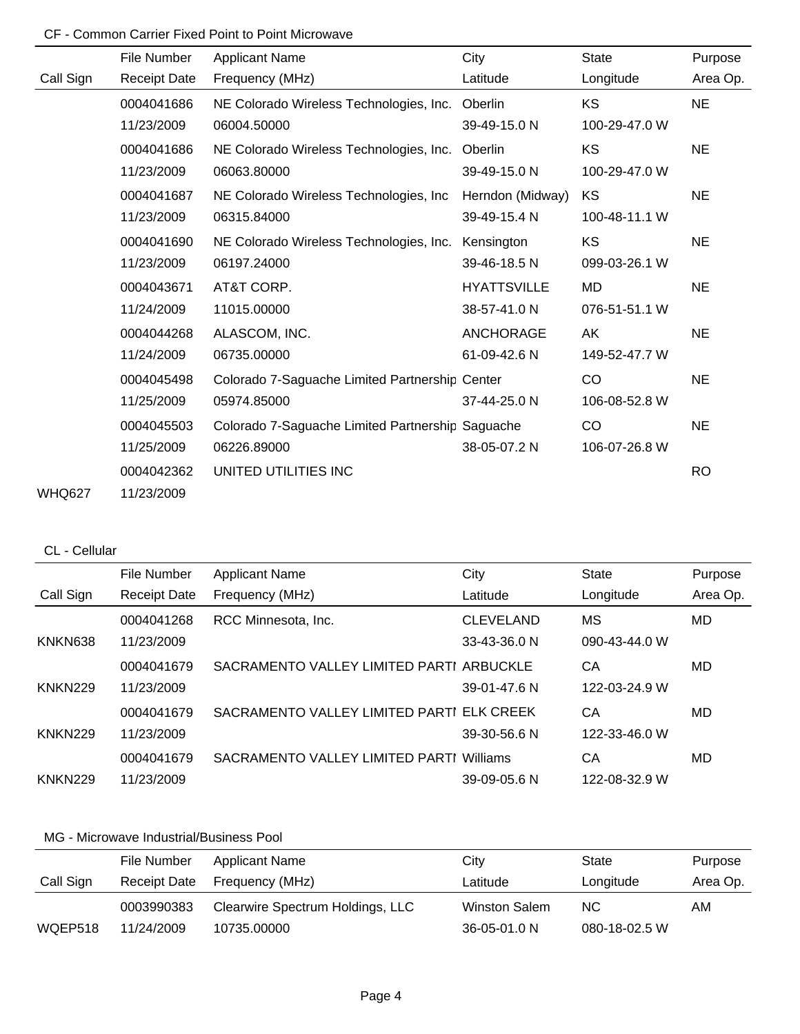CF - Common Carrier Fixed Point to Point Microwave

| Call Sign | File Number / Receipt Date | Applicant Name / Frequency (MHz) | City / Latitude | State / Longitude | Purpose / Area Op. |
|---|---|---|---|---|---|
| | 0004041686 | NE Colorado Wireless Technologies, Inc. | Oberlin | KS | NE |
| | 11/23/2009 | 06004.50000 | 39-49-15.0 N | 100-29-47.0 W | |
| | 0004041686 | NE Colorado Wireless Technologies, Inc. | Oberlin | KS | NE |
| | 11/23/2009 | 06063.80000 | 39-49-15.0 N | 100-29-47.0 W | |
| | 0004041687 | NE Colorado Wireless Technologies, Inc | Herndon (Midway) | KS | NE |
| | 11/23/2009 | 06315.84000 | 39-49-15.4 N | 100-48-11.1 W | |
| | 0004041690 | NE Colorado Wireless Technologies, Inc. | Kensington | KS | NE |
| | 11/23/2009 | 06197.24000 | 39-46-18.5 N | 099-03-26.1 W | |
| | 0004043671 | AT&T CORP. | HYATTSVILLE | MD | NE |
| | 11/24/2009 | 11015.00000 | 38-57-41.0 N | 076-51-51.1 W | |
| | 0004044268 | ALASCOM, INC. | ANCHORAGE | AK | NE |
| | 11/24/2009 | 06735.00000 | 61-09-42.6 N | 149-52-47.7 W | |
| | 0004045498 | Colorado 7-Saguache Limited Partnership | Center | CO | NE |
| | 11/25/2009 | 05974.85000 | 37-44-25.0 N | 106-08-52.8 W | |
| | 0004045503 | Colorado 7-Saguache Limited Partnership | Saguache | CO | NE |
| | 11/25/2009 | 06226.89000 | 38-05-07.2 N | 106-07-26.8 W | |
| | 0004042362 | UNITED UTILITIES INC | | | RO |
| WHQ627 | 11/23/2009 | | | | |

CL - Cellular

| Call Sign | File Number / Receipt Date | Applicant Name / Frequency (MHz) | City / Latitude | State / Longitude | Purpose / Area Op. |
|---|---|---|---|---|---|
| | 0004041268 | RCC Minnesota, Inc. | CLEVELAND | MS | MD |
| KNKN638 | 11/23/2009 | | 33-43-36.0 N | 090-43-44.0 W | |
| | 0004041679 | SACRAMENTO VALLEY LIMITED PARTI | ARBUCKLE | CA | MD |
| KNKN229 | 11/23/2009 | | 39-01-47.6 N | 122-03-24.9 W | |
| | 0004041679 | SACRAMENTO VALLEY LIMITED PARTI | ELK CREEK | CA | MD |
| KNKN229 | 11/23/2009 | | 39-30-56.6 N | 122-33-46.0 W | |
| | 0004041679 | SACRAMENTO VALLEY LIMITED PARTI | Williams | CA | MD |
| KNKN229 | 11/23/2009 | | 39-09-05.6 N | 122-08-32.9 W | |

MG - Microwave Industrial/Business Pool

| Call Sign | File Number / Receipt Date | Applicant Name / Frequency (MHz) | City / Latitude | State / Longitude | Purpose / Area Op. |
|---|---|---|---|---|---|
| | 0003990383 | Clearwire Spectrum Holdings, LLC | Winston Salem | NC | AM |
| WQEP518 | 11/24/2009 | 10735.00000 | 36-05-01.0 N | 080-18-02.5 W | |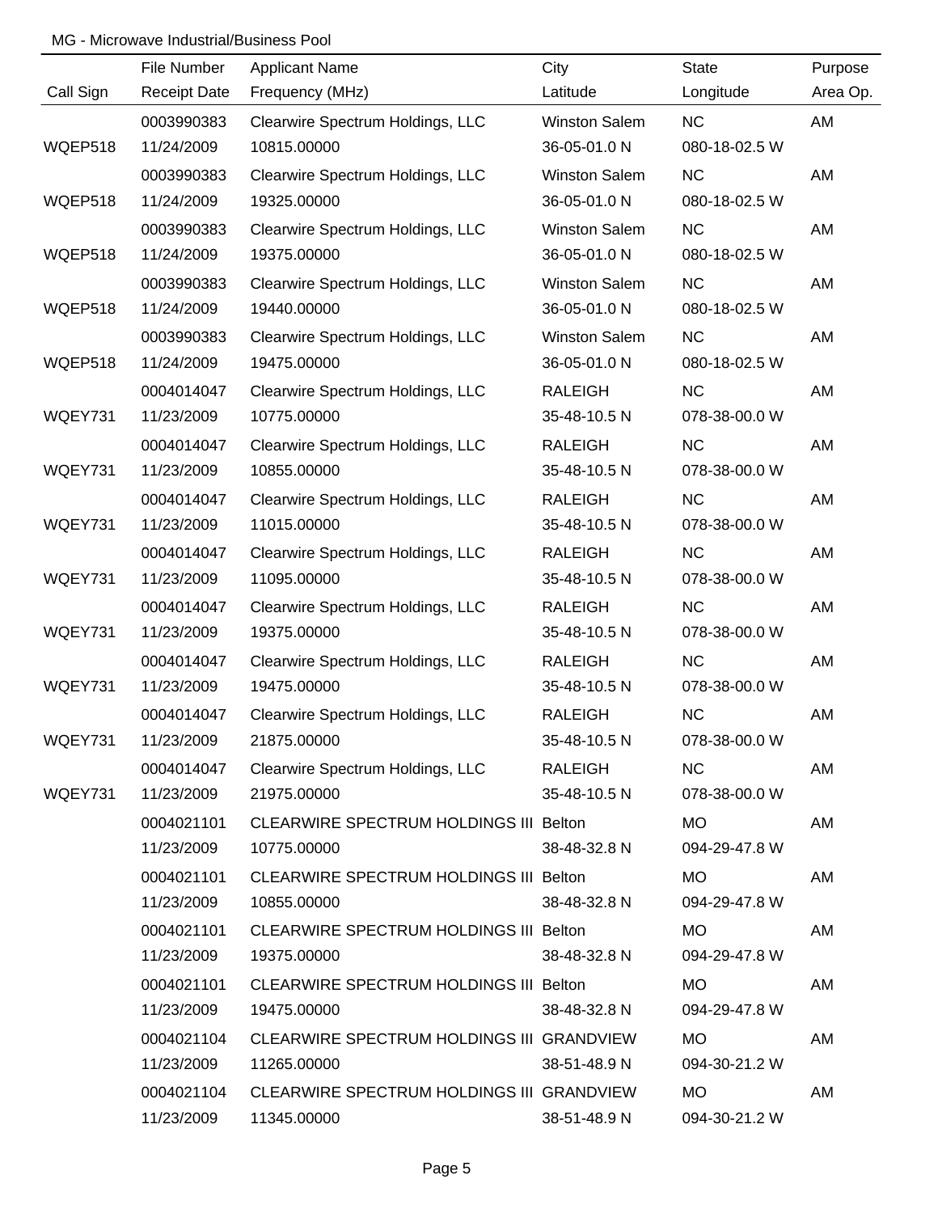MG - Microwave Industrial/Business Pool

| Call Sign | File Number / Receipt Date | Applicant Name / Frequency (MHz) | City / Latitude | State / Longitude | Purpose / Area Op. |
|---|---|---|---|---|---|
| WQEP518 | 0003990383 / 11/24/2009 | Clearwire Spectrum Holdings, LLC / 10815.00000 | Winston Salem / 36-05-01.0 N | NC / 080-18-02.5 W | AM |
| WQEP518 | 0003990383 / 11/24/2009 | Clearwire Spectrum Holdings, LLC / 19325.00000 | Winston Salem / 36-05-01.0 N | NC / 080-18-02.5 W | AM |
| WQEP518 | 0003990383 / 11/24/2009 | Clearwire Spectrum Holdings, LLC / 19375.00000 | Winston Salem / 36-05-01.0 N | NC / 080-18-02.5 W | AM |
| WQEP518 | 0003990383 / 11/24/2009 | Clearwire Spectrum Holdings, LLC / 19440.00000 | Winston Salem / 36-05-01.0 N | NC / 080-18-02.5 W | AM |
| WQEP518 | 0003990383 / 11/24/2009 | Clearwire Spectrum Holdings, LLC / 19475.00000 | Winston Salem / 36-05-01.0 N | NC / 080-18-02.5 W | AM |
| WQEY731 | 0004014047 / 11/23/2009 | Clearwire Spectrum Holdings, LLC / 10775.00000 | RALEIGH / 35-48-10.5 N | NC / 078-38-00.0 W | AM |
| WQEY731 | 0004014047 / 11/23/2009 | Clearwire Spectrum Holdings, LLC / 10855.00000 | RALEIGH / 35-48-10.5 N | NC / 078-38-00.0 W | AM |
| WQEY731 | 0004014047 / 11/23/2009 | Clearwire Spectrum Holdings, LLC / 11015.00000 | RALEIGH / 35-48-10.5 N | NC / 078-38-00.0 W | AM |
| WQEY731 | 0004014047 / 11/23/2009 | Clearwire Spectrum Holdings, LLC / 11095.00000 | RALEIGH / 35-48-10.5 N | NC / 078-38-00.0 W | AM |
| WQEY731 | 0004014047 / 11/23/2009 | Clearwire Spectrum Holdings, LLC / 19375.00000 | RALEIGH / 35-48-10.5 N | NC / 078-38-00.0 W | AM |
| WQEY731 | 0004014047 / 11/23/2009 | Clearwire Spectrum Holdings, LLC / 19475.00000 | RALEIGH / 35-48-10.5 N | NC / 078-38-00.0 W | AM |
| WQEY731 | 0004014047 / 11/23/2009 | Clearwire Spectrum Holdings, LLC / 21875.00000 | RALEIGH / 35-48-10.5 N | NC / 078-38-00.0 W | AM |
| WQEY731 | 0004014047 / 11/23/2009 | Clearwire Spectrum Holdings, LLC / 21975.00000 | RALEIGH / 35-48-10.5 N | NC / 078-38-00.0 W | AM |
| | 0004021101 / 11/23/2009 | CLEARWIRE SPECTRUM HOLDINGS III / 10775.00000 | Belton / 38-48-32.8 N | MO / 094-29-47.8 W | AM |
| | 0004021101 / 11/23/2009 | CLEARWIRE SPECTRUM HOLDINGS III / 10855.00000 | Belton / 38-48-32.8 N | MO / 094-29-47.8 W | AM |
| | 0004021101 / 11/23/2009 | CLEARWIRE SPECTRUM HOLDINGS III / 19375.00000 | Belton / 38-48-32.8 N | MO / 094-29-47.8 W | AM |
| | 0004021101 / 11/23/2009 | CLEARWIRE SPECTRUM HOLDINGS III / 19475.00000 | Belton / 38-48-32.8 N | MO / 094-29-47.8 W | AM |
| | 0004021104 / 11/23/2009 | CLEARWIRE SPECTRUM HOLDINGS III / 11265.00000 | GRANDVIEW / 38-51-48.9 N | MO / 094-30-21.2 W | AM |
| | 0004021104 / 11/23/2009 | CLEARWIRE SPECTRUM HOLDINGS III / 11345.00000 | GRANDVIEW / 38-51-48.9 N | MO / 094-30-21.2 W | AM |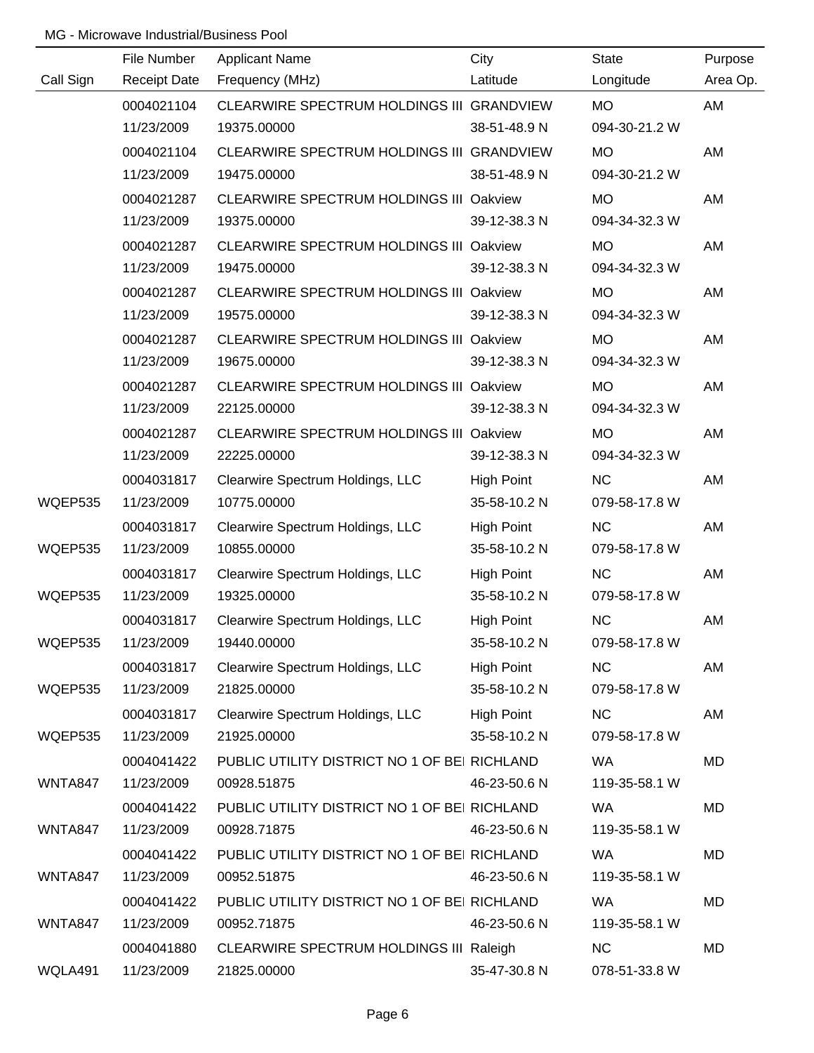MG - Microwave Industrial/Business Pool

| Call Sign | File Number<br>Receipt Date | Applicant Name<br>Frequency (MHz) | City<br>Latitude | State<br>Longitude | Purpose<br>Area Op. |
|---|---|---|---|---|---|
| | 0004021104<br>11/23/2009 | CLEARWIRE SPECTRUM HOLDINGS III<br>19375.00000 | GRANDVIEW<br>38-51-48.9 N | MO<br>094-30-21.2 W | AM |
| | 0004021104<br>11/23/2009 | CLEARWIRE SPECTRUM HOLDINGS III<br>19475.00000 | GRANDVIEW<br>38-51-48.9 N | MO<br>094-30-21.2 W | AM |
| | 0004021287<br>11/23/2009 | CLEARWIRE SPECTRUM HOLDINGS III<br>19375.00000 | Oakview<br>39-12-38.3 N | MO<br>094-34-32.3 W | AM |
| | 0004021287<br>11/23/2009 | CLEARWIRE SPECTRUM HOLDINGS III<br>19475.00000 | Oakview<br>39-12-38.3 N | MO<br>094-34-32.3 W | AM |
| | 0004021287<br>11/23/2009 | CLEARWIRE SPECTRUM HOLDINGS III<br>19575.00000 | Oakview<br>39-12-38.3 N | MO<br>094-34-32.3 W | AM |
| | 0004021287<br>11/23/2009 | CLEARWIRE SPECTRUM HOLDINGS III<br>19675.00000 | Oakview<br>39-12-38.3 N | MO<br>094-34-32.3 W | AM |
| | 0004021287<br>11/23/2009 | CLEARWIRE SPECTRUM HOLDINGS III<br>22125.00000 | Oakview<br>39-12-38.3 N | MO<br>094-34-32.3 W | AM |
| | 0004021287<br>11/23/2009 | CLEARWIRE SPECTRUM HOLDINGS III<br>22225.00000 | Oakview<br>39-12-38.3 N | MO<br>094-34-32.3 W | AM |
| WQEP535 | 0004031817<br>11/23/2009 | Clearwire Spectrum Holdings, LLC<br>10775.00000 | High Point<br>35-58-10.2 N | NC<br>079-58-17.8 W | AM |
| WQEP535 | 0004031817<br>11/23/2009 | Clearwire Spectrum Holdings, LLC<br>10855.00000 | High Point<br>35-58-10.2 N | NC<br>079-58-17.8 W | AM |
| WQEP535 | 0004031817<br>11/23/2009 | Clearwire Spectrum Holdings, LLC<br>19325.00000 | High Point<br>35-58-10.2 N | NC<br>079-58-17.8 W | AM |
| WQEP535 | 0004031817<br>11/23/2009 | Clearwire Spectrum Holdings, LLC<br>19440.00000 | High Point<br>35-58-10.2 N | NC<br>079-58-17.8 W | AM |
| WQEP535 | 0004031817<br>11/23/2009 | Clearwire Spectrum Holdings, LLC<br>21825.00000 | High Point<br>35-58-10.2 N | NC<br>079-58-17.8 W | AM |
| WQEP535 | 0004031817<br>11/23/2009 | Clearwire Spectrum Holdings, LLC<br>21925.00000 | High Point<br>35-58-10.2 N | NC<br>079-58-17.8 W | AM |
| WNTA847 | 0004041422<br>11/23/2009 | PUBLIC UTILITY DISTRICT NO 1 OF BEI<br>00928.51875 | RICHLAND<br>46-23-50.6 N | WA<br>119-35-58.1 W | MD |
| WNTA847 | 0004041422<br>11/23/2009 | PUBLIC UTILITY DISTRICT NO 1 OF BEI<br>00928.71875 | RICHLAND<br>46-23-50.6 N | WA<br>119-35-58.1 W | MD |
| WNTA847 | 0004041422<br>11/23/2009 | PUBLIC UTILITY DISTRICT NO 1 OF BEI<br>00952.51875 | RICHLAND<br>46-23-50.6 N | WA<br>119-35-58.1 W | MD |
| WNTA847 | 0004041422<br>11/23/2009 | PUBLIC UTILITY DISTRICT NO 1 OF BEI<br>00952.71875 | RICHLAND<br>46-23-50.6 N | WA<br>119-35-58.1 W | MD |
| WQLA491 | 0004041880<br>11/23/2009 | CLEARWIRE SPECTRUM HOLDINGS III<br>21825.00000 | Raleigh<br>35-47-30.8 N | NC<br>078-51-33.8 W | MD |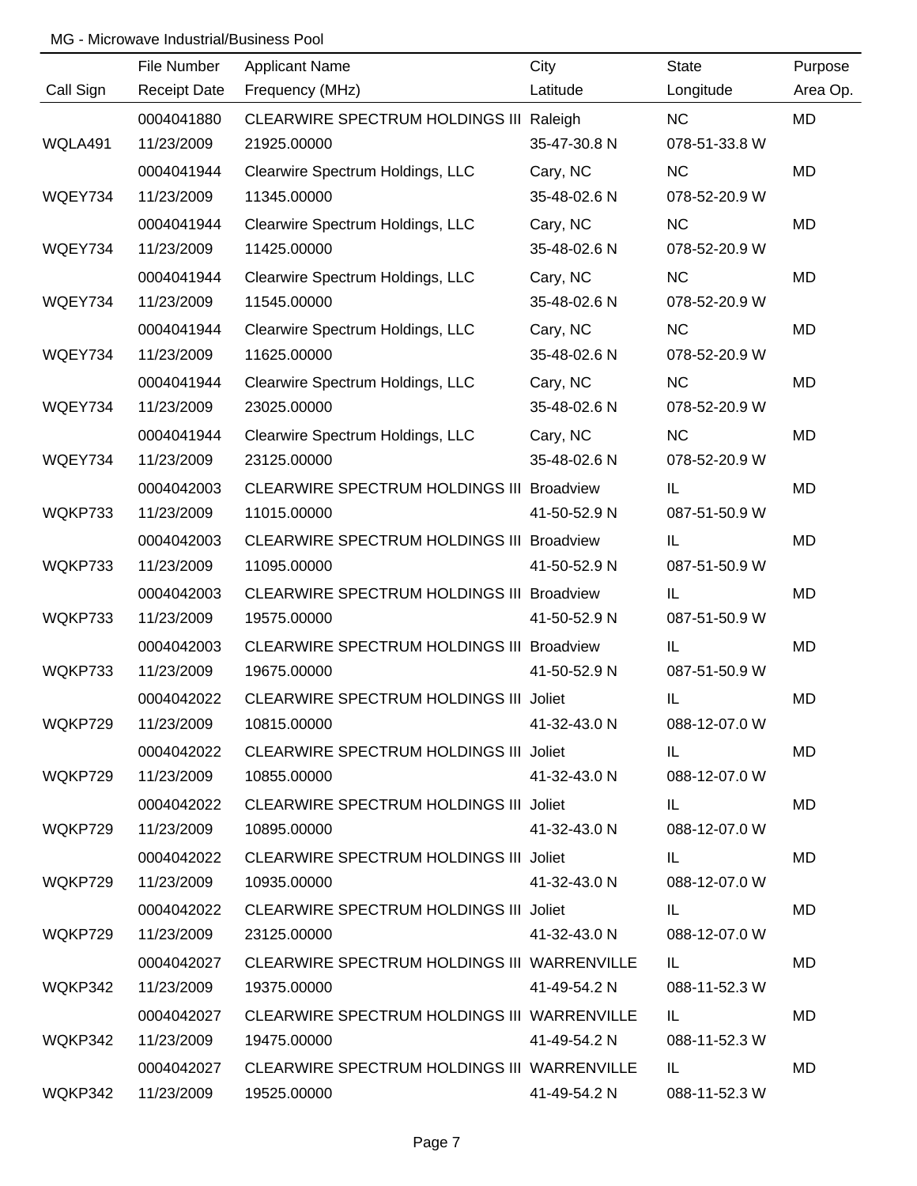MG - Microwave Industrial/Business Pool

| Call Sign | File Number<br>Receipt Date | Applicant Name<br>Frequency (MHz) | City<br>Latitude | State<br>Longitude | Purpose<br>Area Op. |
|---|---|---|---|---|---|
| WQLA491 | 0004041880<br>11/23/2009 | CLEARWIRE SPECTRUM HOLDINGS III<br>21925.00000 | Raleigh<br>35-47-30.8 N | NC<br>078-51-33.8 W | MD |
| WQEY734 | 0004041944<br>11/23/2009 | Clearwire Spectrum Holdings, LLC<br>11345.00000 | Cary, NC<br>35-48-02.6 N | NC<br>078-52-20.9 W | MD |
| WQEY734 | 0004041944<br>11/23/2009 | Clearwire Spectrum Holdings, LLC<br>11425.00000 | Cary, NC<br>35-48-02.6 N | NC<br>078-52-20.9 W | MD |
| WQEY734 | 0004041944<br>11/23/2009 | Clearwire Spectrum Holdings, LLC<br>11545.00000 | Cary, NC<br>35-48-02.6 N | NC<br>078-52-20.9 W | MD |
| WQEY734 | 0004041944<br>11/23/2009 | Clearwire Spectrum Holdings, LLC<br>11625.00000 | Cary, NC<br>35-48-02.6 N | NC<br>078-52-20.9 W | MD |
| WQEY734 | 0004041944<br>11/23/2009 | Clearwire Spectrum Holdings, LLC<br>23025.00000 | Cary, NC<br>35-48-02.6 N | NC<br>078-52-20.9 W | MD |
| WQEY734 | 0004041944<br>11/23/2009 | Clearwire Spectrum Holdings, LLC<br>23125.00000 | Cary, NC<br>35-48-02.6 N | NC<br>078-52-20.9 W | MD |
| WQKP733 | 0004042003<br>11/23/2009 | CLEARWIRE SPECTRUM HOLDINGS III<br>11015.00000 | Broadview<br>41-50-52.9 N | IL<br>087-51-50.9 W | MD |
| WQKP733 | 0004042003<br>11/23/2009 | CLEARWIRE SPECTRUM HOLDINGS III<br>11095.00000 | Broadview<br>41-50-52.9 N | IL<br>087-51-50.9 W | MD |
| WQKP733 | 0004042003<br>11/23/2009 | CLEARWIRE SPECTRUM HOLDINGS III<br>19575.00000 | Broadview<br>41-50-52.9 N | IL<br>087-51-50.9 W | MD |
| WQKP733 | 0004042003<br>11/23/2009 | CLEARWIRE SPECTRUM HOLDINGS III<br>19675.00000 | Broadview<br>41-50-52.9 N | IL<br>087-51-50.9 W | MD |
| WQKP729 | 0004042022<br>11/23/2009 | CLEARWIRE SPECTRUM HOLDINGS III<br>10815.00000 | Joliet<br>41-32-43.0 N | IL<br>088-12-07.0 W | MD |
| WQKP729 | 0004042022<br>11/23/2009 | CLEARWIRE SPECTRUM HOLDINGS III<br>10855.00000 | Joliet<br>41-32-43.0 N | IL<br>088-12-07.0 W | MD |
| WQKP729 | 0004042022<br>11/23/2009 | CLEARWIRE SPECTRUM HOLDINGS III<br>10895.00000 | Joliet<br>41-32-43.0 N | IL<br>088-12-07.0 W | MD |
| WQKP729 | 0004042022<br>11/23/2009 | CLEARWIRE SPECTRUM HOLDINGS III<br>10935.00000 | Joliet<br>41-32-43.0 N | IL<br>088-12-07.0 W | MD |
| WQKP729 | 0004042022<br>11/23/2009 | CLEARWIRE SPECTRUM HOLDINGS III<br>23125.00000 | Joliet<br>41-32-43.0 N | IL<br>088-12-07.0 W | MD |
| WQKP342 | 0004042027<br>11/23/2009 | CLEARWIRE SPECTRUM HOLDINGS III<br>19375.00000 | WARRENVILLE<br>41-49-54.2 N | IL<br>088-11-52.3 W | MD |
| WQKP342 | 0004042027<br>11/23/2009 | CLEARWIRE SPECTRUM HOLDINGS III<br>19475.00000 | WARRENVILLE<br>41-49-54.2 N | IL<br>088-11-52.3 W | MD |
| WQKP342 | 0004042027<br>11/23/2009 | CLEARWIRE SPECTRUM HOLDINGS III<br>19525.00000 | WARRENVILLE<br>41-49-54.2 N | IL<br>088-11-52.3 W | MD |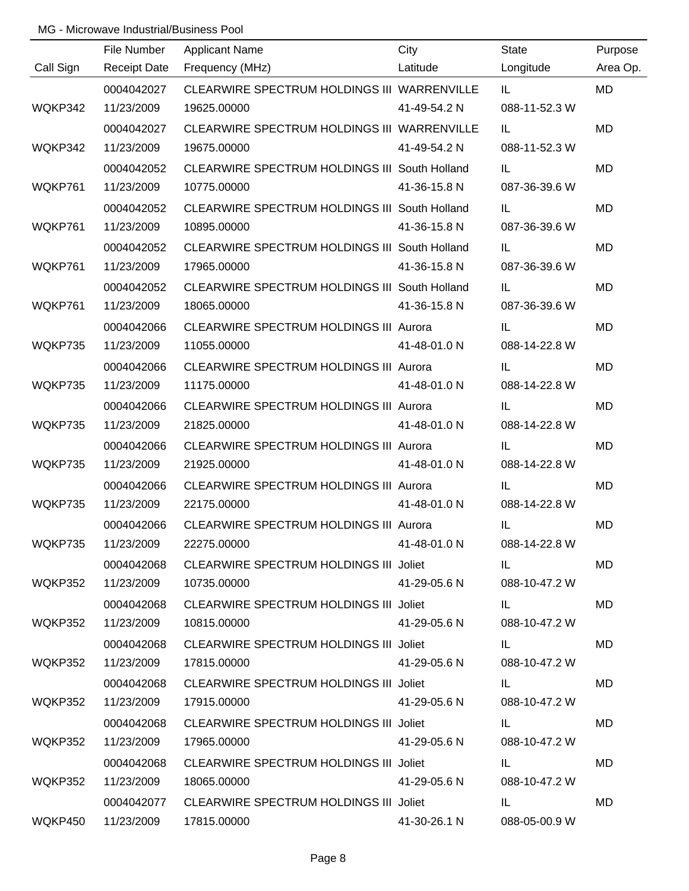MG - Microwave Industrial/Business Pool

| Call Sign | File Number<br>Receipt Date | Applicant Name<br>Frequency (MHz) | City<br>Latitude | State<br>Longitude | Purpose<br>Area Op. |
|---|---|---|---|---|---|
| WQKP342 | 0004042027<br>11/23/2009 | CLEARWIRE SPECTRUM HOLDINGS III<br>19625.00000 | WARRENVILLE<br>41-49-54.2 N | IL<br>088-11-52.3 W | MD |
| WQKP342 | 0004042027<br>11/23/2009 | CLEARWIRE SPECTRUM HOLDINGS III<br>19675.00000 | WARRENVILLE<br>41-49-54.2 N | IL<br>088-11-52.3 W | MD |
| WQKP761 | 0004042052<br>11/23/2009 | CLEARWIRE SPECTRUM HOLDINGS III<br>10775.00000 | South Holland<br>41-36-15.8 N | IL<br>087-36-39.6 W | MD |
| WQKP761 | 0004042052<br>11/23/2009 | CLEARWIRE SPECTRUM HOLDINGS III<br>10895.00000 | South Holland<br>41-36-15.8 N | IL<br>087-36-39.6 W | MD |
| WQKP761 | 0004042052<br>11/23/2009 | CLEARWIRE SPECTRUM HOLDINGS III<br>17965.00000 | South Holland<br>41-36-15.8 N | IL<br>087-36-39.6 W | MD |
| WQKP761 | 0004042052<br>11/23/2009 | CLEARWIRE SPECTRUM HOLDINGS III<br>18065.00000 | South Holland<br>41-36-15.8 N | IL<br>087-36-39.6 W | MD |
| WQKP735 | 0004042066<br>11/23/2009 | CLEARWIRE SPECTRUM HOLDINGS III<br>11055.00000 | Aurora<br>41-48-01.0 N | IL<br>088-14-22.8 W | MD |
| WQKP735 | 0004042066<br>11/23/2009 | CLEARWIRE SPECTRUM HOLDINGS III<br>11175.00000 | Aurora<br>41-48-01.0 N | IL<br>088-14-22.8 W | MD |
| WQKP735 | 0004042066<br>11/23/2009 | CLEARWIRE SPECTRUM HOLDINGS III<br>21825.00000 | Aurora<br>41-48-01.0 N | IL<br>088-14-22.8 W | MD |
| WQKP735 | 0004042066<br>11/23/2009 | CLEARWIRE SPECTRUM HOLDINGS III<br>21925.00000 | Aurora<br>41-48-01.0 N | IL<br>088-14-22.8 W | MD |
| WQKP735 | 0004042066<br>11/23/2009 | CLEARWIRE SPECTRUM HOLDINGS III<br>22175.00000 | Aurora<br>41-48-01.0 N | IL<br>088-14-22.8 W | MD |
| WQKP735 | 0004042066<br>11/23/2009 | CLEARWIRE SPECTRUM HOLDINGS III<br>22275.00000 | Aurora<br>41-48-01.0 N | IL<br>088-14-22.8 W | MD |
| WQKP352 | 0004042068<br>11/23/2009 | CLEARWIRE SPECTRUM HOLDINGS III<br>10735.00000 | Joliet<br>41-29-05.6 N | IL<br>088-10-47.2 W | MD |
| WQKP352 | 0004042068<br>11/23/2009 | CLEARWIRE SPECTRUM HOLDINGS III<br>10815.00000 | Joliet<br>41-29-05.6 N | IL<br>088-10-47.2 W | MD |
| WQKP352 | 0004042068<br>11/23/2009 | CLEARWIRE SPECTRUM HOLDINGS III<br>17815.00000 | Joliet<br>41-29-05.6 N | IL<br>088-10-47.2 W | MD |
| WQKP352 | 0004042068<br>11/23/2009 | CLEARWIRE SPECTRUM HOLDINGS III<br>17915.00000 | Joliet<br>41-29-05.6 N | IL<br>088-10-47.2 W | MD |
| WQKP352 | 0004042068<br>11/23/2009 | CLEARWIRE SPECTRUM HOLDINGS III<br>17965.00000 | Joliet<br>41-29-05.6 N | IL<br>088-10-47.2 W | MD |
| WQKP352 | 0004042068<br>11/23/2009 | CLEARWIRE SPECTRUM HOLDINGS III<br>18065.00000 | Joliet<br>41-29-05.6 N | IL<br>088-10-47.2 W | MD |
| WQKP450 | 0004042077<br>11/23/2009 | CLEARWIRE SPECTRUM HOLDINGS III<br>17815.00000 | Joliet<br>41-30-26.1 N | IL<br>088-05-00.9 W | MD |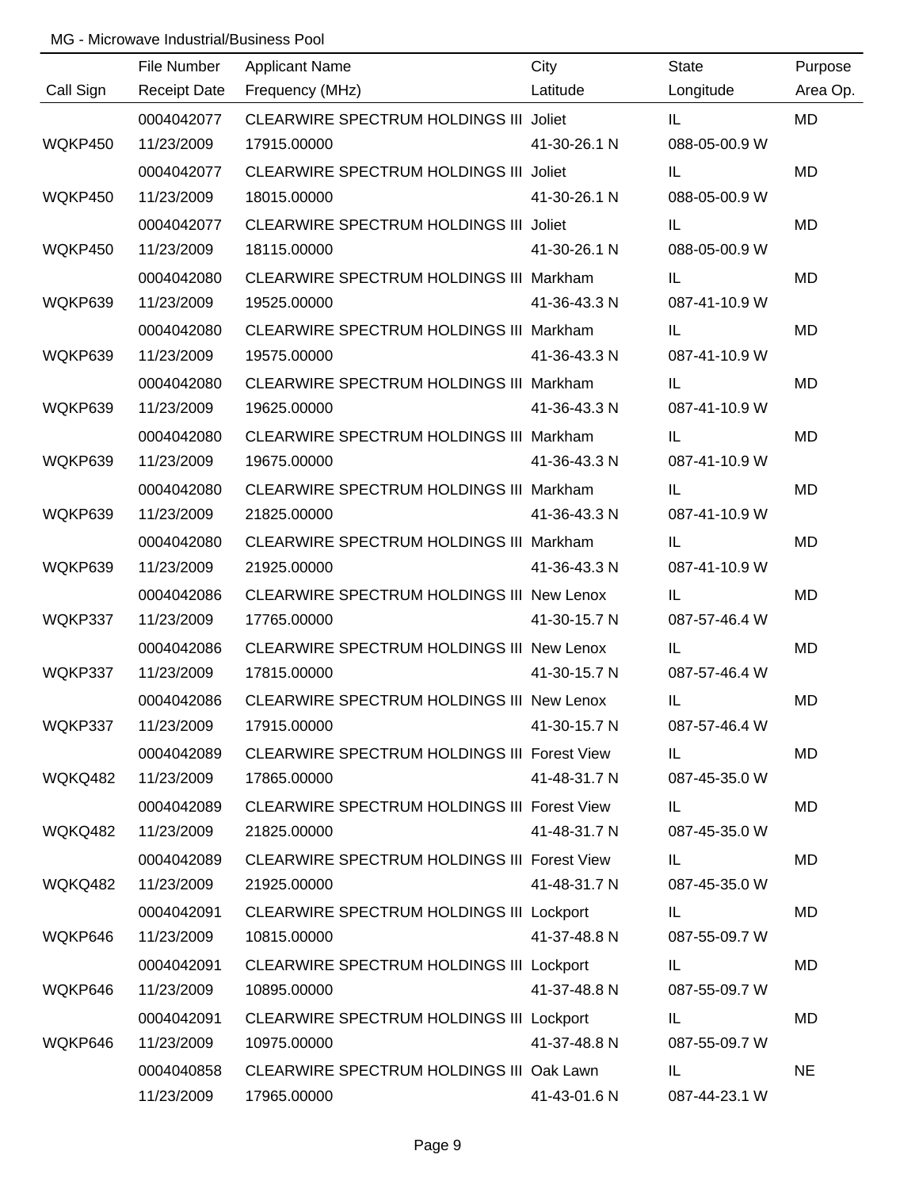MG - Microwave Industrial/Business Pool

| Call Sign | File Number<br>Receipt Date | Applicant Name<br>Frequency (MHz) | City<br>Latitude | State<br>Longitude | Purpose<br>Area Op. |
|---|---|---|---|---|---|
| WQKP450 | 0004042077<br>11/23/2009 | CLEARWIRE SPECTRUM HOLDINGS III<br>17915.00000 | Joliet<br>41-30-26.1 N | IL<br>088-05-00.9 W | MD |
| WQKP450 | 0004042077<br>11/23/2009 | CLEARWIRE SPECTRUM HOLDINGS III<br>18015.00000 | Joliet<br>41-30-26.1 N | IL<br>088-05-00.9 W | MD |
| WQKP450 | 0004042077<br>11/23/2009 | CLEARWIRE SPECTRUM HOLDINGS III<br>18115.00000 | Joliet<br>41-30-26.1 N | IL<br>088-05-00.9 W | MD |
| WQKP639 | 0004042080<br>11/23/2009 | CLEARWIRE SPECTRUM HOLDINGS III<br>19525.00000 | Markham<br>41-36-43.3 N | IL<br>087-41-10.9 W | MD |
| WQKP639 | 0004042080<br>11/23/2009 | CLEARWIRE SPECTRUM HOLDINGS III<br>19575.00000 | Markham<br>41-36-43.3 N | IL<br>087-41-10.9 W | MD |
| WQKP639 | 0004042080<br>11/23/2009 | CLEARWIRE SPECTRUM HOLDINGS III<br>19625.00000 | Markham<br>41-36-43.3 N | IL<br>087-41-10.9 W | MD |
| WQKP639 | 0004042080<br>11/23/2009 | CLEARWIRE SPECTRUM HOLDINGS III<br>19675.00000 | Markham<br>41-36-43.3 N | IL<br>087-41-10.9 W | MD |
| WQKP639 | 0004042080<br>11/23/2009 | CLEARWIRE SPECTRUM HOLDINGS III<br>21825.00000 | Markham<br>41-36-43.3 N | IL<br>087-41-10.9 W | MD |
| WQKP639 | 0004042080<br>11/23/2009 | CLEARWIRE SPECTRUM HOLDINGS III<br>21925.00000 | Markham<br>41-36-43.3 N | IL<br>087-41-10.9 W | MD |
| WQKP337 | 0004042086<br>11/23/2009 | CLEARWIRE SPECTRUM HOLDINGS III<br>17765.00000 | New Lenox<br>41-30-15.7 N | IL<br>087-57-46.4 W | MD |
| WQKP337 | 0004042086<br>11/23/2009 | CLEARWIRE SPECTRUM HOLDINGS III<br>17815.00000 | New Lenox<br>41-30-15.7 N | IL<br>087-57-46.4 W | MD |
| WQKP337 | 0004042086<br>11/23/2009 | CLEARWIRE SPECTRUM HOLDINGS III<br>17915.00000 | New Lenox<br>41-30-15.7 N | IL<br>087-57-46.4 W | MD |
| WQKQ482 | 0004042089<br>11/23/2009 | CLEARWIRE SPECTRUM HOLDINGS III<br>17865.00000 | Forest View<br>41-48-31.7 N | IL<br>087-45-35.0 W | MD |
| WQKQ482 | 0004042089<br>11/23/2009 | CLEARWIRE SPECTRUM HOLDINGS III<br>21825.00000 | Forest View<br>41-48-31.7 N | IL<br>087-45-35.0 W | MD |
| WQKQ482 | 0004042089<br>11/23/2009 | CLEARWIRE SPECTRUM HOLDINGS III<br>21925.00000 | Forest View<br>41-48-31.7 N | IL<br>087-45-35.0 W | MD |
| WQKP646 | 0004042091<br>11/23/2009 | CLEARWIRE SPECTRUM HOLDINGS III<br>10815.00000 | Lockport<br>41-37-48.8 N | IL<br>087-55-09.7 W | MD |
| WQKP646 | 0004042091<br>11/23/2009 | CLEARWIRE SPECTRUM HOLDINGS III<br>10895.00000 | Lockport<br>41-37-48.8 N | IL<br>087-55-09.7 W | MD |
| WQKP646 | 0004042091<br>11/23/2009 | CLEARWIRE SPECTRUM HOLDINGS III<br>10975.00000 | Lockport<br>41-37-48.8 N | IL<br>087-55-09.7 W | MD |
| | 0004040858<br>11/23/2009 | CLEARWIRE SPECTRUM HOLDINGS III<br>17965.00000 | Oak Lawn<br>41-43-01.6 N | IL<br>087-44-23.1 W | NE |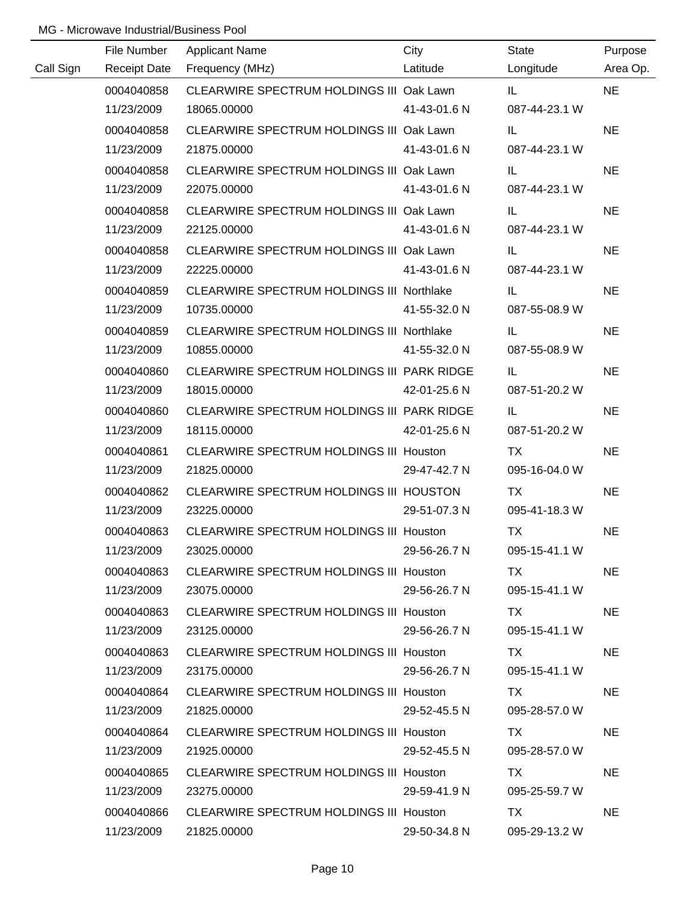MG - Microwave Industrial/Business Pool

| Call Sign | File Number<br>Receipt Date | Applicant Name<br>Frequency (MHz) | City<br>Latitude | State<br>Longitude | Purpose<br>Area Op. |
|---|---|---|---|---|---|
| | 0004040858<br>11/23/2009 | CLEARWIRE SPECTRUM HOLDINGS III<br>18065.00000 | Oak Lawn<br>41-43-01.6 N | IL<br>087-44-23.1 W | NE |
| | 0004040858<br>11/23/2009 | CLEARWIRE SPECTRUM HOLDINGS III<br>21875.00000 | Oak Lawn<br>41-43-01.6 N | IL<br>087-44-23.1 W | NE |
| | 0004040858<br>11/23/2009 | CLEARWIRE SPECTRUM HOLDINGS III<br>22075.00000 | Oak Lawn<br>41-43-01.6 N | IL<br>087-44-23.1 W | NE |
| | 0004040858<br>11/23/2009 | CLEARWIRE SPECTRUM HOLDINGS III<br>22125.00000 | Oak Lawn<br>41-43-01.6 N | IL<br>087-44-23.1 W | NE |
| | 0004040858<br>11/23/2009 | CLEARWIRE SPECTRUM HOLDINGS III<br>22225.00000 | Oak Lawn<br>41-43-01.6 N | IL<br>087-44-23.1 W | NE |
| | 0004040859<br>11/23/2009 | CLEARWIRE SPECTRUM HOLDINGS III<br>10735.00000 | Northlake<br>41-55-32.0 N | IL<br>087-55-08.9 W | NE |
| | 0004040859<br>11/23/2009 | CLEARWIRE SPECTRUM HOLDINGS III<br>10855.00000 | Northlake<br>41-55-32.0 N | IL<br>087-55-08.9 W | NE |
| | 0004040860<br>11/23/2009 | CLEARWIRE SPECTRUM HOLDINGS III<br>18015.00000 | PARK RIDGE<br>42-01-25.6 N | IL<br>087-51-20.2 W | NE |
| | 0004040860<br>11/23/2009 | CLEARWIRE SPECTRUM HOLDINGS III<br>18115.00000 | PARK RIDGE<br>42-01-25.6 N | IL<br>087-51-20.2 W | NE |
| | 0004040861<br>11/23/2009 | CLEARWIRE SPECTRUM HOLDINGS III<br>21825.00000 | Houston<br>29-47-42.7 N | TX<br>095-16-04.0 W | NE |
| | 0004040862<br>11/23/2009 | CLEARWIRE SPECTRUM HOLDINGS III<br>23225.00000 | HOUSTON<br>29-51-07.3 N | TX<br>095-41-18.3 W | NE |
| | 0004040863<br>11/23/2009 | CLEARWIRE SPECTRUM HOLDINGS III<br>23025.00000 | Houston<br>29-56-26.7 N | TX<br>095-15-41.1 W | NE |
| | 0004040863<br>11/23/2009 | CLEARWIRE SPECTRUM HOLDINGS III<br>23075.00000 | Houston<br>29-56-26.7 N | TX<br>095-15-41.1 W | NE |
| | 0004040863<br>11/23/2009 | CLEARWIRE SPECTRUM HOLDINGS III<br>23125.00000 | Houston<br>29-56-26.7 N | TX<br>095-15-41.1 W | NE |
| | 0004040863<br>11/23/2009 | CLEARWIRE SPECTRUM HOLDINGS III<br>23175.00000 | Houston<br>29-56-26.7 N | TX<br>095-15-41.1 W | NE |
| | 0004040864<br>11/23/2009 | CLEARWIRE SPECTRUM HOLDINGS III<br>21825.00000 | Houston<br>29-52-45.5 N | TX<br>095-28-57.0 W | NE |
| | 0004040864<br>11/23/2009 | CLEARWIRE SPECTRUM HOLDINGS III<br>21925.00000 | Houston<br>29-52-45.5 N | TX<br>095-28-57.0 W | NE |
| | 0004040865<br>11/23/2009 | CLEARWIRE SPECTRUM HOLDINGS III<br>23275.00000 | Houston<br>29-59-41.9 N | TX<br>095-25-59.7 W | NE |
| | 0004040866<br>11/23/2009 | CLEARWIRE SPECTRUM HOLDINGS III<br>21825.00000 | Houston<br>29-50-34.8 N | TX<br>095-29-13.2 W | NE |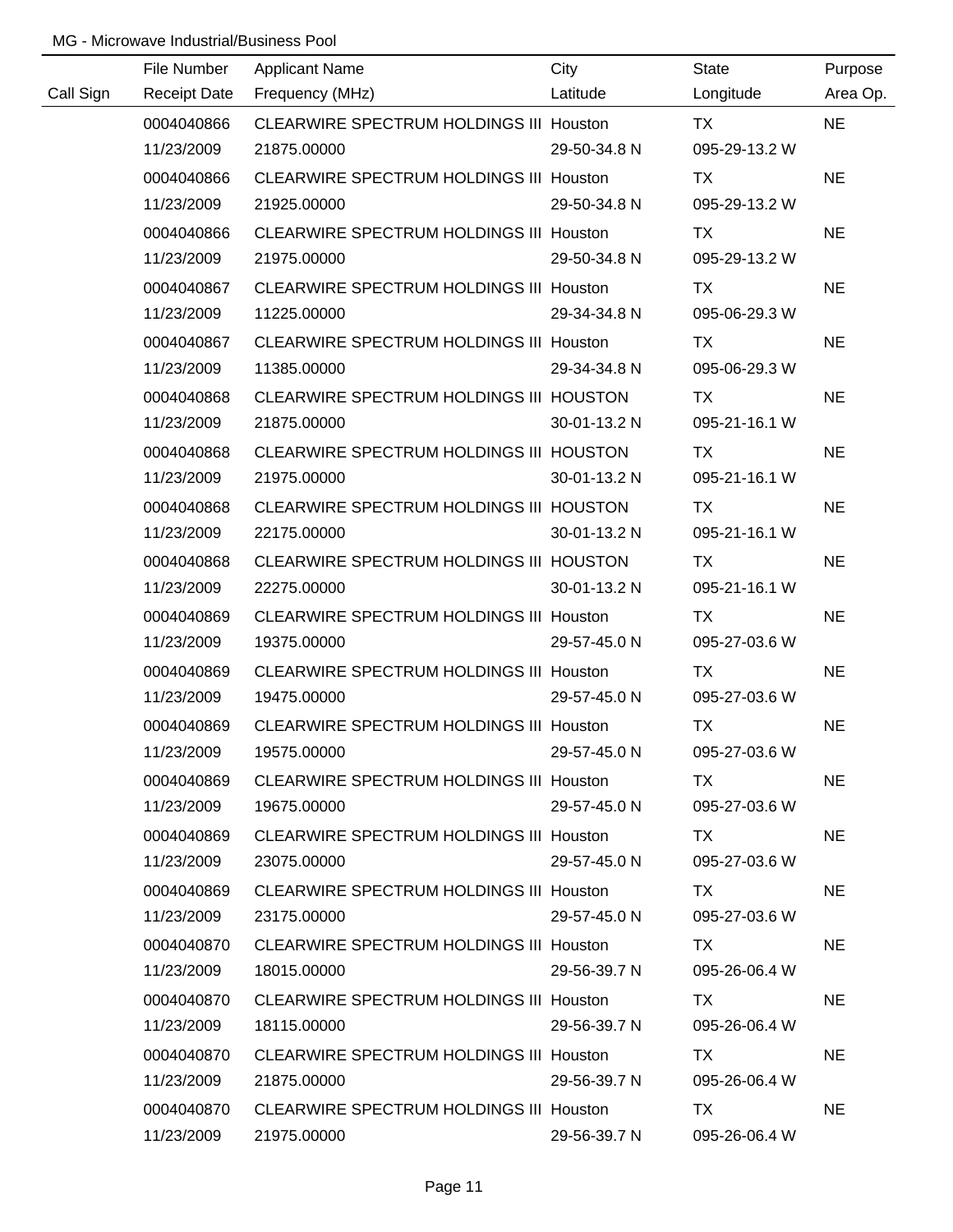MG - Microwave Industrial/Business Pool

| Call Sign | File Number / Receipt Date | Applicant Name / Frequency (MHz) | City / Latitude | State / Longitude | Purpose / Area Op. |
|---|---|---|---|---|---|
| | 0004040866 | CLEARWIRE SPECTRUM HOLDINGS III | Houston | TX | NE |
| | 11/23/2009 | 21875.00000 | 29-50-34.8 N | 095-29-13.2 W | |
| | 0004040866 | CLEARWIRE SPECTRUM HOLDINGS III | Houston | TX | NE |
| | 11/23/2009 | 21925.00000 | 29-50-34.8 N | 095-29-13.2 W | |
| | 0004040866 | CLEARWIRE SPECTRUM HOLDINGS III | Houston | TX | NE |
| | 11/23/2009 | 21975.00000 | 29-50-34.8 N | 095-29-13.2 W | |
| | 0004040867 | CLEARWIRE SPECTRUM HOLDINGS III | Houston | TX | NE |
| | 11/23/2009 | 11225.00000 | 29-34-34.8 N | 095-06-29.3 W | |
| | 0004040867 | CLEARWIRE SPECTRUM HOLDINGS III | Houston | TX | NE |
| | 11/23/2009 | 11385.00000 | 29-34-34.8 N | 095-06-29.3 W | |
| | 0004040868 | CLEARWIRE SPECTRUM HOLDINGS III | HOUSTON | TX | NE |
| | 11/23/2009 | 21875.00000 | 30-01-13.2 N | 095-21-16.1 W | |
| | 0004040868 | CLEARWIRE SPECTRUM HOLDINGS III | HOUSTON | TX | NE |
| | 11/23/2009 | 21975.00000 | 30-01-13.2 N | 095-21-16.1 W | |
| | 0004040868 | CLEARWIRE SPECTRUM HOLDINGS III | HOUSTON | TX | NE |
| | 11/23/2009 | 22175.00000 | 30-01-13.2 N | 095-21-16.1 W | |
| | 0004040868 | CLEARWIRE SPECTRUM HOLDINGS III | HOUSTON | TX | NE |
| | 11/23/2009 | 22275.00000 | 30-01-13.2 N | 095-21-16.1 W | |
| | 0004040869 | CLEARWIRE SPECTRUM HOLDINGS III | Houston | TX | NE |
| | 11/23/2009 | 19375.00000 | 29-57-45.0 N | 095-27-03.6 W | |
| | 0004040869 | CLEARWIRE SPECTRUM HOLDINGS III | Houston | TX | NE |
| | 11/23/2009 | 19475.00000 | 29-57-45.0 N | 095-27-03.6 W | |
| | 0004040869 | CLEARWIRE SPECTRUM HOLDINGS III | Houston | TX | NE |
| | 11/23/2009 | 19575.00000 | 29-57-45.0 N | 095-27-03.6 W | |
| | 0004040869 | CLEARWIRE SPECTRUM HOLDINGS III | Houston | TX | NE |
| | 11/23/2009 | 19675.00000 | 29-57-45.0 N | 095-27-03.6 W | |
| | 0004040869 | CLEARWIRE SPECTRUM HOLDINGS III | Houston | TX | NE |
| | 11/23/2009 | 23075.00000 | 29-57-45.0 N | 095-27-03.6 W | |
| | 0004040869 | CLEARWIRE SPECTRUM HOLDINGS III | Houston | TX | NE |
| | 11/23/2009 | 23175.00000 | 29-57-45.0 N | 095-27-03.6 W | |
| | 0004040870 | CLEARWIRE SPECTRUM HOLDINGS III | Houston | TX | NE |
| | 11/23/2009 | 18015.00000 | 29-56-39.7 N | 095-26-06.4 W | |
| | 0004040870 | CLEARWIRE SPECTRUM HOLDINGS III | Houston | TX | NE |
| | 11/23/2009 | 18115.00000 | 29-56-39.7 N | 095-26-06.4 W | |
| | 0004040870 | CLEARWIRE SPECTRUM HOLDINGS III | Houston | TX | NE |
| | 11/23/2009 | 21875.00000 | 29-56-39.7 N | 095-26-06.4 W | |
| | 0004040870 | CLEARWIRE SPECTRUM HOLDINGS III | Houston | TX | NE |
| | 11/23/2009 | 21975.00000 | 29-56-39.7 N | 095-26-06.4 W | |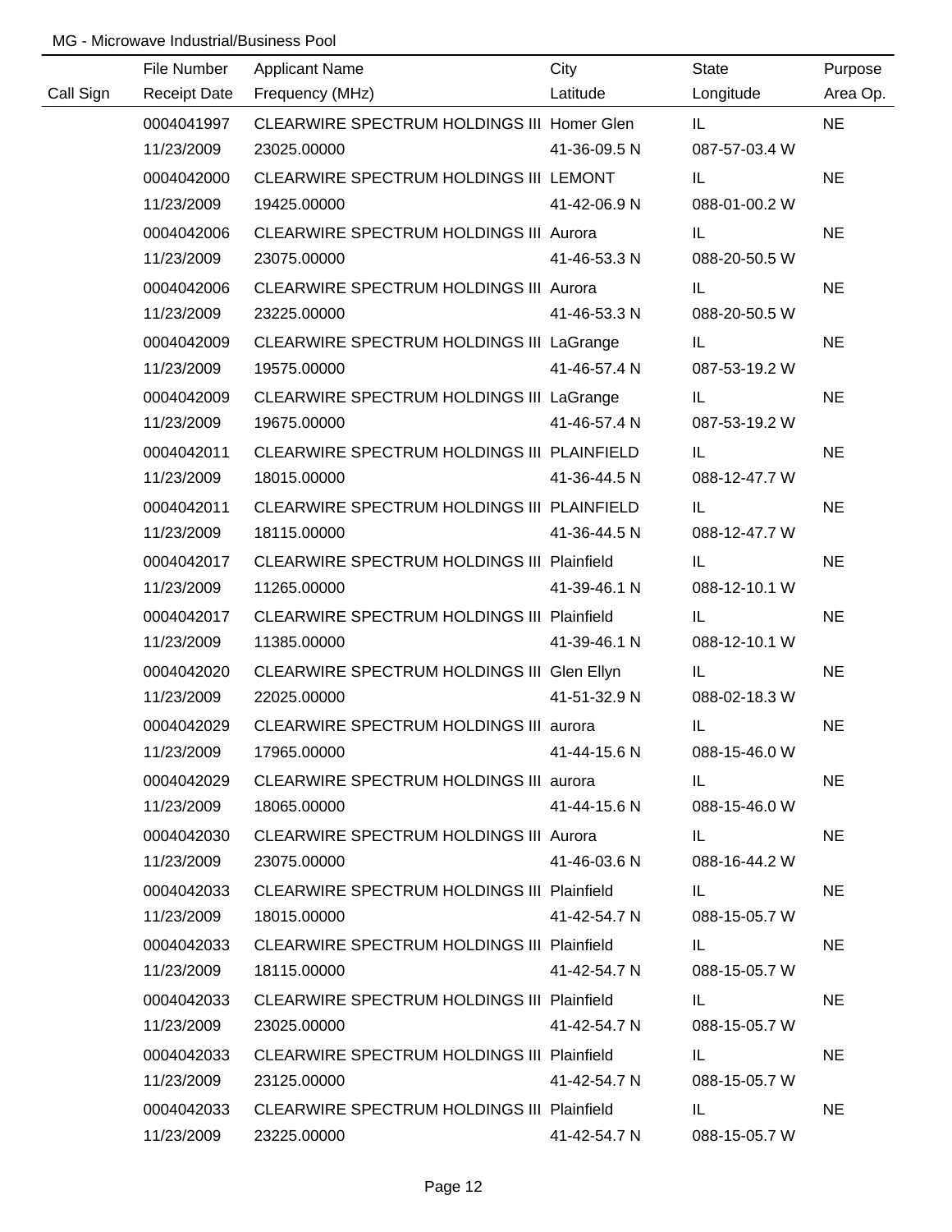MG - Microwave Industrial/Business Pool

| Call Sign | File Number<br>Receipt Date | Applicant Name<br>Frequency (MHz) | City<br>Latitude | State<br>Longitude | Purpose<br>Area Op. |
|---|---|---|---|---|---|
| | 0004041997<br>11/23/2009 | CLEARWIRE SPECTRUM HOLDINGS III<br>23025.00000 | Homer Glen<br>41-36-09.5 N | IL<br>087-57-03.4 W | NE |
| | 0004042000<br>11/23/2009 | CLEARWIRE SPECTRUM HOLDINGS III<br>19425.00000 | LEMONT<br>41-42-06.9 N | IL<br>088-01-00.2 W | NE |
| | 0004042006<br>11/23/2009 | CLEARWIRE SPECTRUM HOLDINGS III<br>23075.00000 | Aurora<br>41-46-53.3 N | IL<br>088-20-50.5 W | NE |
| | 0004042006<br>11/23/2009 | CLEARWIRE SPECTRUM HOLDINGS III<br>23225.00000 | Aurora<br>41-46-53.3 N | IL<br>088-20-50.5 W | NE |
| | 0004042009<br>11/23/2009 | CLEARWIRE SPECTRUM HOLDINGS III<br>19575.00000 | LaGrange<br>41-46-57.4 N | IL<br>087-53-19.2 W | NE |
| | 0004042009<br>11/23/2009 | CLEARWIRE SPECTRUM HOLDINGS III<br>19675.00000 | LaGrange<br>41-46-57.4 N | IL<br>087-53-19.2 W | NE |
| | 0004042011<br>11/23/2009 | CLEARWIRE SPECTRUM HOLDINGS III<br>18015.00000 | PLAINFIELD<br>41-36-44.5 N | IL<br>088-12-47.7 W | NE |
| | 0004042011<br>11/23/2009 | CLEARWIRE SPECTRUM HOLDINGS III<br>18115.00000 | PLAINFIELD<br>41-36-44.5 N | IL<br>088-12-47.7 W | NE |
| | 0004042017<br>11/23/2009 | CLEARWIRE SPECTRUM HOLDINGS III<br>11265.00000 | Plainfield<br>41-39-46.1 N | IL<br>088-12-10.1 W | NE |
| | 0004042017<br>11/23/2009 | CLEARWIRE SPECTRUM HOLDINGS III<br>11385.00000 | Plainfield<br>41-39-46.1 N | IL<br>088-12-10.1 W | NE |
| | 0004042020<br>11/23/2009 | CLEARWIRE SPECTRUM HOLDINGS III<br>22025.00000 | Glen Ellyn<br>41-51-32.9 N | IL<br>088-02-18.3 W | NE |
| | 0004042029<br>11/23/2009 | CLEARWIRE SPECTRUM HOLDINGS III<br>17965.00000 | aurora<br>41-44-15.6 N | IL<br>088-15-46.0 W | NE |
| | 0004042029<br>11/23/2009 | CLEARWIRE SPECTRUM HOLDINGS III<br>18065.00000 | aurora<br>41-44-15.6 N | IL<br>088-15-46.0 W | NE |
| | 0004042030<br>11/23/2009 | CLEARWIRE SPECTRUM HOLDINGS III<br>23075.00000 | Aurora<br>41-46-03.6 N | IL<br>088-16-44.2 W | NE |
| | 0004042033<br>11/23/2009 | CLEARWIRE SPECTRUM HOLDINGS III<br>18015.00000 | Plainfield<br>41-42-54.7 N | IL<br>088-15-05.7 W | NE |
| | 0004042033<br>11/23/2009 | CLEARWIRE SPECTRUM HOLDINGS III<br>18115.00000 | Plainfield<br>41-42-54.7 N | IL<br>088-15-05.7 W | NE |
| | 0004042033<br>11/23/2009 | CLEARWIRE SPECTRUM HOLDINGS III<br>23025.00000 | Plainfield<br>41-42-54.7 N | IL<br>088-15-05.7 W | NE |
| | 0004042033<br>11/23/2009 | CLEARWIRE SPECTRUM HOLDINGS III<br>23125.00000 | Plainfield<br>41-42-54.7 N | IL<br>088-15-05.7 W | NE |
| | 0004042033<br>11/23/2009 | CLEARWIRE SPECTRUM HOLDINGS III<br>23225.00000 | Plainfield<br>41-42-54.7 N | IL<br>088-15-05.7 W | NE |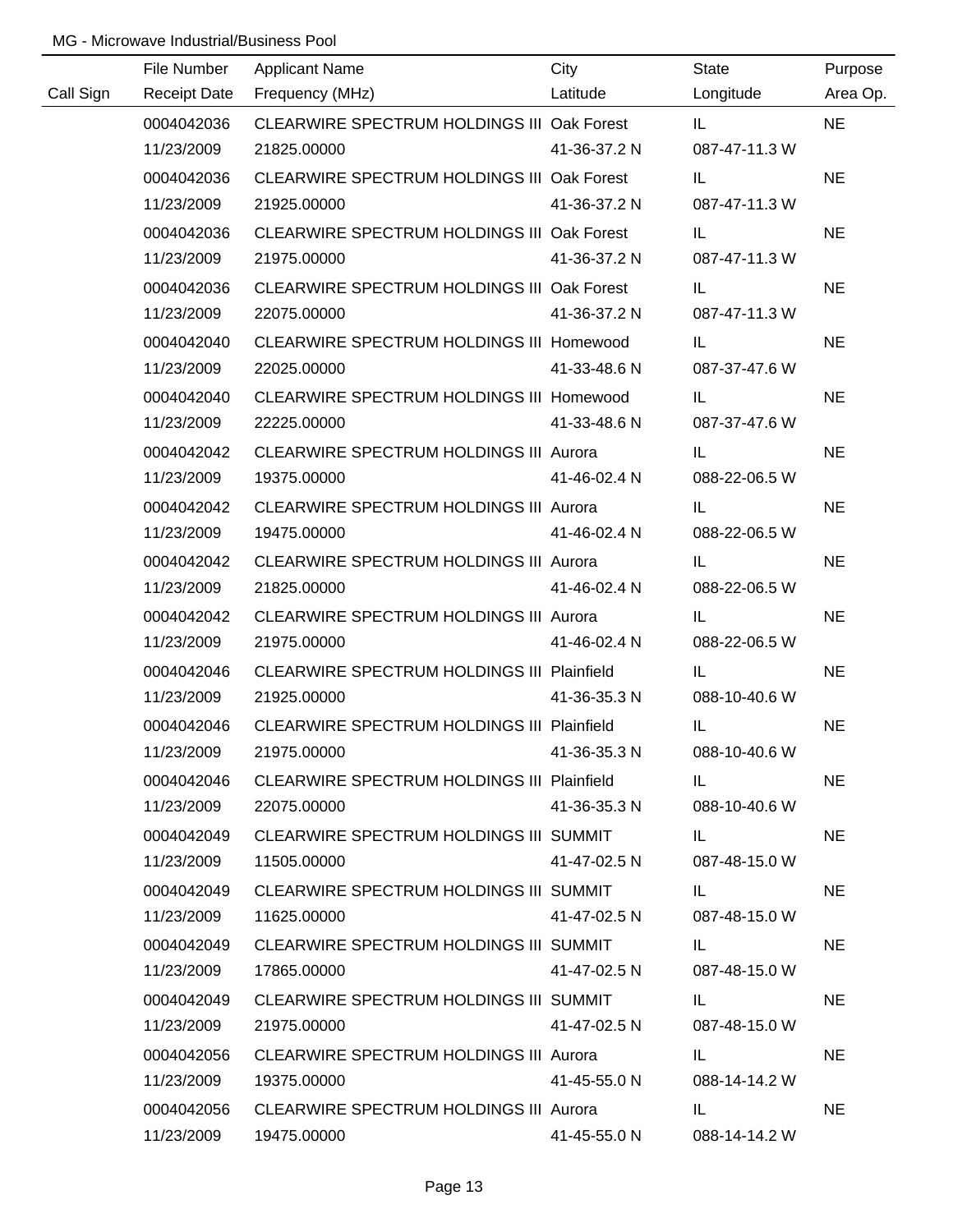MG - Microwave Industrial/Business Pool

| Call Sign | File Number / Receipt Date | Applicant Name / Frequency (MHz) | City / Latitude | State / Longitude | Purpose / Area Op. |
|---|---|---|---|---|---|
| | 0004042036 | CLEARWIRE SPECTRUM HOLDINGS III | Oak Forest | IL | NE |
| | 11/23/2009 | 21825.00000 | 41-36-37.2 N | 087-47-11.3 W | |
| | 0004042036 | CLEARWIRE SPECTRUM HOLDINGS III | Oak Forest | IL | NE |
| | 11/23/2009 | 21925.00000 | 41-36-37.2 N | 087-47-11.3 W | |
| | 0004042036 | CLEARWIRE SPECTRUM HOLDINGS III | Oak Forest | IL | NE |
| | 11/23/2009 | 21975.00000 | 41-36-37.2 N | 087-47-11.3 W | |
| | 0004042036 | CLEARWIRE SPECTRUM HOLDINGS III | Oak Forest | IL | NE |
| | 11/23/2009 | 22075.00000 | 41-36-37.2 N | 087-47-11.3 W | |
| | 0004042040 | CLEARWIRE SPECTRUM HOLDINGS III | Homewood | IL | NE |
| | 11/23/2009 | 22025.00000 | 41-33-48.6 N | 087-37-47.6 W | |
| | 0004042040 | CLEARWIRE SPECTRUM HOLDINGS III | Homewood | IL | NE |
| | 11/23/2009 | 22225.00000 | 41-33-48.6 N | 087-37-47.6 W | |
| | 0004042042 | CLEARWIRE SPECTRUM HOLDINGS III | Aurora | IL | NE |
| | 11/23/2009 | 19375.00000 | 41-46-02.4 N | 088-22-06.5 W | |
| | 0004042042 | CLEARWIRE SPECTRUM HOLDINGS III | Aurora | IL | NE |
| | 11/23/2009 | 19475.00000 | 41-46-02.4 N | 088-22-06.5 W | |
| | 0004042042 | CLEARWIRE SPECTRUM HOLDINGS III | Aurora | IL | NE |
| | 11/23/2009 | 21825.00000 | 41-46-02.4 N | 088-22-06.5 W | |
| | 0004042042 | CLEARWIRE SPECTRUM HOLDINGS III | Aurora | IL | NE |
| | 11/23/2009 | 21975.00000 | 41-46-02.4 N | 088-22-06.5 W | |
| | 0004042046 | CLEARWIRE SPECTRUM HOLDINGS III | Plainfield | IL | NE |
| | 11/23/2009 | 21925.00000 | 41-36-35.3 N | 088-10-40.6 W | |
| | 0004042046 | CLEARWIRE SPECTRUM HOLDINGS III | Plainfield | IL | NE |
| | 11/23/2009 | 21975.00000 | 41-36-35.3 N | 088-10-40.6 W | |
| | 0004042046 | CLEARWIRE SPECTRUM HOLDINGS III | Plainfield | IL | NE |
| | 11/23/2009 | 22075.00000 | 41-36-35.3 N | 088-10-40.6 W | |
| | 0004042049 | CLEARWIRE SPECTRUM HOLDINGS III | SUMMIT | IL | NE |
| | 11/23/2009 | 11505.00000 | 41-47-02.5 N | 087-48-15.0 W | |
| | 0004042049 | CLEARWIRE SPECTRUM HOLDINGS III | SUMMIT | IL | NE |
| | 11/23/2009 | 11625.00000 | 41-47-02.5 N | 087-48-15.0 W | |
| | 0004042049 | CLEARWIRE SPECTRUM HOLDINGS III | SUMMIT | IL | NE |
| | 11/23/2009 | 17865.00000 | 41-47-02.5 N | 087-48-15.0 W | |
| | 0004042049 | CLEARWIRE SPECTRUM HOLDINGS III | SUMMIT | IL | NE |
| | 11/23/2009 | 21975.00000 | 41-47-02.5 N | 087-48-15.0 W | |
| | 0004042056 | CLEARWIRE SPECTRUM HOLDINGS III | Aurora | IL | NE |
| | 11/23/2009 | 19375.00000 | 41-45-55.0 N | 088-14-14.2 W | |
| | 0004042056 | CLEARWIRE SPECTRUM HOLDINGS III | Aurora | IL | NE |
| | 11/23/2009 | 19475.00000 | 41-45-55.0 N | 088-14-14.2 W | |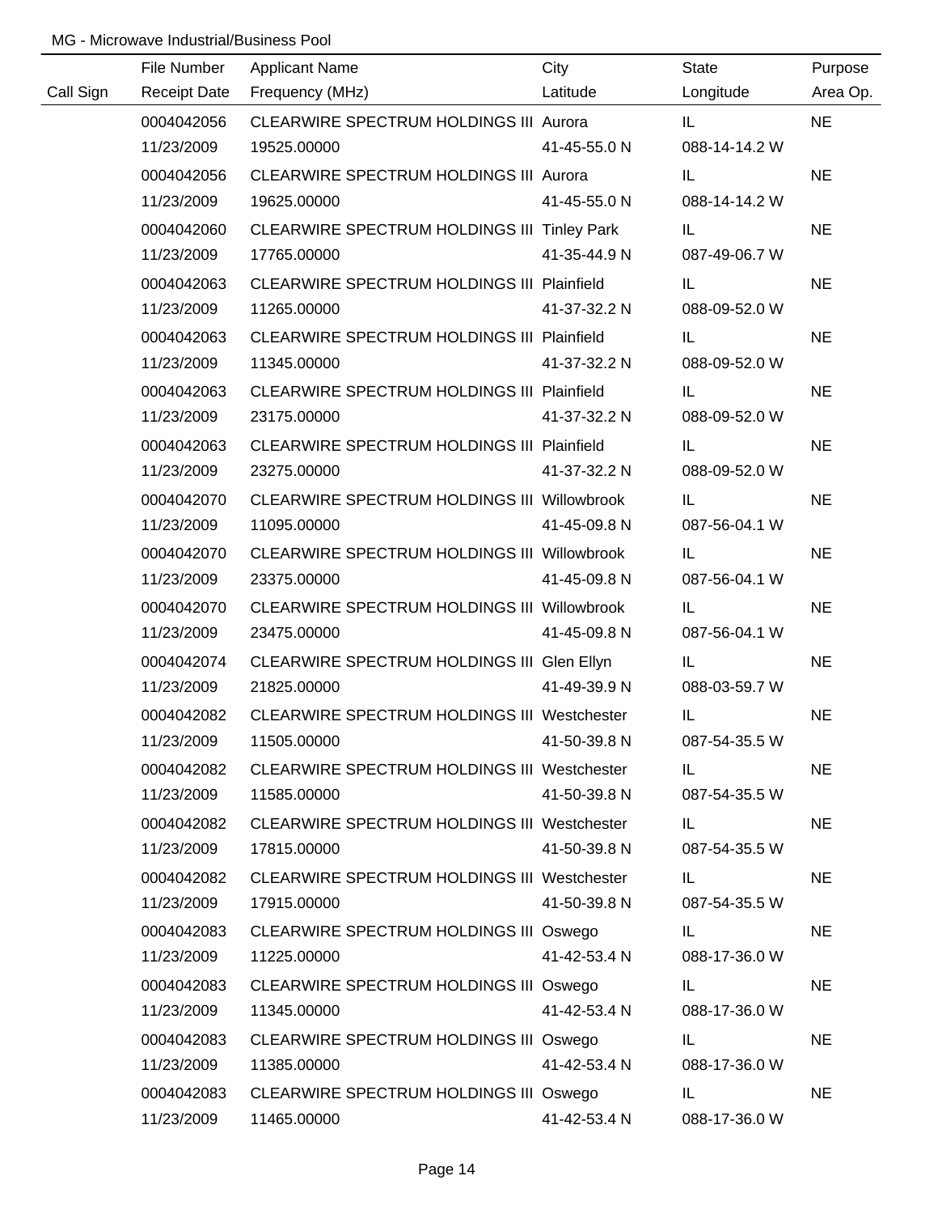MG - Microwave Industrial/Business Pool

| Call Sign | File Number<br>Receipt Date | Applicant Name<br>Frequency (MHz) | City<br>Latitude | State<br>Longitude | Purpose<br>Area Op. |
|---|---|---|---|---|---|
| | 0004042056<br>11/23/2009 | CLEARWIRE SPECTRUM HOLDINGS III<br>19525.00000 | Aurora<br>41-45-55.0 N | IL<br>088-14-14.2 W | NE |
| | 0004042056<br>11/23/2009 | CLEARWIRE SPECTRUM HOLDINGS III<br>19625.00000 | Aurora<br>41-45-55.0 N | IL<br>088-14-14.2 W | NE |
| | 0004042060<br>11/23/2009 | CLEARWIRE SPECTRUM HOLDINGS III<br>17765.00000 | Tinley Park<br>41-35-44.9 N | IL<br>087-49-06.7 W | NE |
| | 0004042063<br>11/23/2009 | CLEARWIRE SPECTRUM HOLDINGS III<br>11265.00000 | Plainfield<br>41-37-32.2 N | IL<br>088-09-52.0 W | NE |
| | 0004042063<br>11/23/2009 | CLEARWIRE SPECTRUM HOLDINGS III<br>11345.00000 | Plainfield<br>41-37-32.2 N | IL<br>088-09-52.0 W | NE |
| | 0004042063<br>11/23/2009 | CLEARWIRE SPECTRUM HOLDINGS III<br>23175.00000 | Plainfield<br>41-37-32.2 N | IL<br>088-09-52.0 W | NE |
| | 0004042063<br>11/23/2009 | CLEARWIRE SPECTRUM HOLDINGS III<br>23275.00000 | Plainfield<br>41-37-32.2 N | IL<br>088-09-52.0 W | NE |
| | 0004042070<br>11/23/2009 | CLEARWIRE SPECTRUM HOLDINGS III<br>11095.00000 | Willowbrook<br>41-45-09.8 N | IL<br>087-56-04.1 W | NE |
| | 0004042070<br>11/23/2009 | CLEARWIRE SPECTRUM HOLDINGS III<br>23375.00000 | Willowbrook<br>41-45-09.8 N | IL<br>087-56-04.1 W | NE |
| | 0004042070<br>11/23/2009 | CLEARWIRE SPECTRUM HOLDINGS III<br>23475.00000 | Willowbrook<br>41-45-09.8 N | IL<br>087-56-04.1 W | NE |
| | 0004042074<br>11/23/2009 | CLEARWIRE SPECTRUM HOLDINGS III<br>21825.00000 | Glen Ellyn<br>41-49-39.9 N | IL<br>088-03-59.7 W | NE |
| | 0004042082<br>11/23/2009 | CLEARWIRE SPECTRUM HOLDINGS III<br>11505.00000 | Westchester<br>41-50-39.8 N | IL<br>087-54-35.5 W | NE |
| | 0004042082<br>11/23/2009 | CLEARWIRE SPECTRUM HOLDINGS III<br>11585.00000 | Westchester<br>41-50-39.8 N | IL<br>087-54-35.5 W | NE |
| | 0004042082<br>11/23/2009 | CLEARWIRE SPECTRUM HOLDINGS III<br>17815.00000 | Westchester<br>41-50-39.8 N | IL<br>087-54-35.5 W | NE |
| | 0004042082<br>11/23/2009 | CLEARWIRE SPECTRUM HOLDINGS III<br>17915.00000 | Westchester<br>41-50-39.8 N | IL<br>087-54-35.5 W | NE |
| | 0004042083<br>11/23/2009 | CLEARWIRE SPECTRUM HOLDINGS III<br>11225.00000 | Oswego<br>41-42-53.4 N | IL<br>088-17-36.0 W | NE |
| | 0004042083<br>11/23/2009 | CLEARWIRE SPECTRUM HOLDINGS III<br>11345.00000 | Oswego<br>41-42-53.4 N | IL<br>088-17-36.0 W | NE |
| | 0004042083<br>11/23/2009 | CLEARWIRE SPECTRUM HOLDINGS III<br>11385.00000 | Oswego<br>41-42-53.4 N | IL<br>088-17-36.0 W | NE |
| | 0004042083<br>11/23/2009 | CLEARWIRE SPECTRUM HOLDINGS III<br>11465.00000 | Oswego<br>41-42-53.4 N | IL<br>088-17-36.0 W | NE |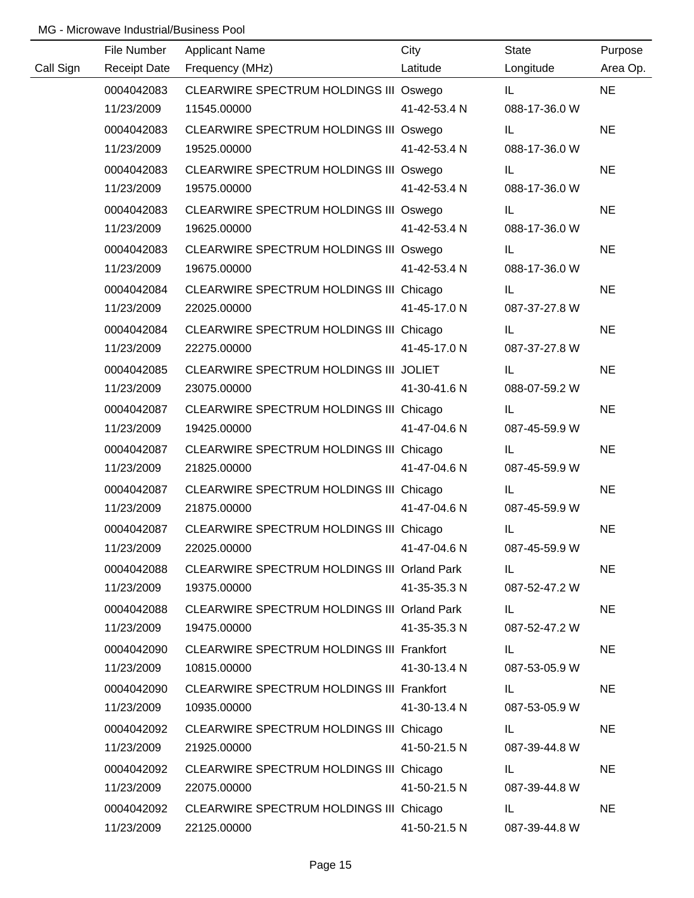MG - Microwave Industrial/Business Pool

| Call Sign | File Number<br>Receipt Date | Applicant Name<br>Frequency (MHz) | City<br>Latitude | State<br>Longitude | Purpose<br>Area Op. |
|---|---|---|---|---|---|
| | 0004042083<br>11/23/2009 | CLEARWIRE SPECTRUM HOLDINGS III<br>11545.00000 | Oswego<br>41-42-53.4 N | IL<br>088-17-36.0 W | NE |
| | 0004042083<br>11/23/2009 | CLEARWIRE SPECTRUM HOLDINGS III<br>19525.00000 | Oswego<br>41-42-53.4 N | IL<br>088-17-36.0 W | NE |
| | 0004042083<br>11/23/2009 | CLEARWIRE SPECTRUM HOLDINGS III<br>19575.00000 | Oswego<br>41-42-53.4 N | IL<br>088-17-36.0 W | NE |
| | 0004042083<br>11/23/2009 | CLEARWIRE SPECTRUM HOLDINGS III<br>19625.00000 | Oswego<br>41-42-53.4 N | IL<br>088-17-36.0 W | NE |
| | 0004042083<br>11/23/2009 | CLEARWIRE SPECTRUM HOLDINGS III<br>19675.00000 | Oswego<br>41-42-53.4 N | IL<br>088-17-36.0 W | NE |
| | 0004042084<br>11/23/2009 | CLEARWIRE SPECTRUM HOLDINGS III<br>22025.00000 | Chicago<br>41-45-17.0 N | IL<br>087-37-27.8 W | NE |
| | 0004042084<br>11/23/2009 | CLEARWIRE SPECTRUM HOLDINGS III<br>22275.00000 | Chicago<br>41-45-17.0 N | IL<br>087-37-27.8 W | NE |
| | 0004042085<br>11/23/2009 | CLEARWIRE SPECTRUM HOLDINGS III<br>23075.00000 | JOLIET<br>41-30-41.6 N | IL<br>088-07-59.2 W | NE |
| | 0004042087<br>11/23/2009 | CLEARWIRE SPECTRUM HOLDINGS III<br>19425.00000 | Chicago<br>41-47-04.6 N | IL<br>087-45-59.9 W | NE |
| | 0004042087<br>11/23/2009 | CLEARWIRE SPECTRUM HOLDINGS III<br>21825.00000 | Chicago<br>41-47-04.6 N | IL<br>087-45-59.9 W | NE |
| | 0004042087<br>11/23/2009 | CLEARWIRE SPECTRUM HOLDINGS III<br>21875.00000 | Chicago<br>41-47-04.6 N | IL<br>087-45-59.9 W | NE |
| | 0004042087<br>11/23/2009 | CLEARWIRE SPECTRUM HOLDINGS III<br>22025.00000 | Chicago<br>41-47-04.6 N | IL<br>087-45-59.9 W | NE |
| | 0004042088<br>11/23/2009 | CLEARWIRE SPECTRUM HOLDINGS III<br>19375.00000 | Orland Park<br>41-35-35.3 N | IL<br>087-52-47.2 W | NE |
| | 0004042088<br>11/23/2009 | CLEARWIRE SPECTRUM HOLDINGS III<br>19475.00000 | Orland Park<br>41-35-35.3 N | IL<br>087-52-47.2 W | NE |
| | 0004042090<br>11/23/2009 | CLEARWIRE SPECTRUM HOLDINGS III<br>10815.00000 | Frankfort<br>41-30-13.4 N | IL<br>087-53-05.9 W | NE |
| | 0004042090<br>11/23/2009 | CLEARWIRE SPECTRUM HOLDINGS III<br>10935.00000 | Frankfort<br>41-30-13.4 N | IL<br>087-53-05.9 W | NE |
| | 0004042092<br>11/23/2009 | CLEARWIRE SPECTRUM HOLDINGS III<br>21925.00000 | Chicago<br>41-50-21.5 N | IL<br>087-39-44.8 W | NE |
| | 0004042092<br>11/23/2009 | CLEARWIRE SPECTRUM HOLDINGS III<br>22075.00000 | Chicago<br>41-50-21.5 N | IL<br>087-39-44.8 W | NE |
| | 0004042092<br>11/23/2009 | CLEARWIRE SPECTRUM HOLDINGS III<br>22125.00000 | Chicago<br>41-50-21.5 N | IL<br>087-39-44.8 W | NE |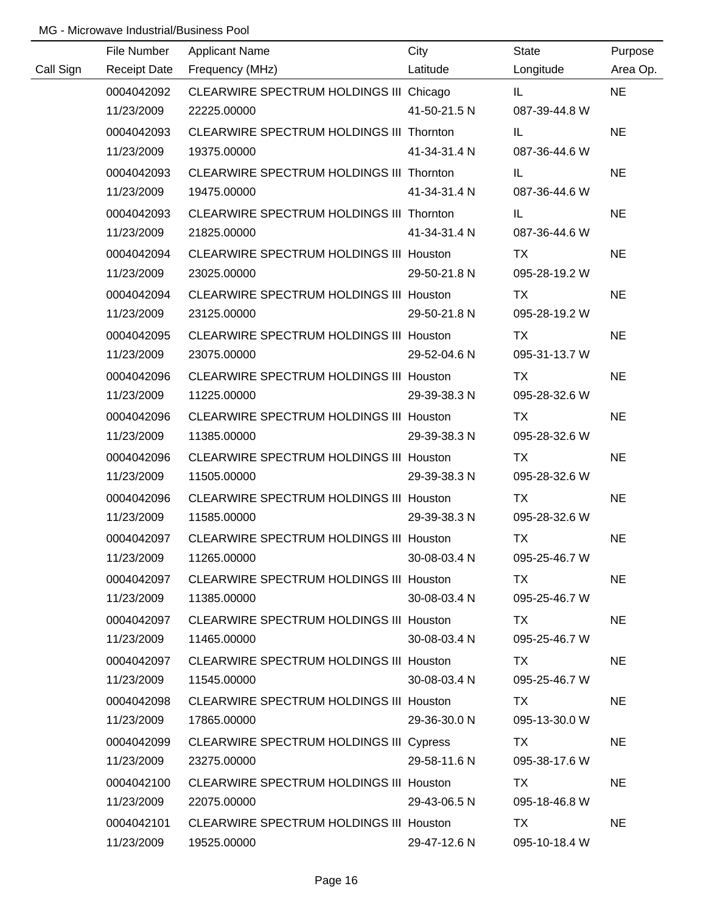MG - Microwave Industrial/Business Pool

| Call Sign | File Number<br>Receipt Date | Applicant Name<br>Frequency (MHz) | City<br>Latitude | State<br>Longitude | Purpose<br>Area Op. |
|---|---|---|---|---|---|
| | 0004042092<br>11/23/2009 | CLEARWIRE SPECTRUM HOLDINGS III<br>22225.00000 | Chicago<br>41-50-21.5 N | IL<br>087-39-44.8 W | NE |
| | 0004042093<br>11/23/2009 | CLEARWIRE SPECTRUM HOLDINGS III<br>19375.00000 | Thornton<br>41-34-31.4 N | IL<br>087-36-44.6 W | NE |
| | 0004042093<br>11/23/2009 | CLEARWIRE SPECTRUM HOLDINGS III<br>19475.00000 | Thornton<br>41-34-31.4 N | IL<br>087-36-44.6 W | NE |
| | 0004042093<br>11/23/2009 | CLEARWIRE SPECTRUM HOLDINGS III<br>21825.00000 | Thornton<br>41-34-31.4 N | IL<br>087-36-44.6 W | NE |
| | 0004042094<br>11/23/2009 | CLEARWIRE SPECTRUM HOLDINGS III<br>23025.00000 | Houston<br>29-50-21.8 N | TX<br>095-28-19.2 W | NE |
| | 0004042094<br>11/23/2009 | CLEARWIRE SPECTRUM HOLDINGS III<br>23125.00000 | Houston<br>29-50-21.8 N | TX<br>095-28-19.2 W | NE |
| | 0004042095<br>11/23/2009 | CLEARWIRE SPECTRUM HOLDINGS III<br>23075.00000 | Houston<br>29-52-04.6 N | TX<br>095-31-13.7 W | NE |
| | 0004042096<br>11/23/2009 | CLEARWIRE SPECTRUM HOLDINGS III<br>11225.00000 | Houston<br>29-39-38.3 N | TX<br>095-28-32.6 W | NE |
| | 0004042096<br>11/23/2009 | CLEARWIRE SPECTRUM HOLDINGS III<br>11385.00000 | Houston<br>29-39-38.3 N | TX<br>095-28-32.6 W | NE |
| | 0004042096<br>11/23/2009 | CLEARWIRE SPECTRUM HOLDINGS III<br>11505.00000 | Houston<br>29-39-38.3 N | TX<br>095-28-32.6 W | NE |
| | 0004042096<br>11/23/2009 | CLEARWIRE SPECTRUM HOLDINGS III<br>11585.00000 | Houston<br>29-39-38.3 N | TX<br>095-28-32.6 W | NE |
| | 0004042097<br>11/23/2009 | CLEARWIRE SPECTRUM HOLDINGS III<br>11265.00000 | Houston<br>30-08-03.4 N | TX<br>095-25-46.7 W | NE |
| | 0004042097<br>11/23/2009 | CLEARWIRE SPECTRUM HOLDINGS III<br>11385.00000 | Houston<br>30-08-03.4 N | TX<br>095-25-46.7 W | NE |
| | 0004042097<br>11/23/2009 | CLEARWIRE SPECTRUM HOLDINGS III<br>11465.00000 | Houston<br>30-08-03.4 N | TX<br>095-25-46.7 W | NE |
| | 0004042097<br>11/23/2009 | CLEARWIRE SPECTRUM HOLDINGS III<br>11545.00000 | Houston<br>30-08-03.4 N | TX<br>095-25-46.7 W | NE |
| | 0004042098<br>11/23/2009 | CLEARWIRE SPECTRUM HOLDINGS III<br>17865.00000 | Houston<br>29-36-30.0 N | TX<br>095-13-30.0 W | NE |
| | 0004042099<br>11/23/2009 | CLEARWIRE SPECTRUM HOLDINGS III<br>23275.00000 | Cypress<br>29-58-11.6 N | TX<br>095-38-17.6 W | NE |
| | 0004042100<br>11/23/2009 | CLEARWIRE SPECTRUM HOLDINGS III<br>22075.00000 | Houston<br>29-43-06.5 N | TX<br>095-18-46.8 W | NE |
| | 0004042101<br>11/23/2009 | CLEARWIRE SPECTRUM HOLDINGS III<br>19525.00000 | Houston<br>29-47-12.6 N | TX<br>095-10-18.4 W | NE |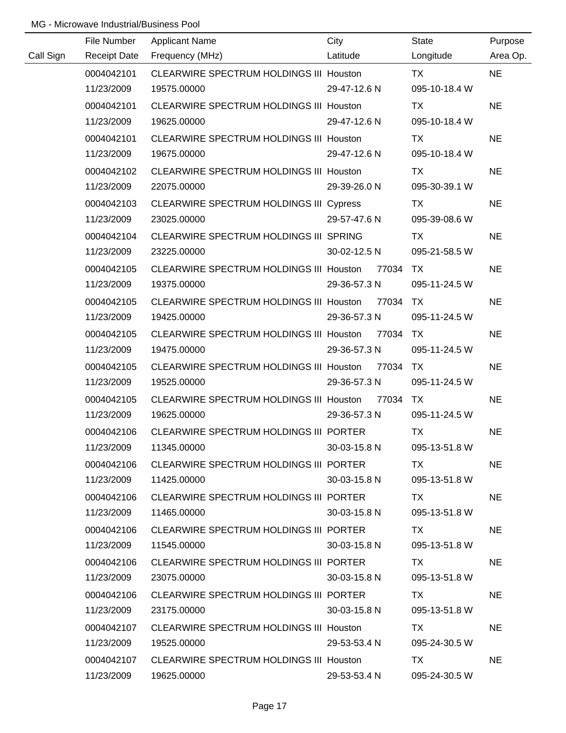MG - Microwave Industrial/Business Pool

| Call Sign | File Number<br>Receipt Date | Applicant Name<br>Frequency (MHz) | City<br>Latitude | State<br>Longitude | Purpose<br>Area Op. |
|---|---|---|---|---|---|
| | 0004042101<br>11/23/2009 | CLEARWIRE SPECTRUM HOLDINGS III<br>19575.00000 | Houston<br>29-47-12.6 N | TX<br>095-10-18.4 W | NE |
| | 0004042101<br>11/23/2009 | CLEARWIRE SPECTRUM HOLDINGS III<br>19625.00000 | Houston<br>29-47-12.6 N | TX<br>095-10-18.4 W | NE |
| | 0004042101<br>11/23/2009 | CLEARWIRE SPECTRUM HOLDINGS III<br>19675.00000 | Houston<br>29-47-12.6 N | TX<br>095-10-18.4 W | NE |
| | 0004042102<br>11/23/2009 | CLEARWIRE SPECTRUM HOLDINGS III<br>22075.00000 | Houston<br>29-39-26.0 N | TX<br>095-30-39.1 W | NE |
| | 0004042103<br>11/23/2009 | CLEARWIRE SPECTRUM HOLDINGS III<br>23025.00000 | Cypress<br>29-57-47.6 N | TX<br>095-39-08.6 W | NE |
| | 0004042104<br>11/23/2009 | CLEARWIRE SPECTRUM HOLDINGS III<br>23225.00000 | SPRING<br>30-02-12.5 N | TX<br>095-21-58.5 W | NE |
| | 0004042105<br>11/23/2009 | CLEARWIRE SPECTRUM HOLDINGS III<br>19375.00000 | Houston 77034<br>29-36-57.3 N | TX<br>095-11-24.5 W | NE |
| | 0004042105<br>11/23/2009 | CLEARWIRE SPECTRUM HOLDINGS III<br>19425.00000 | Houston 77034<br>29-36-57.3 N | TX<br>095-11-24.5 W | NE |
| | 0004042105<br>11/23/2009 | CLEARWIRE SPECTRUM HOLDINGS III<br>19475.00000 | Houston 77034<br>29-36-57.3 N | TX<br>095-11-24.5 W | NE |
| | 0004042105<br>11/23/2009 | CLEARWIRE SPECTRUM HOLDINGS III<br>19525.00000 | Houston 77034<br>29-36-57.3 N | TX<br>095-11-24.5 W | NE |
| | 0004042105<br>11/23/2009 | CLEARWIRE SPECTRUM HOLDINGS III<br>19625.00000 | Houston 77034<br>29-36-57.3 N | TX<br>095-11-24.5 W | NE |
| | 0004042106<br>11/23/2009 | CLEARWIRE SPECTRUM HOLDINGS III<br>11345.00000 | PORTER<br>30-03-15.8 N | TX<br>095-13-51.8 W | NE |
| | 0004042106<br>11/23/2009 | CLEARWIRE SPECTRUM HOLDINGS III<br>11425.00000 | PORTER<br>30-03-15.8 N | TX<br>095-13-51.8 W | NE |
| | 0004042106<br>11/23/2009 | CLEARWIRE SPECTRUM HOLDINGS III<br>11465.00000 | PORTER<br>30-03-15.8 N | TX<br>095-13-51.8 W | NE |
| | 0004042106<br>11/23/2009 | CLEARWIRE SPECTRUM HOLDINGS III<br>11545.00000 | PORTER<br>30-03-15.8 N | TX<br>095-13-51.8 W | NE |
| | 0004042106<br>11/23/2009 | CLEARWIRE SPECTRUM HOLDINGS III<br>23075.00000 | PORTER<br>30-03-15.8 N | TX<br>095-13-51.8 W | NE |
| | 0004042106<br>11/23/2009 | CLEARWIRE SPECTRUM HOLDINGS III<br>23175.00000 | PORTER<br>30-03-15.8 N | TX<br>095-13-51.8 W | NE |
| | 0004042107<br>11/23/2009 | CLEARWIRE SPECTRUM HOLDINGS III<br>19525.00000 | Houston<br>29-53-53.4 N | TX<br>095-24-30.5 W | NE |
| | 0004042107<br>11/23/2009 | CLEARWIRE SPECTRUM HOLDINGS III<br>19625.00000 | Houston<br>29-53-53.4 N | TX<br>095-24-30.5 W | NE |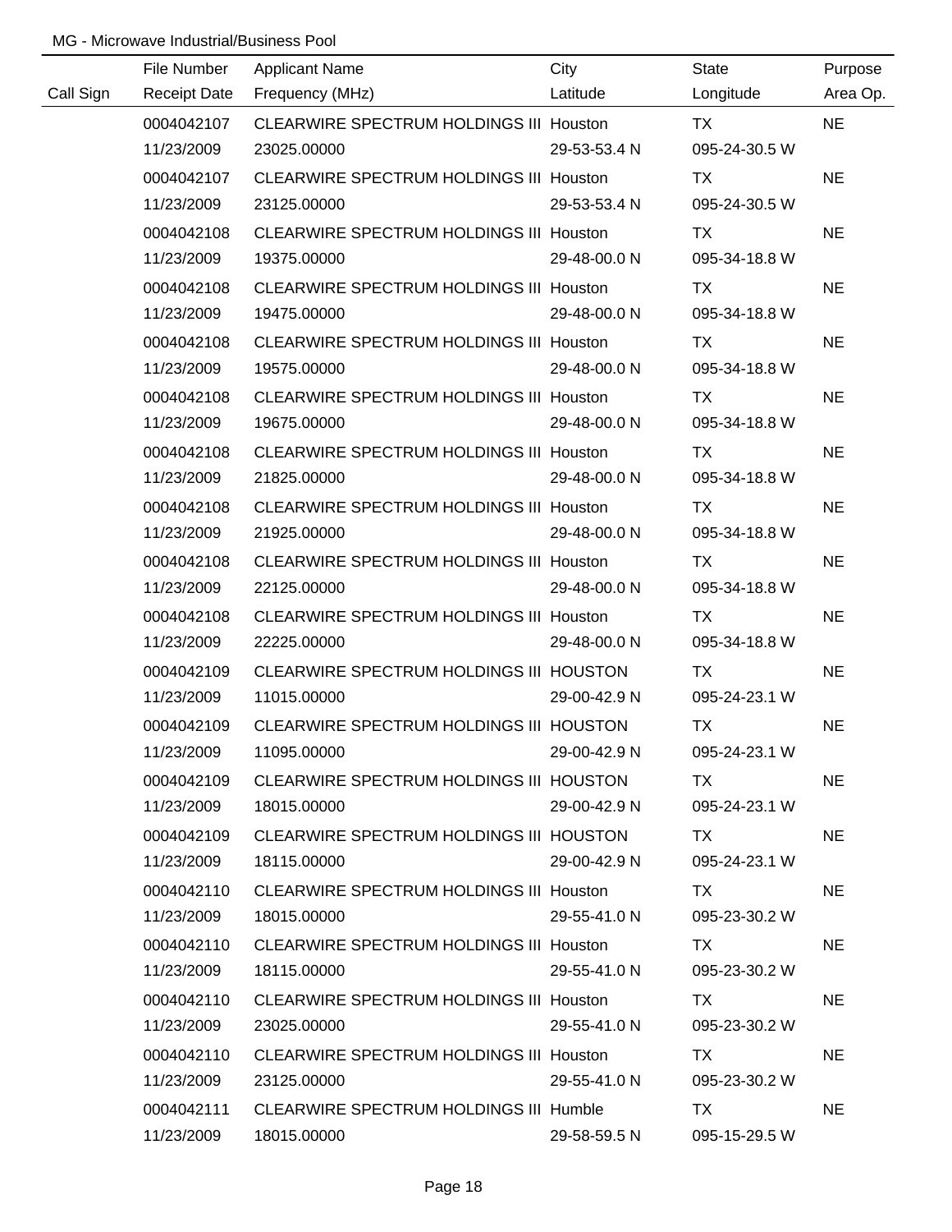MG - Microwave Industrial/Business Pool

| Call Sign | File Number<br>Receipt Date | Applicant Name<br>Frequency (MHz) | City<br>Latitude | State<br>Longitude | Purpose<br>Area Op. |
|---|---|---|---|---|---|
| | 0004042107<br>11/23/2009 | CLEARWIRE SPECTRUM HOLDINGS III<br>23025.00000 | Houston<br>29-53-53.4 N | TX<br>095-24-30.5 W | NE |
| | 0004042107<br>11/23/2009 | CLEARWIRE SPECTRUM HOLDINGS III<br>23125.00000 | Houston<br>29-53-53.4 N | TX<br>095-24-30.5 W | NE |
| | 0004042108<br>11/23/2009 | CLEARWIRE SPECTRUM HOLDINGS III<br>19375.00000 | Houston<br>29-48-00.0 N | TX<br>095-34-18.8 W | NE |
| | 0004042108<br>11/23/2009 | CLEARWIRE SPECTRUM HOLDINGS III<br>19475.00000 | Houston<br>29-48-00.0 N | TX<br>095-34-18.8 W | NE |
| | 0004042108<br>11/23/2009 | CLEARWIRE SPECTRUM HOLDINGS III<br>19575.00000 | Houston<br>29-48-00.0 N | TX<br>095-34-18.8 W | NE |
| | 0004042108<br>11/23/2009 | CLEARWIRE SPECTRUM HOLDINGS III<br>19675.00000 | Houston<br>29-48-00.0 N | TX<br>095-34-18.8 W | NE |
| | 0004042108<br>11/23/2009 | CLEARWIRE SPECTRUM HOLDINGS III<br>21825.00000 | Houston<br>29-48-00.0 N | TX<br>095-34-18.8 W | NE |
| | 0004042108<br>11/23/2009 | CLEARWIRE SPECTRUM HOLDINGS III<br>21925.00000 | Houston<br>29-48-00.0 N | TX<br>095-34-18.8 W | NE |
| | 0004042108<br>11/23/2009 | CLEARWIRE SPECTRUM HOLDINGS III<br>22125.00000 | Houston<br>29-48-00.0 N | TX<br>095-34-18.8 W | NE |
| | 0004042108<br>11/23/2009 | CLEARWIRE SPECTRUM HOLDINGS III<br>22225.00000 | Houston<br>29-48-00.0 N | TX<br>095-34-18.8 W | NE |
| | 0004042109<br>11/23/2009 | CLEARWIRE SPECTRUM HOLDINGS III<br>11015.00000 | HOUSTON<br>29-00-42.9 N | TX<br>095-24-23.1 W | NE |
| | 0004042109<br>11/23/2009 | CLEARWIRE SPECTRUM HOLDINGS III<br>11095.00000 | HOUSTON<br>29-00-42.9 N | TX<br>095-24-23.1 W | NE |
| | 0004042109<br>11/23/2009 | CLEARWIRE SPECTRUM HOLDINGS III<br>18015.00000 | HOUSTON<br>29-00-42.9 N | TX<br>095-24-23.1 W | NE |
| | 0004042109<br>11/23/2009 | CLEARWIRE SPECTRUM HOLDINGS III<br>18115.00000 | HOUSTON<br>29-00-42.9 N | TX<br>095-24-23.1 W | NE |
| | 0004042110<br>11/23/2009 | CLEARWIRE SPECTRUM HOLDINGS III<br>18015.00000 | Houston<br>29-55-41.0 N | TX<br>095-23-30.2 W | NE |
| | 0004042110<br>11/23/2009 | CLEARWIRE SPECTRUM HOLDINGS III<br>18115.00000 | Houston<br>29-55-41.0 N | TX<br>095-23-30.2 W | NE |
| | 0004042110<br>11/23/2009 | CLEARWIRE SPECTRUM HOLDINGS III<br>23025.00000 | Houston<br>29-55-41.0 N | TX<br>095-23-30.2 W | NE |
| | 0004042110<br>11/23/2009 | CLEARWIRE SPECTRUM HOLDINGS III<br>23125.00000 | Houston<br>29-55-41.0 N | TX<br>095-23-30.2 W | NE |
| | 0004042111<br>11/23/2009 | CLEARWIRE SPECTRUM HOLDINGS III<br>18015.00000 | Humble<br>29-58-59.5 N | TX<br>095-15-29.5 W | NE |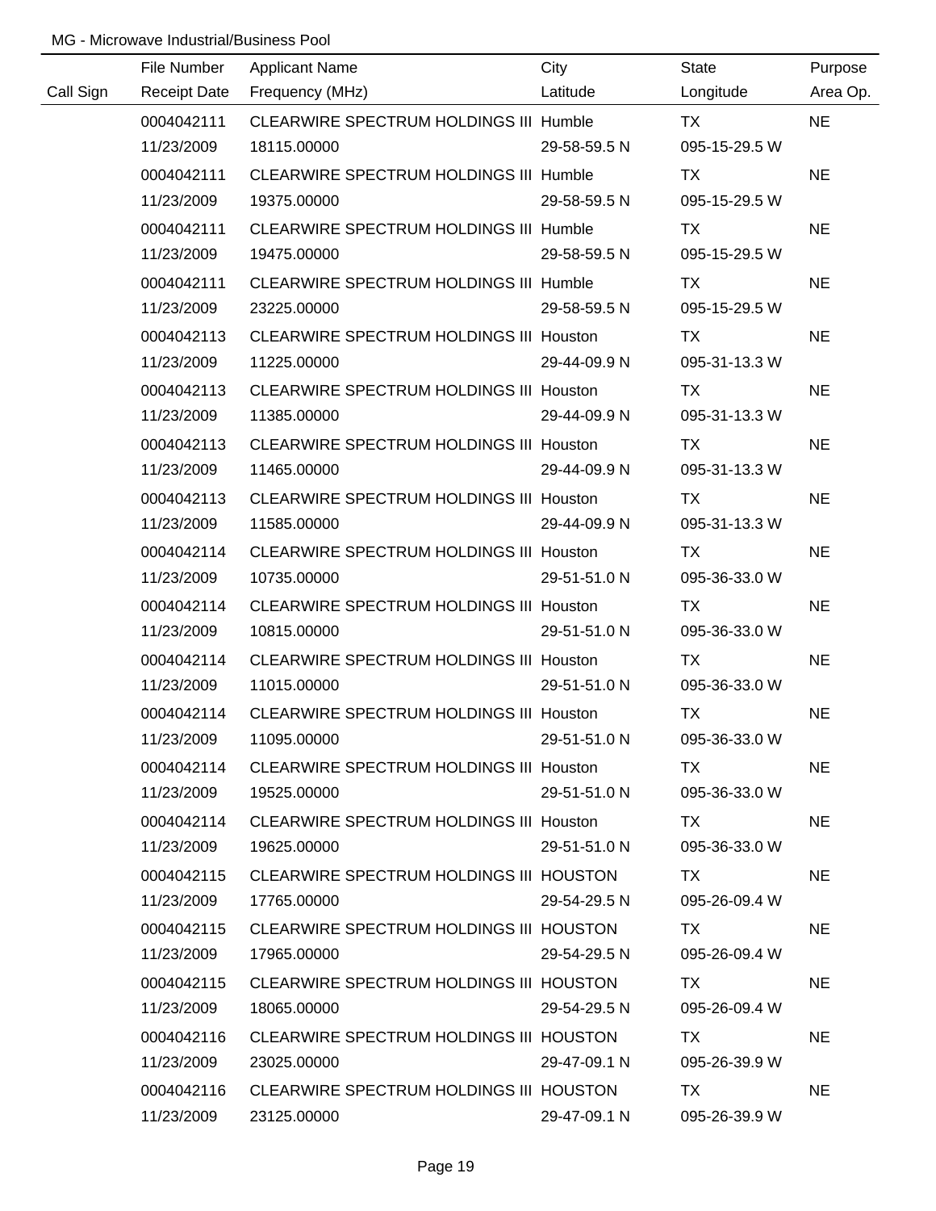MG - Microwave Industrial/Business Pool

| Call Sign | File Number<br>Receipt Date | Applicant Name<br>Frequency (MHz) | City<br>Latitude | State<br>Longitude | Purpose<br>Area Op. |
|---|---|---|---|---|---|
| | 0004042111<br>11/23/2009 | CLEARWIRE SPECTRUM HOLDINGS III<br>18115.00000 | Humble<br>29-58-59.5 N | TX<br>095-15-29.5 W | NE |
| | 0004042111<br>11/23/2009 | CLEARWIRE SPECTRUM HOLDINGS III<br>19375.00000 | Humble<br>29-58-59.5 N | TX<br>095-15-29.5 W | NE |
| | 0004042111<br>11/23/2009 | CLEARWIRE SPECTRUM HOLDINGS III<br>19475.00000 | Humble<br>29-58-59.5 N | TX<br>095-15-29.5 W | NE |
| | 0004042111<br>11/23/2009 | CLEARWIRE SPECTRUM HOLDINGS III<br>23225.00000 | Humble<br>29-58-59.5 N | TX<br>095-15-29.5 W | NE |
| | 0004042113<br>11/23/2009 | CLEARWIRE SPECTRUM HOLDINGS III<br>11225.00000 | Houston<br>29-44-09.9 N | TX<br>095-31-13.3 W | NE |
| | 0004042113<br>11/23/2009 | CLEARWIRE SPECTRUM HOLDINGS III<br>11385.00000 | Houston<br>29-44-09.9 N | TX<br>095-31-13.3 W | NE |
| | 0004042113<br>11/23/2009 | CLEARWIRE SPECTRUM HOLDINGS III<br>11465.00000 | Houston<br>29-44-09.9 N | TX<br>095-31-13.3 W | NE |
| | 0004042113<br>11/23/2009 | CLEARWIRE SPECTRUM HOLDINGS III<br>11585.00000 | Houston<br>29-44-09.9 N | TX<br>095-31-13.3 W | NE |
| | 0004042114<br>11/23/2009 | CLEARWIRE SPECTRUM HOLDINGS III<br>10735.00000 | Houston<br>29-51-51.0 N | TX<br>095-36-33.0 W | NE |
| | 0004042114<br>11/23/2009 | CLEARWIRE SPECTRUM HOLDINGS III<br>10815.00000 | Houston<br>29-51-51.0 N | TX<br>095-36-33.0 W | NE |
| | 0004042114<br>11/23/2009 | CLEARWIRE SPECTRUM HOLDINGS III<br>11015.00000 | Houston<br>29-51-51.0 N | TX<br>095-36-33.0 W | NE |
| | 0004042114<br>11/23/2009 | CLEARWIRE SPECTRUM HOLDINGS III<br>11095.00000 | Houston<br>29-51-51.0 N | TX<br>095-36-33.0 W | NE |
| | 0004042114<br>11/23/2009 | CLEARWIRE SPECTRUM HOLDINGS III<br>19525.00000 | Houston<br>29-51-51.0 N | TX<br>095-36-33.0 W | NE |
| | 0004042114<br>11/23/2009 | CLEARWIRE SPECTRUM HOLDINGS III<br>19625.00000 | Houston<br>29-51-51.0 N | TX<br>095-36-33.0 W | NE |
| | 0004042115<br>11/23/2009 | CLEARWIRE SPECTRUM HOLDINGS III<br>17765.00000 | HOUSTON<br>29-54-29.5 N | TX<br>095-26-09.4 W | NE |
| | 0004042115<br>11/23/2009 | CLEARWIRE SPECTRUM HOLDINGS III<br>17965.00000 | HOUSTON<br>29-54-29.5 N | TX<br>095-26-09.4 W | NE |
| | 0004042115<br>11/23/2009 | CLEARWIRE SPECTRUM HOLDINGS III<br>18065.00000 | HOUSTON<br>29-54-29.5 N | TX<br>095-26-09.4 W | NE |
| | 0004042116<br>11/23/2009 | CLEARWIRE SPECTRUM HOLDINGS III<br>23025.00000 | HOUSTON<br>29-47-09.1 N | TX<br>095-26-39.9 W | NE |
| | 0004042116<br>11/23/2009 | CLEARWIRE SPECTRUM HOLDINGS III<br>23125.00000 | HOUSTON<br>29-47-09.1 N | TX<br>095-26-39.9 W | NE |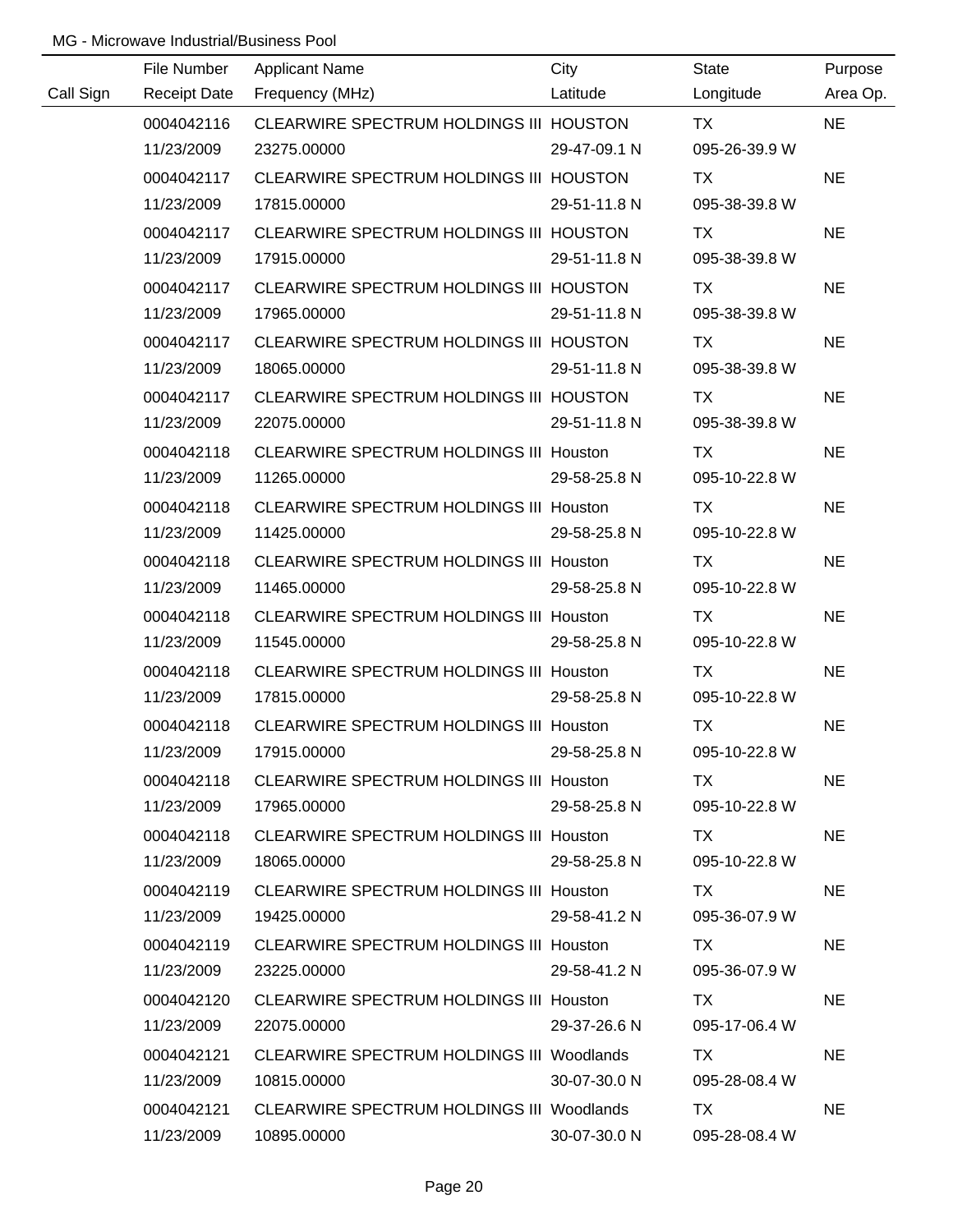MG - Microwave Industrial/Business Pool

| Call Sign | File Number / Receipt Date | Applicant Name / Frequency (MHz) | City / Latitude | State / Longitude | Purpose / Area Op. |
|---|---|---|---|---|---|
| | 0004042116 | CLEARWIRE SPECTRUM HOLDINGS III | HOUSTON | TX | NE |
| | 11/23/2009 | 23275.00000 | 29-47-09.1 N | 095-26-39.9 W | |
| | 0004042117 | CLEARWIRE SPECTRUM HOLDINGS III | HOUSTON | TX | NE |
| | 11/23/2009 | 17815.00000 | 29-51-11.8 N | 095-38-39.8 W | |
| | 0004042117 | CLEARWIRE SPECTRUM HOLDINGS III | HOUSTON | TX | NE |
| | 11/23/2009 | 17915.00000 | 29-51-11.8 N | 095-38-39.8 W | |
| | 0004042117 | CLEARWIRE SPECTRUM HOLDINGS III | HOUSTON | TX | NE |
| | 11/23/2009 | 17965.00000 | 29-51-11.8 N | 095-38-39.8 W | |
| | 0004042117 | CLEARWIRE SPECTRUM HOLDINGS III | HOUSTON | TX | NE |
| | 11/23/2009 | 18065.00000 | 29-51-11.8 N | 095-38-39.8 W | |
| | 0004042117 | CLEARWIRE SPECTRUM HOLDINGS III | HOUSTON | TX | NE |
| | 11/23/2009 | 22075.00000 | 29-51-11.8 N | 095-38-39.8 W | |
| | 0004042118 | CLEARWIRE SPECTRUM HOLDINGS III | Houston | TX | NE |
| | 11/23/2009 | 11265.00000 | 29-58-25.8 N | 095-10-22.8 W | |
| | 0004042118 | CLEARWIRE SPECTRUM HOLDINGS III | Houston | TX | NE |
| | 11/23/2009 | 11425.00000 | 29-58-25.8 N | 095-10-22.8 W | |
| | 0004042118 | CLEARWIRE SPECTRUM HOLDINGS III | Houston | TX | NE |
| | 11/23/2009 | 11465.00000 | 29-58-25.8 N | 095-10-22.8 W | |
| | 0004042118 | CLEARWIRE SPECTRUM HOLDINGS III | Houston | TX | NE |
| | 11/23/2009 | 11545.00000 | 29-58-25.8 N | 095-10-22.8 W | |
| | 0004042118 | CLEARWIRE SPECTRUM HOLDINGS III | Houston | TX | NE |
| | 11/23/2009 | 17815.00000 | 29-58-25.8 N | 095-10-22.8 W | |
| | 0004042118 | CLEARWIRE SPECTRUM HOLDINGS III | Houston | TX | NE |
| | 11/23/2009 | 17915.00000 | 29-58-25.8 N | 095-10-22.8 W | |
| | 0004042118 | CLEARWIRE SPECTRUM HOLDINGS III | Houston | TX | NE |
| | 11/23/2009 | 17965.00000 | 29-58-25.8 N | 095-10-22.8 W | |
| | 0004042118 | CLEARWIRE SPECTRUM HOLDINGS III | Houston | TX | NE |
| | 11/23/2009 | 18065.00000 | 29-58-25.8 N | 095-10-22.8 W | |
| | 0004042119 | CLEARWIRE SPECTRUM HOLDINGS III | Houston | TX | NE |
| | 11/23/2009 | 19425.00000 | 29-58-41.2 N | 095-36-07.9 W | |
| | 0004042119 | CLEARWIRE SPECTRUM HOLDINGS III | Houston | TX | NE |
| | 11/23/2009 | 23225.00000 | 29-58-41.2 N | 095-36-07.9 W | |
| | 0004042120 | CLEARWIRE SPECTRUM HOLDINGS III | Houston | TX | NE |
| | 11/23/2009 | 22075.00000 | 29-37-26.6 N | 095-17-06.4 W | |
| | 0004042121 | CLEARWIRE SPECTRUM HOLDINGS III | Woodlands | TX | NE |
| | 11/23/2009 | 10815.00000 | 30-07-30.0 N | 095-28-08.4 W | |
| | 0004042121 | CLEARWIRE SPECTRUM HOLDINGS III | Woodlands | TX | NE |
| | 11/23/2009 | 10895.00000 | 30-07-30.0 N | 095-28-08.4 W | |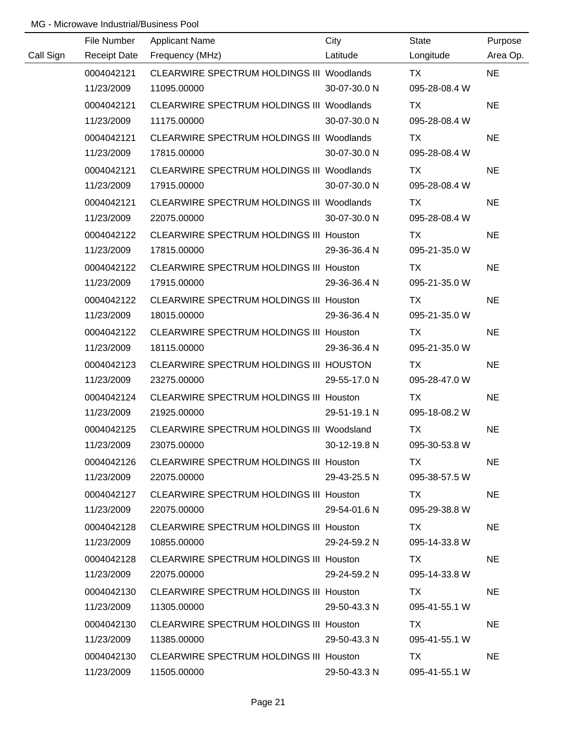MG - Microwave Industrial/Business Pool

| Call Sign | File Number<br>Receipt Date | Applicant Name<br>Frequency (MHz) | City<br>Latitude | State<br>Longitude | Purpose<br>Area Op. |
|---|---|---|---|---|---|
| | 0004042121<br>11/23/2009 | CLEARWIRE SPECTRUM HOLDINGS III<br>11095.00000 | Woodlands<br>30-07-30.0 N | TX<br>095-28-08.4 W | NE |
| | 0004042121<br>11/23/2009 | CLEARWIRE SPECTRUM HOLDINGS III<br>11175.00000 | Woodlands<br>30-07-30.0 N | TX<br>095-28-08.4 W | NE |
| | 0004042121<br>11/23/2009 | CLEARWIRE SPECTRUM HOLDINGS III<br>17815.00000 | Woodlands<br>30-07-30.0 N | TX<br>095-28-08.4 W | NE |
| | 0004042121<br>11/23/2009 | CLEARWIRE SPECTRUM HOLDINGS III<br>17915.00000 | Woodlands<br>30-07-30.0 N | TX<br>095-28-08.4 W | NE |
| | 0004042121<br>11/23/2009 | CLEARWIRE SPECTRUM HOLDINGS III<br>22075.00000 | Woodlands<br>30-07-30.0 N | TX<br>095-28-08.4 W | NE |
| | 0004042122<br>11/23/2009 | CLEARWIRE SPECTRUM HOLDINGS III<br>17815.00000 | Houston<br>29-36-36.4 N | TX<br>095-21-35.0 W | NE |
| | 0004042122<br>11/23/2009 | CLEARWIRE SPECTRUM HOLDINGS III<br>17915.00000 | Houston<br>29-36-36.4 N | TX<br>095-21-35.0 W | NE |
| | 0004042122<br>11/23/2009 | CLEARWIRE SPECTRUM HOLDINGS III<br>18015.00000 | Houston<br>29-36-36.4 N | TX<br>095-21-35.0 W | NE |
| | 0004042122<br>11/23/2009 | CLEARWIRE SPECTRUM HOLDINGS III<br>18115.00000 | Houston<br>29-36-36.4 N | TX<br>095-21-35.0 W | NE |
| | 0004042123<br>11/23/2009 | CLEARWIRE SPECTRUM HOLDINGS III<br>23275.00000 | HOUSTON<br>29-55-17.0 N | TX<br>095-28-47.0 W | NE |
| | 0004042124<br>11/23/2009 | CLEARWIRE SPECTRUM HOLDINGS III<br>21925.00000 | Houston<br>29-51-19.1 N | TX<br>095-18-08.2 W | NE |
| | 0004042125<br>11/23/2009 | CLEARWIRE SPECTRUM HOLDINGS III<br>23075.00000 | Woodsland<br>30-12-19.8 N | TX<br>095-30-53.8 W | NE |
| | 0004042126<br>11/23/2009 | CLEARWIRE SPECTRUM HOLDINGS III<br>22075.00000 | Houston<br>29-43-25.5 N | TX<br>095-38-57.5 W | NE |
| | 0004042127<br>11/23/2009 | CLEARWIRE SPECTRUM HOLDINGS III<br>22075.00000 | Houston<br>29-54-01.6 N | TX<br>095-29-38.8 W | NE |
| | 0004042128<br>11/23/2009 | CLEARWIRE SPECTRUM HOLDINGS III<br>10855.00000 | Houston<br>29-24-59.2 N | TX<br>095-14-33.8 W | NE |
| | 0004042128<br>11/23/2009 | CLEARWIRE SPECTRUM HOLDINGS III<br>22075.00000 | Houston<br>29-24-59.2 N | TX<br>095-14-33.8 W | NE |
| | 0004042130<br>11/23/2009 | CLEARWIRE SPECTRUM HOLDINGS III<br>11305.00000 | Houston<br>29-50-43.3 N | TX<br>095-41-55.1 W | NE |
| | 0004042130<br>11/23/2009 | CLEARWIRE SPECTRUM HOLDINGS III<br>11385.00000 | Houston<br>29-50-43.3 N | TX<br>095-41-55.1 W | NE |
| | 0004042130<br>11/23/2009 | CLEARWIRE SPECTRUM HOLDINGS III<br>11505.00000 | Houston<br>29-50-43.3 N | TX<br>095-41-55.1 W | NE |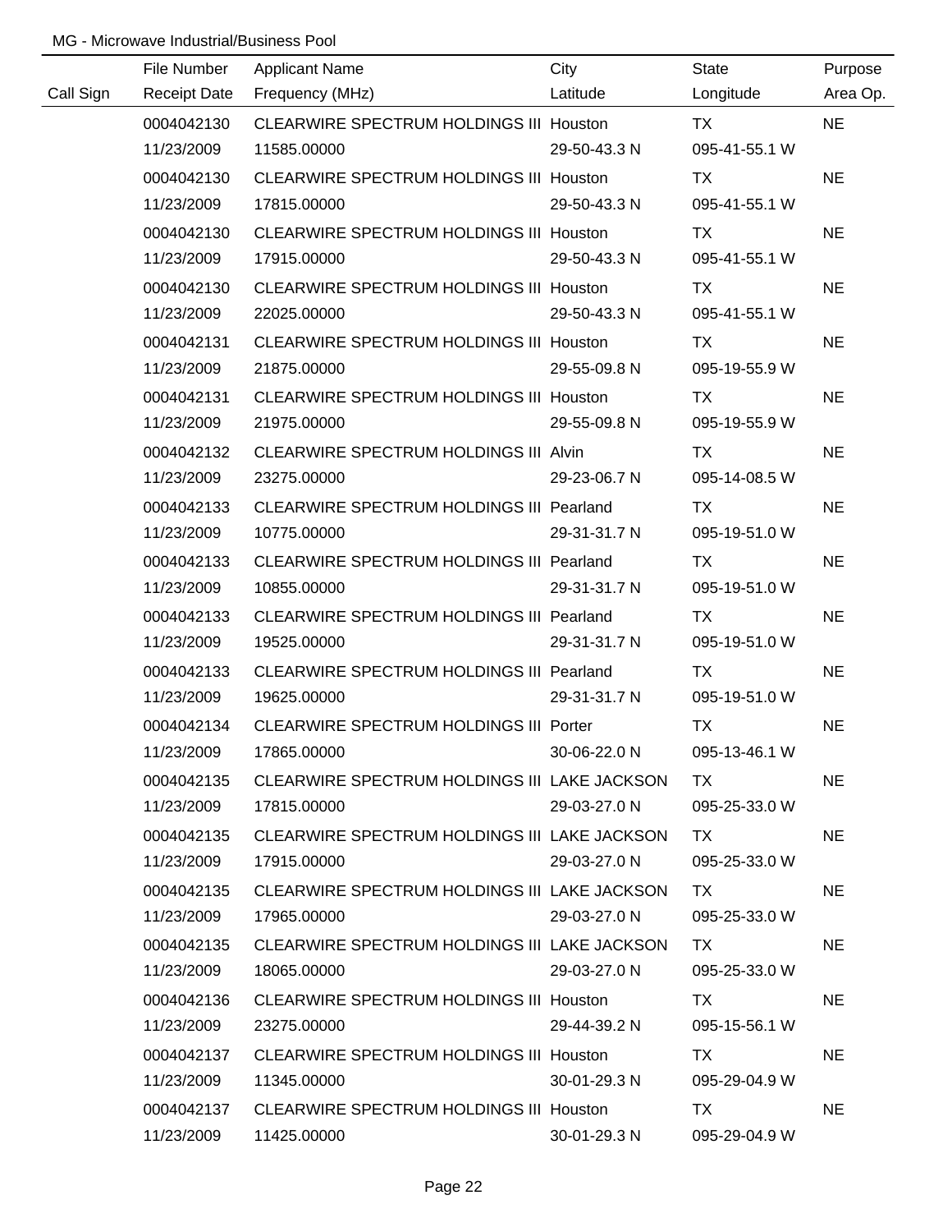MG - Microwave Industrial/Business Pool

| Call Sign | File Number<br>Receipt Date | Applicant Name<br>Frequency (MHz) | City<br>Latitude | State<br>Longitude | Purpose<br>Area Op. |
|---|---|---|---|---|---|
| | 0004042130<br>11/23/2009 | CLEARWIRE SPECTRUM HOLDINGS III<br>11585.00000 | Houston<br>29-50-43.3 N | TX<br>095-41-55.1 W | NE |
| | 0004042130<br>11/23/2009 | CLEARWIRE SPECTRUM HOLDINGS III<br>17815.00000 | Houston<br>29-50-43.3 N | TX<br>095-41-55.1 W | NE |
| | 0004042130<br>11/23/2009 | CLEARWIRE SPECTRUM HOLDINGS III<br>17915.00000 | Houston<br>29-50-43.3 N | TX<br>095-41-55.1 W | NE |
| | 0004042130<br>11/23/2009 | CLEARWIRE SPECTRUM HOLDINGS III<br>22025.00000 | Houston<br>29-50-43.3 N | TX<br>095-41-55.1 W | NE |
| | 0004042131<br>11/23/2009 | CLEARWIRE SPECTRUM HOLDINGS III<br>21875.00000 | Houston<br>29-55-09.8 N | TX<br>095-19-55.9 W | NE |
| | 0004042131<br>11/23/2009 | CLEARWIRE SPECTRUM HOLDINGS III<br>21975.00000 | Houston<br>29-55-09.8 N | TX<br>095-19-55.9 W | NE |
| | 0004042132<br>11/23/2009 | CLEARWIRE SPECTRUM HOLDINGS III<br>23275.00000 | Alvin<br>29-23-06.7 N | TX<br>095-14-08.5 W | NE |
| | 0004042133<br>11/23/2009 | CLEARWIRE SPECTRUM HOLDINGS III<br>10775.00000 | Pearland<br>29-31-31.7 N | TX<br>095-19-51.0 W | NE |
| | 0004042133<br>11/23/2009 | CLEARWIRE SPECTRUM HOLDINGS III<br>10855.00000 | Pearland<br>29-31-31.7 N | TX<br>095-19-51.0 W | NE |
| | 0004042133<br>11/23/2009 | CLEARWIRE SPECTRUM HOLDINGS III<br>19525.00000 | Pearland<br>29-31-31.7 N | TX<br>095-19-51.0 W | NE |
| | 0004042133<br>11/23/2009 | CLEARWIRE SPECTRUM HOLDINGS III<br>19625.00000 | Pearland<br>29-31-31.7 N | TX<br>095-19-51.0 W | NE |
| | 0004042134<br>11/23/2009 | CLEARWIRE SPECTRUM HOLDINGS III<br>17865.00000 | Porter<br>30-06-22.0 N | TX<br>095-13-46.1 W | NE |
| | 0004042135<br>11/23/2009 | CLEARWIRE SPECTRUM HOLDINGS III<br>17815.00000 | LAKE JACKSON<br>29-03-27.0 N | TX<br>095-25-33.0 W | NE |
| | 0004042135<br>11/23/2009 | CLEARWIRE SPECTRUM HOLDINGS III<br>17915.00000 | LAKE JACKSON<br>29-03-27.0 N | TX<br>095-25-33.0 W | NE |
| | 0004042135<br>11/23/2009 | CLEARWIRE SPECTRUM HOLDINGS III<br>17965.00000 | LAKE JACKSON<br>29-03-27.0 N | TX<br>095-25-33.0 W | NE |
| | 0004042135<br>11/23/2009 | CLEARWIRE SPECTRUM HOLDINGS III<br>18065.00000 | LAKE JACKSON<br>29-03-27.0 N | TX<br>095-25-33.0 W | NE |
| | 0004042136<br>11/23/2009 | CLEARWIRE SPECTRUM HOLDINGS III<br>23275.00000 | Houston<br>29-44-39.2 N | TX<br>095-15-56.1 W | NE |
| | 0004042137<br>11/23/2009 | CLEARWIRE SPECTRUM HOLDINGS III<br>11345.00000 | Houston<br>30-01-29.3 N | TX<br>095-29-04.9 W | NE |
| | 0004042137<br>11/23/2009 | CLEARWIRE SPECTRUM HOLDINGS III<br>11425.00000 | Houston<br>30-01-29.3 N | TX<br>095-29-04.9 W | NE |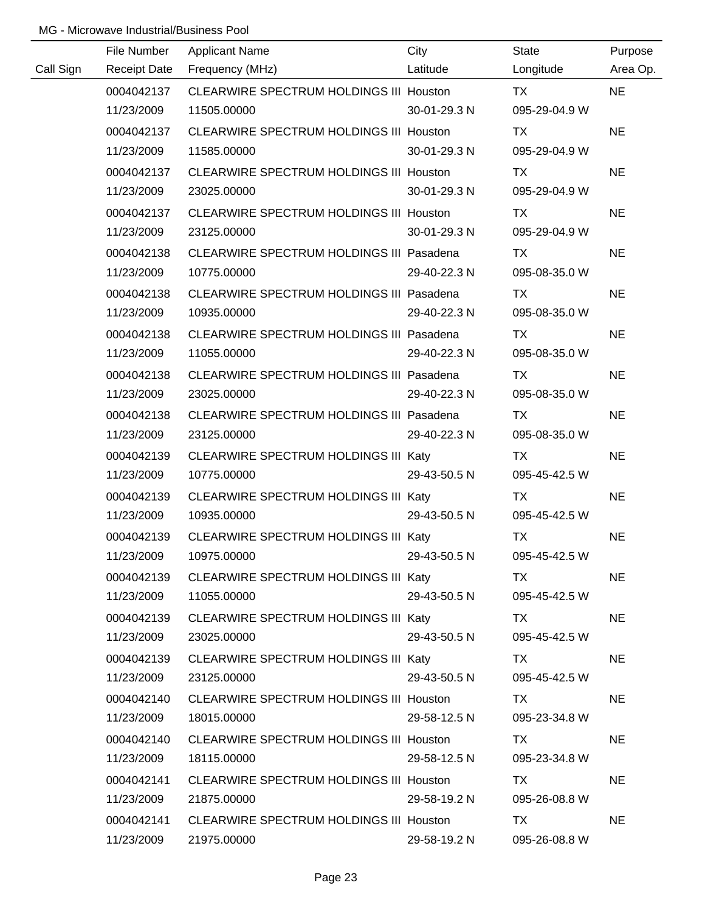MG - Microwave Industrial/Business Pool

| Call Sign | File Number<br>Receipt Date | Applicant Name<br>Frequency (MHz) | City<br>Latitude | State<br>Longitude | Purpose<br>Area Op. |
|---|---|---|---|---|---|
| | 0004042137<br>11/23/2009 | CLEARWIRE SPECTRUM HOLDINGS III<br>11505.00000 | Houston<br>30-01-29.3 N | TX<br>095-29-04.9 W | NE |
| | 0004042137<br>11/23/2009 | CLEARWIRE SPECTRUM HOLDINGS III<br>11585.00000 | Houston<br>30-01-29.3 N | TX<br>095-29-04.9 W | NE |
| | 0004042137<br>11/23/2009 | CLEARWIRE SPECTRUM HOLDINGS III<br>23025.00000 | Houston<br>30-01-29.3 N | TX<br>095-29-04.9 W | NE |
| | 0004042137<br>11/23/2009 | CLEARWIRE SPECTRUM HOLDINGS III<br>23125.00000 | Houston<br>30-01-29.3 N | TX<br>095-29-04.9 W | NE |
| | 0004042138<br>11/23/2009 | CLEARWIRE SPECTRUM HOLDINGS III<br>10775.00000 | Pasadena<br>29-40-22.3 N | TX<br>095-08-35.0 W | NE |
| | 0004042138<br>11/23/2009 | CLEARWIRE SPECTRUM HOLDINGS III<br>10935.00000 | Pasadena<br>29-40-22.3 N | TX<br>095-08-35.0 W | NE |
| | 0004042138<br>11/23/2009 | CLEARWIRE SPECTRUM HOLDINGS III<br>11055.00000 | Pasadena<br>29-40-22.3 N | TX<br>095-08-35.0 W | NE |
| | 0004042138<br>11/23/2009 | CLEARWIRE SPECTRUM HOLDINGS III<br>23025.00000 | Pasadena<br>29-40-22.3 N | TX<br>095-08-35.0 W | NE |
| | 0004042138<br>11/23/2009 | CLEARWIRE SPECTRUM HOLDINGS III<br>23125.00000 | Pasadena<br>29-40-22.3 N | TX<br>095-08-35.0 W | NE |
| | 0004042139<br>11/23/2009 | CLEARWIRE SPECTRUM HOLDINGS III<br>10775.00000 | Katy<br>29-43-50.5 N | TX<br>095-45-42.5 W | NE |
| | 0004042139<br>11/23/2009 | CLEARWIRE SPECTRUM HOLDINGS III<br>10935.00000 | Katy<br>29-43-50.5 N | TX<br>095-45-42.5 W | NE |
| | 0004042139<br>11/23/2009 | CLEARWIRE SPECTRUM HOLDINGS III<br>10975.00000 | Katy<br>29-43-50.5 N | TX<br>095-45-42.5 W | NE |
| | 0004042139<br>11/23/2009 | CLEARWIRE SPECTRUM HOLDINGS III<br>11055.00000 | Katy<br>29-43-50.5 N | TX<br>095-45-42.5 W | NE |
| | 0004042139<br>11/23/2009 | CLEARWIRE SPECTRUM HOLDINGS III<br>23025.00000 | Katy<br>29-43-50.5 N | TX<br>095-45-42.5 W | NE |
| | 0004042139<br>11/23/2009 | CLEARWIRE SPECTRUM HOLDINGS III<br>23125.00000 | Katy<br>29-43-50.5 N | TX<br>095-45-42.5 W | NE |
| | 0004042140<br>11/23/2009 | CLEARWIRE SPECTRUM HOLDINGS III<br>18015.00000 | Houston<br>29-58-12.5 N | TX<br>095-23-34.8 W | NE |
| | 0004042140<br>11/23/2009 | CLEARWIRE SPECTRUM HOLDINGS III<br>18115.00000 | Houston<br>29-58-12.5 N | TX<br>095-23-34.8 W | NE |
| | 0004042141<br>11/23/2009 | CLEARWIRE SPECTRUM HOLDINGS III<br>21875.00000 | Houston<br>29-58-19.2 N | TX<br>095-26-08.8 W | NE |
| | 0004042141<br>11/23/2009 | CLEARWIRE SPECTRUM HOLDINGS III<br>21975.00000 | Houston<br>29-58-19.2 N | TX<br>095-26-08.8 W | NE |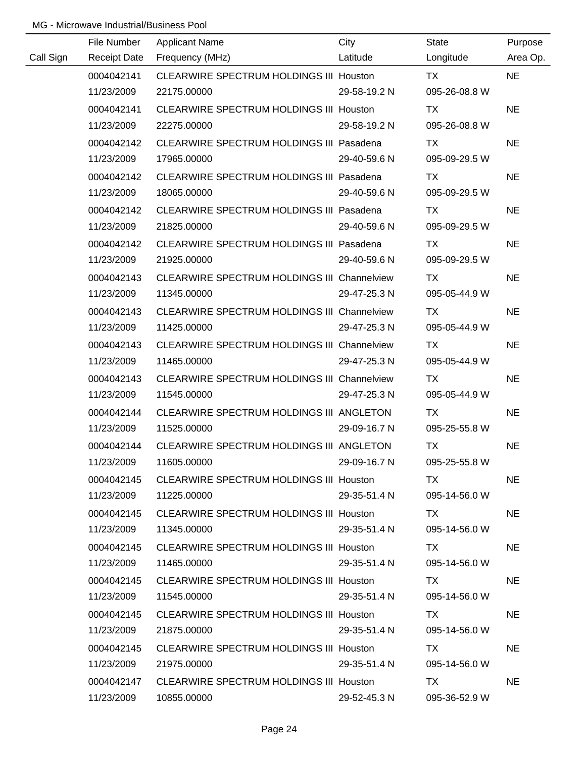MG - Microwave Industrial/Business Pool

| Call Sign | File Number<br>Receipt Date | Applicant Name<br>Frequency (MHz) | City<br>Latitude | State<br>Longitude | Purpose<br>Area Op. |
|---|---|---|---|---|---|
| | 0004042141<br>11/23/2009 | CLEARWIRE SPECTRUM HOLDINGS III<br>22175.00000 | Houston<br>29-58-19.2 N | TX<br>095-26-08.8 W | NE |
| | 0004042141<br>11/23/2009 | CLEARWIRE SPECTRUM HOLDINGS III<br>22275.00000 | Houston<br>29-58-19.2 N | TX<br>095-26-08.8 W | NE |
| | 0004042142<br>11/23/2009 | CLEARWIRE SPECTRUM HOLDINGS III<br>17965.00000 | Pasadena<br>29-40-59.6 N | TX<br>095-09-29.5 W | NE |
| | 0004042142<br>11/23/2009 | CLEARWIRE SPECTRUM HOLDINGS III<br>18065.00000 | Pasadena<br>29-40-59.6 N | TX<br>095-09-29.5 W | NE |
| | 0004042142<br>11/23/2009 | CLEARWIRE SPECTRUM HOLDINGS III<br>21825.00000 | Pasadena<br>29-40-59.6 N | TX<br>095-09-29.5 W | NE |
| | 0004042142<br>11/23/2009 | CLEARWIRE SPECTRUM HOLDINGS III<br>21925.00000 | Pasadena<br>29-40-59.6 N | TX<br>095-09-29.5 W | NE |
| | 0004042143<br>11/23/2009 | CLEARWIRE SPECTRUM HOLDINGS III<br>11345.00000 | Channelview<br>29-47-25.3 N | TX<br>095-05-44.9 W | NE |
| | 0004042143<br>11/23/2009 | CLEARWIRE SPECTRUM HOLDINGS III<br>11425.00000 | Channelview<br>29-47-25.3 N | TX<br>095-05-44.9 W | NE |
| | 0004042143<br>11/23/2009 | CLEARWIRE SPECTRUM HOLDINGS III<br>11465.00000 | Channelview<br>29-47-25.3 N | TX<br>095-05-44.9 W | NE |
| | 0004042143<br>11/23/2009 | CLEARWIRE SPECTRUM HOLDINGS III<br>11545.00000 | Channelview<br>29-47-25.3 N | TX<br>095-05-44.9 W | NE |
| | 0004042144<br>11/23/2009 | CLEARWIRE SPECTRUM HOLDINGS III<br>11525.00000 | ANGLETON<br>29-09-16.7 N | TX<br>095-25-55.8 W | NE |
| | 0004042144<br>11/23/2009 | CLEARWIRE SPECTRUM HOLDINGS III<br>11605.00000 | ANGLETON<br>29-09-16.7 N | TX<br>095-25-55.8 W | NE |
| | 0004042145<br>11/23/2009 | CLEARWIRE SPECTRUM HOLDINGS III<br>11225.00000 | Houston<br>29-35-51.4 N | TX<br>095-14-56.0 W | NE |
| | 0004042145<br>11/23/2009 | CLEARWIRE SPECTRUM HOLDINGS III<br>11345.00000 | Houston<br>29-35-51.4 N | TX<br>095-14-56.0 W | NE |
| | 0004042145<br>11/23/2009 | CLEARWIRE SPECTRUM HOLDINGS III<br>11465.00000 | Houston<br>29-35-51.4 N | TX<br>095-14-56.0 W | NE |
| | 0004042145<br>11/23/2009 | CLEARWIRE SPECTRUM HOLDINGS III<br>11545.00000 | Houston<br>29-35-51.4 N | TX<br>095-14-56.0 W | NE |
| | 0004042145<br>11/23/2009 | CLEARWIRE SPECTRUM HOLDINGS III<br>21875.00000 | Houston<br>29-35-51.4 N | TX<br>095-14-56.0 W | NE |
| | 0004042145<br>11/23/2009 | CLEARWIRE SPECTRUM HOLDINGS III<br>21975.00000 | Houston<br>29-35-51.4 N | TX<br>095-14-56.0 W | NE |
| | 0004042147<br>11/23/2009 | CLEARWIRE SPECTRUM HOLDINGS III<br>10855.00000 | Houston<br>29-52-45.3 N | TX<br>095-36-52.9 W | NE |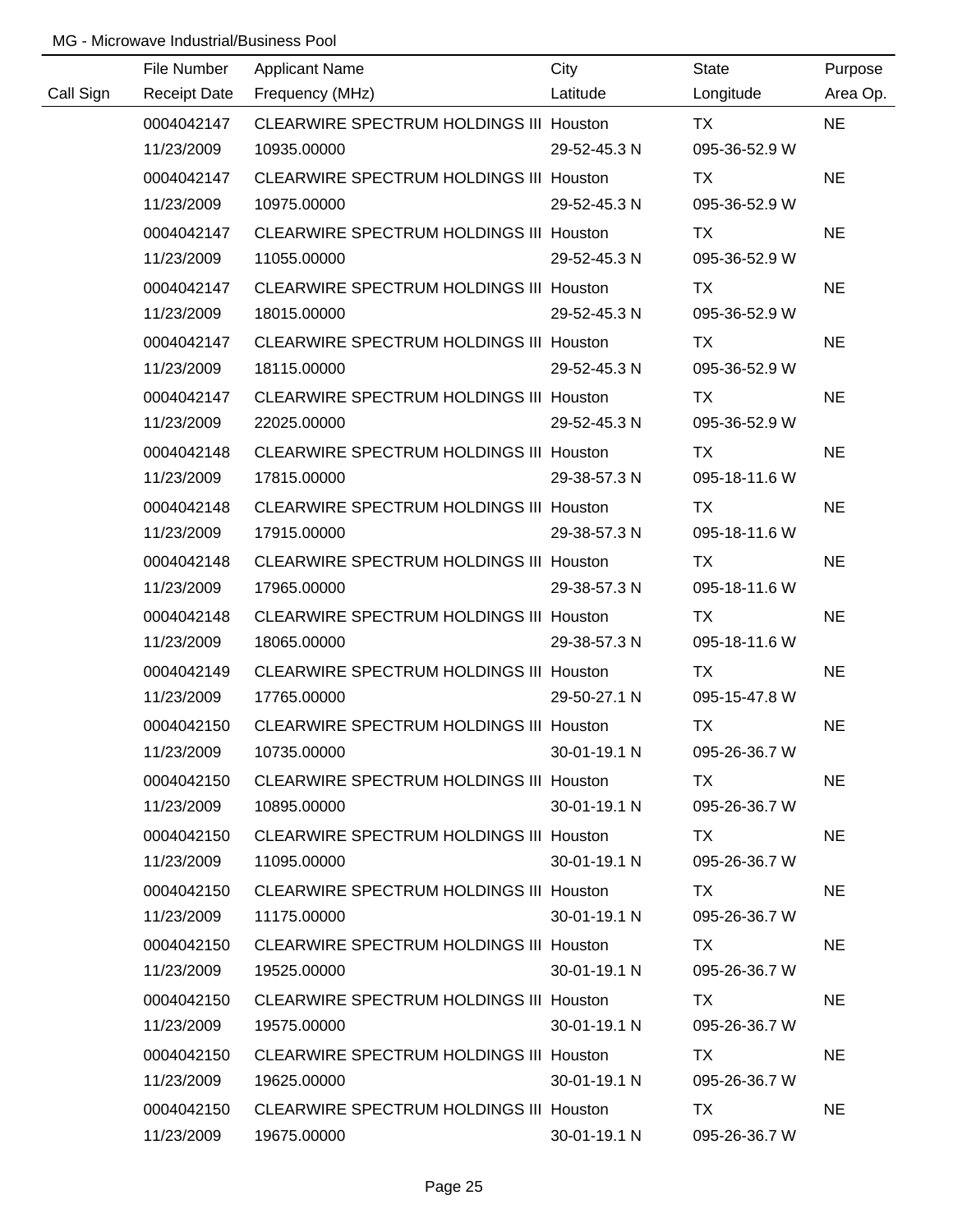MG - Microwave Industrial/Business Pool

| Call Sign | File Number / Receipt Date | Applicant Name / Frequency (MHz) | City / Latitude | State / Longitude | Purpose / Area Op. |
|---|---|---|---|---|---|
| | 0004042147 | CLEARWIRE SPECTRUM HOLDINGS III | Houston | TX | NE |
| | 11/23/2009 | 10935.00000 | 29-52-45.3 N | 095-36-52.9 W | |
| | 0004042147 | CLEARWIRE SPECTRUM HOLDINGS III | Houston | TX | NE |
| | 11/23/2009 | 10975.00000 | 29-52-45.3 N | 095-36-52.9 W | |
| | 0004042147 | CLEARWIRE SPECTRUM HOLDINGS III | Houston | TX | NE |
| | 11/23/2009 | 11055.00000 | 29-52-45.3 N | 095-36-52.9 W | |
| | 0004042147 | CLEARWIRE SPECTRUM HOLDINGS III | Houston | TX | NE |
| | 11/23/2009 | 18015.00000 | 29-52-45.3 N | 095-36-52.9 W | |
| | 0004042147 | CLEARWIRE SPECTRUM HOLDINGS III | Houston | TX | NE |
| | 11/23/2009 | 18115.00000 | 29-52-45.3 N | 095-36-52.9 W | |
| | 0004042147 | CLEARWIRE SPECTRUM HOLDINGS III | Houston | TX | NE |
| | 11/23/2009 | 22025.00000 | 29-52-45.3 N | 095-36-52.9 W | |
| | 0004042148 | CLEARWIRE SPECTRUM HOLDINGS III | Houston | TX | NE |
| | 11/23/2009 | 17815.00000 | 29-38-57.3 N | 095-18-11.6 W | |
| | 0004042148 | CLEARWIRE SPECTRUM HOLDINGS III | Houston | TX | NE |
| | 11/23/2009 | 17915.00000 | 29-38-57.3 N | 095-18-11.6 W | |
| | 0004042148 | CLEARWIRE SPECTRUM HOLDINGS III | Houston | TX | NE |
| | 11/23/2009 | 17965.00000 | 29-38-57.3 N | 095-18-11.6 W | |
| | 0004042148 | CLEARWIRE SPECTRUM HOLDINGS III | Houston | TX | NE |
| | 11/23/2009 | 18065.00000 | 29-38-57.3 N | 095-18-11.6 W | |
| | 0004042149 | CLEARWIRE SPECTRUM HOLDINGS III | Houston | TX | NE |
| | 11/23/2009 | 17765.00000 | 29-50-27.1 N | 095-15-47.8 W | |
| | 0004042150 | CLEARWIRE SPECTRUM HOLDINGS III | Houston | TX | NE |
| | 11/23/2009 | 10735.00000 | 30-01-19.1 N | 095-26-36.7 W | |
| | 0004042150 | CLEARWIRE SPECTRUM HOLDINGS III | Houston | TX | NE |
| | 11/23/2009 | 10895.00000 | 30-01-19.1 N | 095-26-36.7 W | |
| | 0004042150 | CLEARWIRE SPECTRUM HOLDINGS III | Houston | TX | NE |
| | 11/23/2009 | 11095.00000 | 30-01-19.1 N | 095-26-36.7 W | |
| | 0004042150 | CLEARWIRE SPECTRUM HOLDINGS III | Houston | TX | NE |
| | 11/23/2009 | 11175.00000 | 30-01-19.1 N | 095-26-36.7 W | |
| | 0004042150 | CLEARWIRE SPECTRUM HOLDINGS III | Houston | TX | NE |
| | 11/23/2009 | 19525.00000 | 30-01-19.1 N | 095-26-36.7 W | |
| | 0004042150 | CLEARWIRE SPECTRUM HOLDINGS III | Houston | TX | NE |
| | 11/23/2009 | 19575.00000 | 30-01-19.1 N | 095-26-36.7 W | |
| | 0004042150 | CLEARWIRE SPECTRUM HOLDINGS III | Houston | TX | NE |
| | 11/23/2009 | 19625.00000 | 30-01-19.1 N | 095-26-36.7 W | |
| | 0004042150 | CLEARWIRE SPECTRUM HOLDINGS III | Houston | TX | NE |
| | 11/23/2009 | 19675.00000 | 30-01-19.1 N | 095-26-36.7 W | |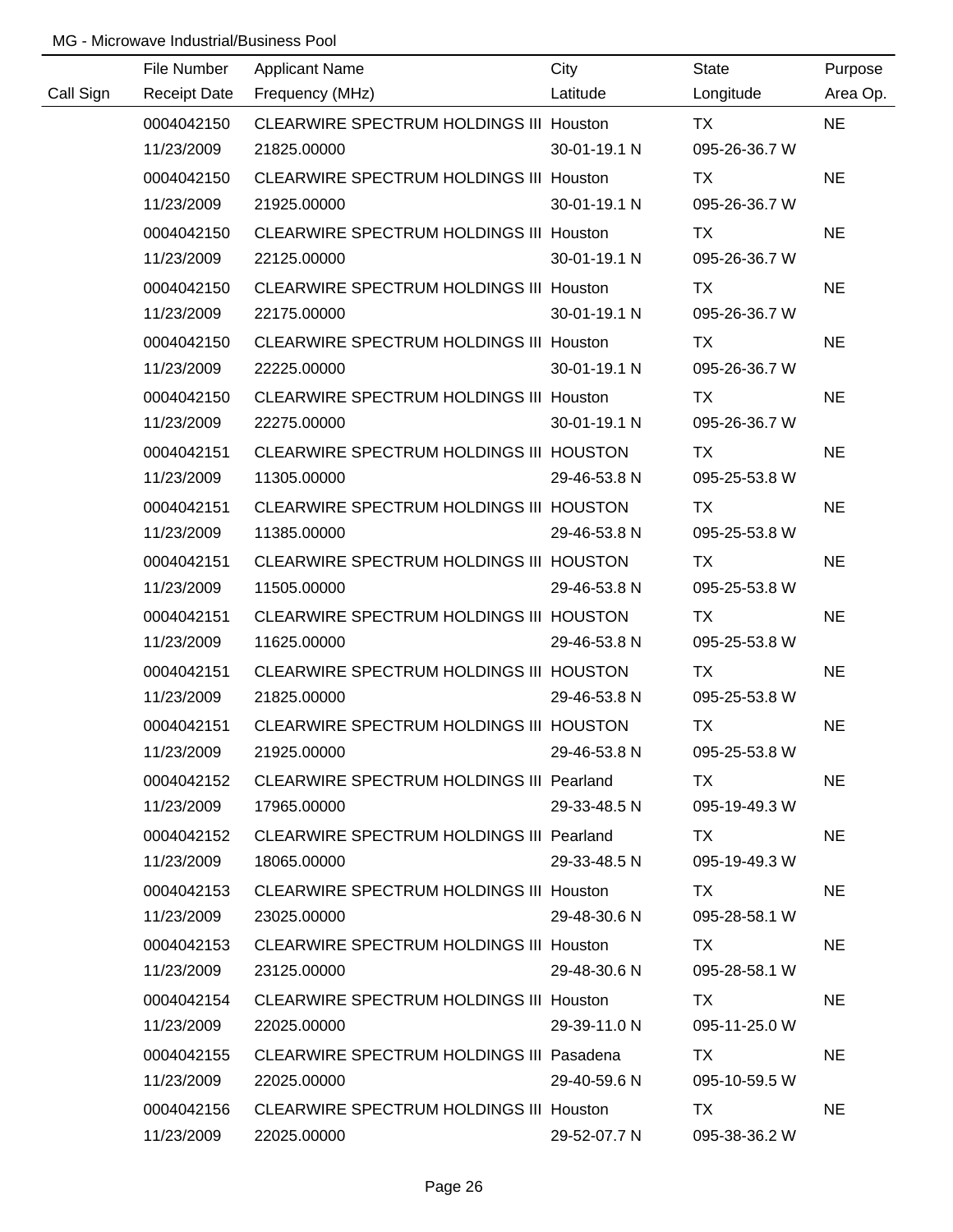MG - Microwave Industrial/Business Pool

| Call Sign | File Number / Receipt Date | Applicant Name / Frequency (MHz) | City / Latitude | State / Longitude | Purpose / Area Op. |
|---|---|---|---|---|---|
| | 0004042150 | CLEARWIRE SPECTRUM HOLDINGS III | Houston | TX | NE |
| | 11/23/2009 | 21825.00000 | 30-01-19.1 N | 095-26-36.7 W | |
| | 0004042150 | CLEARWIRE SPECTRUM HOLDINGS III | Houston | TX | NE |
| | 11/23/2009 | 21925.00000 | 30-01-19.1 N | 095-26-36.7 W | |
| | 0004042150 | CLEARWIRE SPECTRUM HOLDINGS III | Houston | TX | NE |
| | 11/23/2009 | 22125.00000 | 30-01-19.1 N | 095-26-36.7 W | |
| | 0004042150 | CLEARWIRE SPECTRUM HOLDINGS III | Houston | TX | NE |
| | 11/23/2009 | 22175.00000 | 30-01-19.1 N | 095-26-36.7 W | |
| | 0004042150 | CLEARWIRE SPECTRUM HOLDINGS III | Houston | TX | NE |
| | 11/23/2009 | 22225.00000 | 30-01-19.1 N | 095-26-36.7 W | |
| | 0004042150 | CLEARWIRE SPECTRUM HOLDINGS III | Houston | TX | NE |
| | 11/23/2009 | 22275.00000 | 30-01-19.1 N | 095-26-36.7 W | |
| | 0004042151 | CLEARWIRE SPECTRUM HOLDINGS III | HOUSTON | TX | NE |
| | 11/23/2009 | 11305.00000 | 29-46-53.8 N | 095-25-53.8 W | |
| | 0004042151 | CLEARWIRE SPECTRUM HOLDINGS III | HOUSTON | TX | NE |
| | 11/23/2009 | 11385.00000 | 29-46-53.8 N | 095-25-53.8 W | |
| | 0004042151 | CLEARWIRE SPECTRUM HOLDINGS III | HOUSTON | TX | NE |
| | 11/23/2009 | 11505.00000 | 29-46-53.8 N | 095-25-53.8 W | |
| | 0004042151 | CLEARWIRE SPECTRUM HOLDINGS III | HOUSTON | TX | NE |
| | 11/23/2009 | 11625.00000 | 29-46-53.8 N | 095-25-53.8 W | |
| | 0004042151 | CLEARWIRE SPECTRUM HOLDINGS III | HOUSTON | TX | NE |
| | 11/23/2009 | 21825.00000 | 29-46-53.8 N | 095-25-53.8 W | |
| | 0004042151 | CLEARWIRE SPECTRUM HOLDINGS III | HOUSTON | TX | NE |
| | 11/23/2009 | 21925.00000 | 29-46-53.8 N | 095-25-53.8 W | |
| | 0004042152 | CLEARWIRE SPECTRUM HOLDINGS III | Pearland | TX | NE |
| | 11/23/2009 | 17965.00000 | 29-33-48.5 N | 095-19-49.3 W | |
| | 0004042152 | CLEARWIRE SPECTRUM HOLDINGS III | Pearland | TX | NE |
| | 11/23/2009 | 18065.00000 | 29-33-48.5 N | 095-19-49.3 W | |
| | 0004042153 | CLEARWIRE SPECTRUM HOLDINGS III | Houston | TX | NE |
| | 11/23/2009 | 23025.00000 | 29-48-30.6 N | 095-28-58.1 W | |
| | 0004042153 | CLEARWIRE SPECTRUM HOLDINGS III | Houston | TX | NE |
| | 11/23/2009 | 23125.00000 | 29-48-30.6 N | 095-28-58.1 W | |
| | 0004042154 | CLEARWIRE SPECTRUM HOLDINGS III | Houston | TX | NE |
| | 11/23/2009 | 22025.00000 | 29-39-11.0 N | 095-11-25.0 W | |
| | 0004042155 | CLEARWIRE SPECTRUM HOLDINGS III | Pasadena | TX | NE |
| | 11/23/2009 | 22025.00000 | 29-40-59.6 N | 095-10-59.5 W | |
| | 0004042156 | CLEARWIRE SPECTRUM HOLDINGS III | Houston | TX | NE |
| | 11/23/2009 | 22025.00000 | 29-52-07.7 N | 095-38-36.2 W | |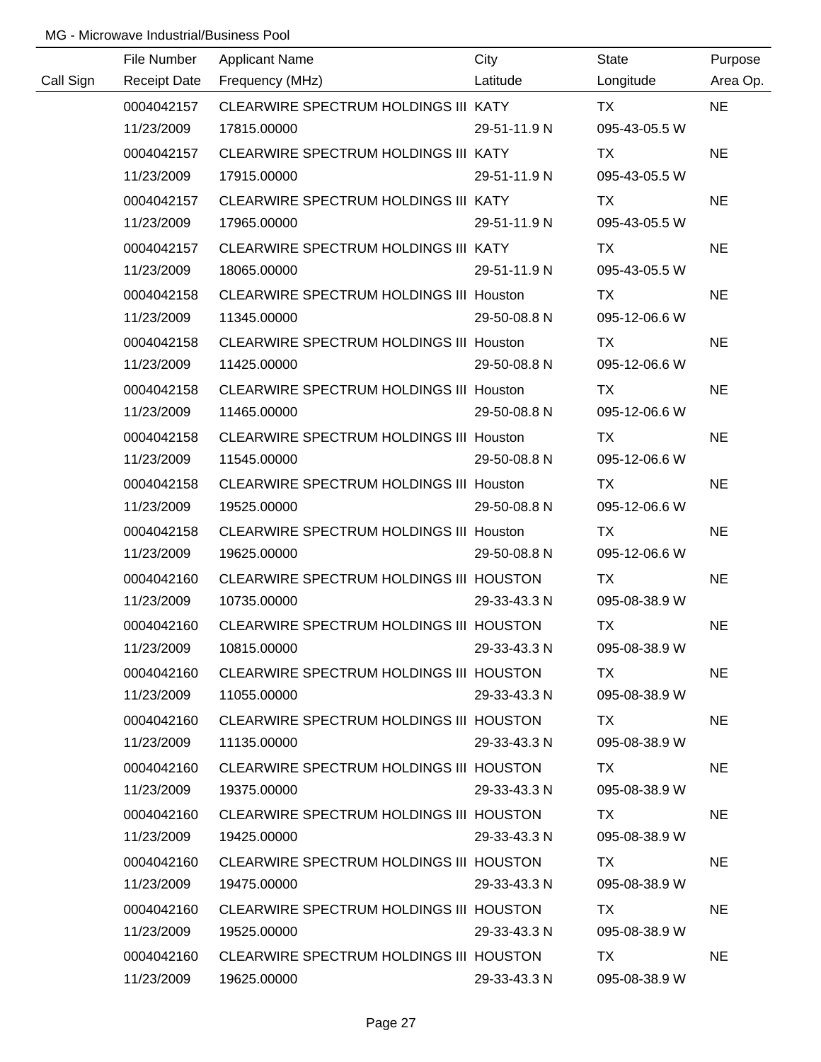MG - Microwave Industrial/Business Pool

| Call Sign | File Number<br>Receipt Date | Applicant Name<br>Frequency (MHz) | City<br>Latitude | State<br>Longitude | Purpose<br>Area Op. |
|---|---|---|---|---|---|
| | 0004042157<br>11/23/2009 | CLEARWIRE SPECTRUM HOLDINGS III<br>17815.00000 | KATY<br>29-51-11.9 N | TX<br>095-43-05.5 W | NE |
| | 0004042157<br>11/23/2009 | CLEARWIRE SPECTRUM HOLDINGS III<br>17915.00000 | KATY<br>29-51-11.9 N | TX<br>095-43-05.5 W | NE |
| | 0004042157<br>11/23/2009 | CLEARWIRE SPECTRUM HOLDINGS III<br>17965.00000 | KATY<br>29-51-11.9 N | TX<br>095-43-05.5 W | NE |
| | 0004042157<br>11/23/2009 | CLEARWIRE SPECTRUM HOLDINGS III<br>18065.00000 | KATY<br>29-51-11.9 N | TX<br>095-43-05.5 W | NE |
| | 0004042158<br>11/23/2009 | CLEARWIRE SPECTRUM HOLDINGS III<br>11345.00000 | Houston<br>29-50-08.8 N | TX<br>095-12-06.6 W | NE |
| | 0004042158<br>11/23/2009 | CLEARWIRE SPECTRUM HOLDINGS III<br>11425.00000 | Houston<br>29-50-08.8 N | TX<br>095-12-06.6 W | NE |
| | 0004042158<br>11/23/2009 | CLEARWIRE SPECTRUM HOLDINGS III<br>11465.00000 | Houston<br>29-50-08.8 N | TX<br>095-12-06.6 W | NE |
| | 0004042158<br>11/23/2009 | CLEARWIRE SPECTRUM HOLDINGS III<br>11545.00000 | Houston<br>29-50-08.8 N | TX<br>095-12-06.6 W | NE |
| | 0004042158<br>11/23/2009 | CLEARWIRE SPECTRUM HOLDINGS III<br>19525.00000 | Houston<br>29-50-08.8 N | TX<br>095-12-06.6 W | NE |
| | 0004042158<br>11/23/2009 | CLEARWIRE SPECTRUM HOLDINGS III<br>19625.00000 | Houston<br>29-50-08.8 N | TX<br>095-12-06.6 W | NE |
| | 0004042160<br>11/23/2009 | CLEARWIRE SPECTRUM HOLDINGS III<br>10735.00000 | HOUSTON<br>29-33-43.3 N | TX<br>095-08-38.9 W | NE |
| | 0004042160<br>11/23/2009 | CLEARWIRE SPECTRUM HOLDINGS III<br>10815.00000 | HOUSTON<br>29-33-43.3 N | TX<br>095-08-38.9 W | NE |
| | 0004042160<br>11/23/2009 | CLEARWIRE SPECTRUM HOLDINGS III<br>11055.00000 | HOUSTON<br>29-33-43.3 N | TX<br>095-08-38.9 W | NE |
| | 0004042160<br>11/23/2009 | CLEARWIRE SPECTRUM HOLDINGS III<br>11135.00000 | HOUSTON<br>29-33-43.3 N | TX<br>095-08-38.9 W | NE |
| | 0004042160<br>11/23/2009 | CLEARWIRE SPECTRUM HOLDINGS III<br>19375.00000 | HOUSTON<br>29-33-43.3 N | TX<br>095-08-38.9 W | NE |
| | 0004042160<br>11/23/2009 | CLEARWIRE SPECTRUM HOLDINGS III<br>19425.00000 | HOUSTON<br>29-33-43.3 N | TX<br>095-08-38.9 W | NE |
| | 0004042160<br>11/23/2009 | CLEARWIRE SPECTRUM HOLDINGS III<br>19475.00000 | HOUSTON<br>29-33-43.3 N | TX<br>095-08-38.9 W | NE |
| | 0004042160<br>11/23/2009 | CLEARWIRE SPECTRUM HOLDINGS III<br>19525.00000 | HOUSTON<br>29-33-43.3 N | TX<br>095-08-38.9 W | NE |
| | 0004042160<br>11/23/2009 | CLEARWIRE SPECTRUM HOLDINGS III<br>19625.00000 | HOUSTON<br>29-33-43.3 N | TX<br>095-08-38.9 W | NE |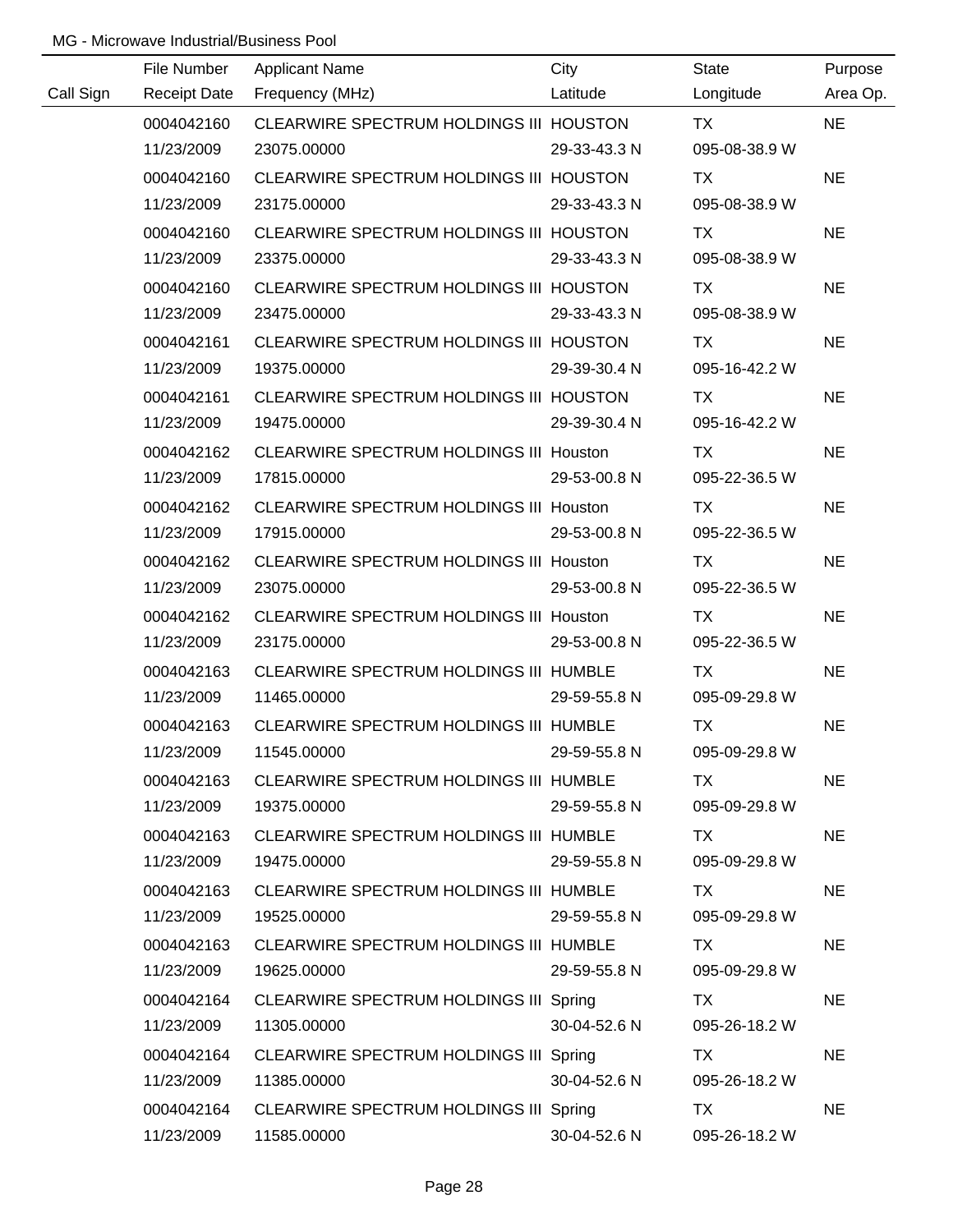MG - Microwave Industrial/Business Pool

| Call Sign | File Number<br>Receipt Date | Applicant Name<br>Frequency (MHz) | City<br>Latitude | State<br>Longitude | Purpose<br>Area Op. |
|---|---|---|---|---|---|
| | 0004042160<br>11/23/2009 | CLEARWIRE SPECTRUM HOLDINGS III<br>23075.00000 | HOUSTON<br>29-33-43.3 N | TX<br>095-08-38.9 W | NE |
| | 0004042160<br>11/23/2009 | CLEARWIRE SPECTRUM HOLDINGS III<br>23175.00000 | HOUSTON<br>29-33-43.3 N | TX<br>095-08-38.9 W | NE |
| | 0004042160<br>11/23/2009 | CLEARWIRE SPECTRUM HOLDINGS III<br>23375.00000 | HOUSTON<br>29-33-43.3 N | TX<br>095-08-38.9 W | NE |
| | 0004042160<br>11/23/2009 | CLEARWIRE SPECTRUM HOLDINGS III<br>23475.00000 | HOUSTON<br>29-33-43.3 N | TX<br>095-08-38.9 W | NE |
| | 0004042161<br>11/23/2009 | CLEARWIRE SPECTRUM HOLDINGS III<br>19375.00000 | HOUSTON<br>29-39-30.4 N | TX<br>095-16-42.2 W | NE |
| | 0004042161<br>11/23/2009 | CLEARWIRE SPECTRUM HOLDINGS III<br>19475.00000 | HOUSTON<br>29-39-30.4 N | TX<br>095-16-42.2 W | NE |
| | 0004042162<br>11/23/2009 | CLEARWIRE SPECTRUM HOLDINGS III<br>17815.00000 | Houston<br>29-53-00.8 N | TX<br>095-22-36.5 W | NE |
| | 0004042162<br>11/23/2009 | CLEARWIRE SPECTRUM HOLDINGS III<br>17915.00000 | Houston<br>29-53-00.8 N | TX<br>095-22-36.5 W | NE |
| | 0004042162<br>11/23/2009 | CLEARWIRE SPECTRUM HOLDINGS III<br>23075.00000 | Houston<br>29-53-00.8 N | TX<br>095-22-36.5 W | NE |
| | 0004042162<br>11/23/2009 | CLEARWIRE SPECTRUM HOLDINGS III<br>23175.00000 | Houston<br>29-53-00.8 N | TX<br>095-22-36.5 W | NE |
| | 0004042163<br>11/23/2009 | CLEARWIRE SPECTRUM HOLDINGS III<br>11465.00000 | HUMBLE<br>29-59-55.8 N | TX<br>095-09-29.8 W | NE |
| | 0004042163<br>11/23/2009 | CLEARWIRE SPECTRUM HOLDINGS III<br>11545.00000 | HUMBLE<br>29-59-55.8 N | TX<br>095-09-29.8 W | NE |
| | 0004042163<br>11/23/2009 | CLEARWIRE SPECTRUM HOLDINGS III<br>19375.00000 | HUMBLE<br>29-59-55.8 N | TX<br>095-09-29.8 W | NE |
| | 0004042163<br>11/23/2009 | CLEARWIRE SPECTRUM HOLDINGS III<br>19475.00000 | HUMBLE<br>29-59-55.8 N | TX<br>095-09-29.8 W | NE |
| | 0004042163<br>11/23/2009 | CLEARWIRE SPECTRUM HOLDINGS III<br>19525.00000 | HUMBLE<br>29-59-55.8 N | TX<br>095-09-29.8 W | NE |
| | 0004042163<br>11/23/2009 | CLEARWIRE SPECTRUM HOLDINGS III<br>19625.00000 | HUMBLE<br>29-59-55.8 N | TX<br>095-09-29.8 W | NE |
| | 0004042164<br>11/23/2009 | CLEARWIRE SPECTRUM HOLDINGS III<br>11305.00000 | Spring<br>30-04-52.6 N | TX<br>095-26-18.2 W | NE |
| | 0004042164<br>11/23/2009 | CLEARWIRE SPECTRUM HOLDINGS III<br>11385.00000 | Spring<br>30-04-52.6 N | TX<br>095-26-18.2 W | NE |
| | 0004042164<br>11/23/2009 | CLEARWIRE SPECTRUM HOLDINGS III<br>11585.00000 | Spring<br>30-04-52.6 N | TX<br>095-26-18.2 W | NE |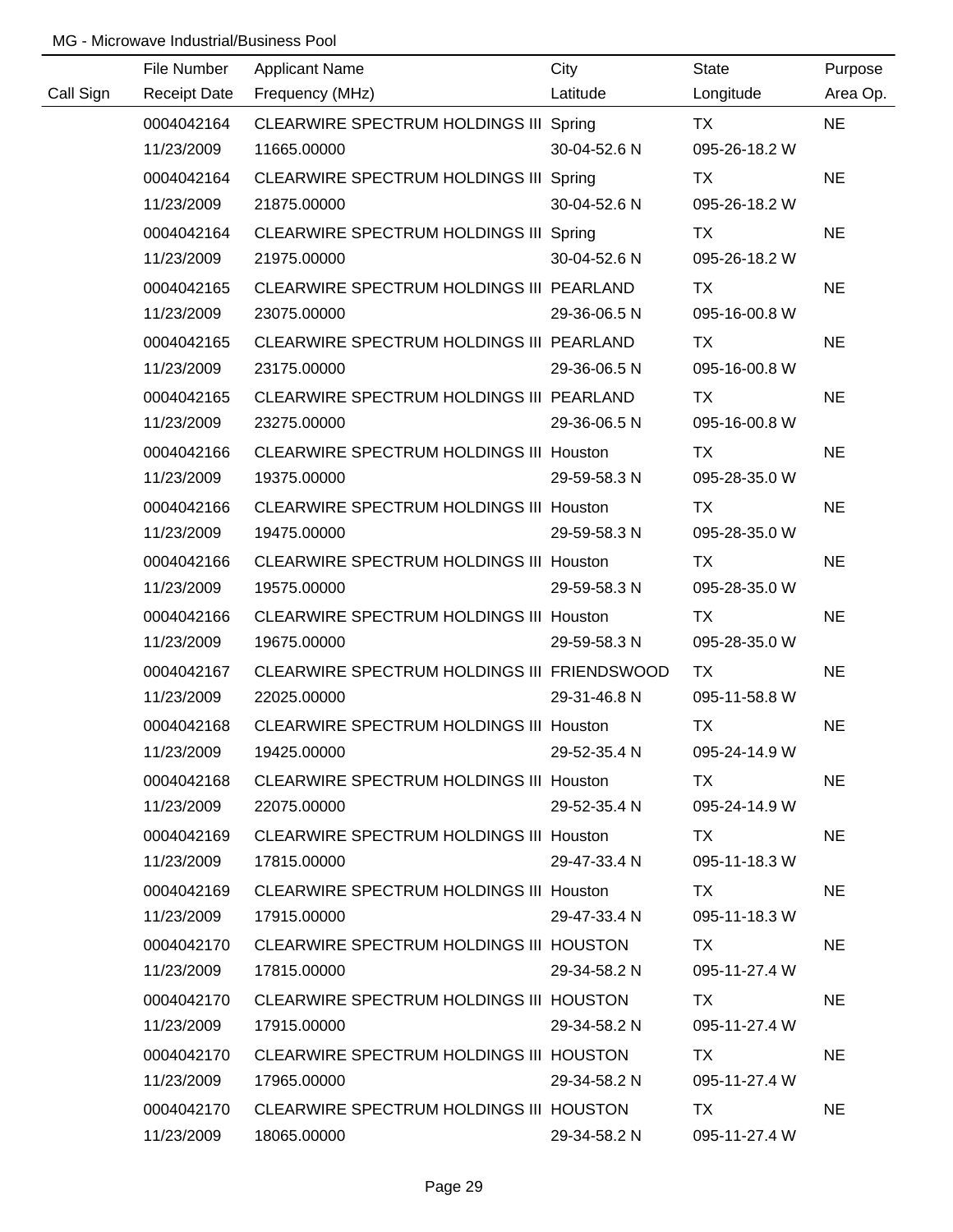MG - Microwave Industrial/Business Pool

| Call Sign | File Number<br>Receipt Date | Applicant Name<br>Frequency (MHz) | City<br>Latitude | State<br>Longitude | Purpose<br>Area Op. |
|---|---|---|---|---|---|
| | 0004042164<br>11/23/2009 | CLEARWIRE SPECTRUM HOLDINGS III<br>11665.00000 | Spring<br>30-04-52.6 N | TX<br>095-26-18.2 W | NE |
| | 0004042164<br>11/23/2009 | CLEARWIRE SPECTRUM HOLDINGS III<br>21875.00000 | Spring<br>30-04-52.6 N | TX<br>095-26-18.2 W | NE |
| | 0004042164<br>11/23/2009 | CLEARWIRE SPECTRUM HOLDINGS III<br>21975.00000 | Spring<br>30-04-52.6 N | TX<br>095-26-18.2 W | NE |
| | 0004042165<br>11/23/2009 | CLEARWIRE SPECTRUM HOLDINGS III<br>23075.00000 | PEARLAND<br>29-36-06.5 N | TX<br>095-16-00.8 W | NE |
| | 0004042165<br>11/23/2009 | CLEARWIRE SPECTRUM HOLDINGS III<br>23175.00000 | PEARLAND<br>29-36-06.5 N | TX<br>095-16-00.8 W | NE |
| | 0004042165<br>11/23/2009 | CLEARWIRE SPECTRUM HOLDINGS III<br>23275.00000 | PEARLAND<br>29-36-06.5 N | TX<br>095-16-00.8 W | NE |
| | 0004042166<br>11/23/2009 | CLEARWIRE SPECTRUM HOLDINGS III<br>19375.00000 | Houston<br>29-59-58.3 N | TX<br>095-28-35.0 W | NE |
| | 0004042166<br>11/23/2009 | CLEARWIRE SPECTRUM HOLDINGS III<br>19475.00000 | Houston<br>29-59-58.3 N | TX<br>095-28-35.0 W | NE |
| | 0004042166<br>11/23/2009 | CLEARWIRE SPECTRUM HOLDINGS III<br>19575.00000 | Houston<br>29-59-58.3 N | TX<br>095-28-35.0 W | NE |
| | 0004042166<br>11/23/2009 | CLEARWIRE SPECTRUM HOLDINGS III<br>19675.00000 | Houston<br>29-59-58.3 N | TX<br>095-28-35.0 W | NE |
| | 0004042167<br>11/23/2009 | CLEARWIRE SPECTRUM HOLDINGS III<br>22025.00000 | FRIENDSWOOD<br>29-31-46.8 N | TX<br>095-11-58.8 W | NE |
| | 0004042168<br>11/23/2009 | CLEARWIRE SPECTRUM HOLDINGS III<br>19425.00000 | Houston<br>29-52-35.4 N | TX<br>095-24-14.9 W | NE |
| | 0004042168<br>11/23/2009 | CLEARWIRE SPECTRUM HOLDINGS III<br>22075.00000 | Houston<br>29-52-35.4 N | TX<br>095-24-14.9 W | NE |
| | 0004042169<br>11/23/2009 | CLEARWIRE SPECTRUM HOLDINGS III<br>17815.00000 | Houston<br>29-47-33.4 N | TX<br>095-11-18.3 W | NE |
| | 0004042169<br>11/23/2009 | CLEARWIRE SPECTRUM HOLDINGS III<br>17915.00000 | Houston<br>29-47-33.4 N | TX<br>095-11-18.3 W | NE |
| | 0004042170<br>11/23/2009 | CLEARWIRE SPECTRUM HOLDINGS III<br>17815.00000 | HOUSTON<br>29-34-58.2 N | TX<br>095-11-27.4 W | NE |
| | 0004042170<br>11/23/2009 | CLEARWIRE SPECTRUM HOLDINGS III<br>17915.00000 | HOUSTON<br>29-34-58.2 N | TX<br>095-11-27.4 W | NE |
| | 0004042170<br>11/23/2009 | CLEARWIRE SPECTRUM HOLDINGS III<br>17965.00000 | HOUSTON<br>29-34-58.2 N | TX<br>095-11-27.4 W | NE |
| | 0004042170<br>11/23/2009 | CLEARWIRE SPECTRUM HOLDINGS III<br>18065.00000 | HOUSTON<br>29-34-58.2 N | TX<br>095-11-27.4 W | NE |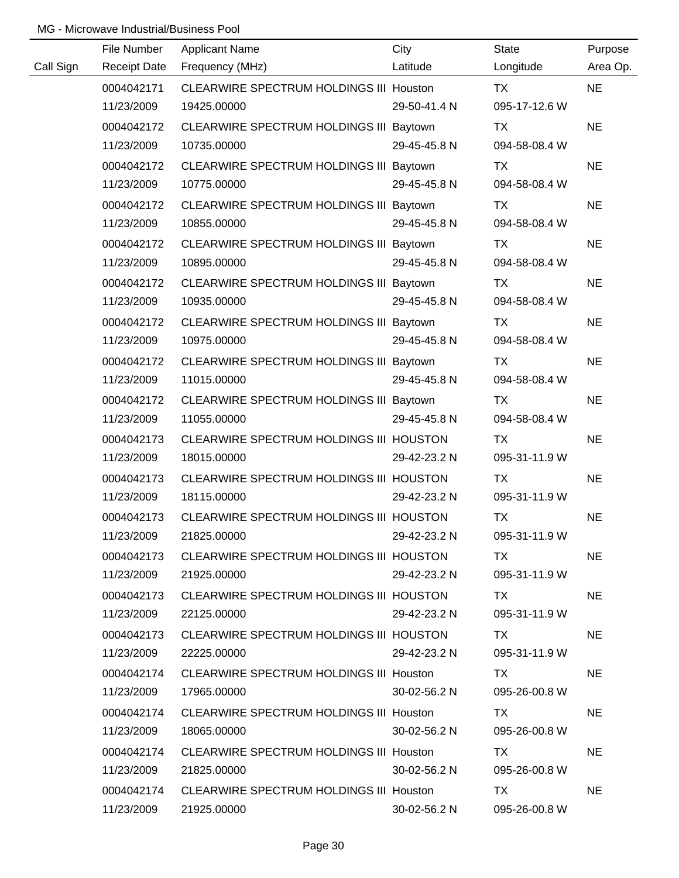MG - Microwave Industrial/Business Pool

| Call Sign | File Number<br>Receipt Date | Applicant Name<br>Frequency (MHz) | City<br>Latitude | State<br>Longitude | Purpose<br>Area Op. |
|---|---|---|---|---|---|
| | 0004042171<br>11/23/2009 | CLEARWIRE SPECTRUM HOLDINGS III<br>19425.00000 | Houston<br>29-50-41.4 N | TX<br>095-17-12.6 W | NE |
| | 0004042172<br>11/23/2009 | CLEARWIRE SPECTRUM HOLDINGS III<br>10735.00000 | Baytown<br>29-45-45.8 N | TX<br>094-58-08.4 W | NE |
| | 0004042172<br>11/23/2009 | CLEARWIRE SPECTRUM HOLDINGS III<br>10775.00000 | Baytown<br>29-45-45.8 N | TX<br>094-58-08.4 W | NE |
| | 0004042172<br>11/23/2009 | CLEARWIRE SPECTRUM HOLDINGS III<br>10855.00000 | Baytown<br>29-45-45.8 N | TX<br>094-58-08.4 W | NE |
| | 0004042172<br>11/23/2009 | CLEARWIRE SPECTRUM HOLDINGS III<br>10895.00000 | Baytown<br>29-45-45.8 N | TX<br>094-58-08.4 W | NE |
| | 0004042172<br>11/23/2009 | CLEARWIRE SPECTRUM HOLDINGS III<br>10935.00000 | Baytown<br>29-45-45.8 N | TX<br>094-58-08.4 W | NE |
| | 0004042172<br>11/23/2009 | CLEARWIRE SPECTRUM HOLDINGS III<br>10975.00000 | Baytown<br>29-45-45.8 N | TX<br>094-58-08.4 W | NE |
| | 0004042172<br>11/23/2009 | CLEARWIRE SPECTRUM HOLDINGS III<br>11015.00000 | Baytown<br>29-45-45.8 N | TX<br>094-58-08.4 W | NE |
| | 0004042172<br>11/23/2009 | CLEARWIRE SPECTRUM HOLDINGS III<br>11055.00000 | Baytown<br>29-45-45.8 N | TX<br>094-58-08.4 W | NE |
| | 0004042173<br>11/23/2009 | CLEARWIRE SPECTRUM HOLDINGS III<br>18015.00000 | HOUSTON<br>29-42-23.2 N | TX<br>095-31-11.9 W | NE |
| | 0004042173<br>11/23/2009 | CLEARWIRE SPECTRUM HOLDINGS III<br>18115.00000 | HOUSTON<br>29-42-23.2 N | TX<br>095-31-11.9 W | NE |
| | 0004042173<br>11/23/2009 | CLEARWIRE SPECTRUM HOLDINGS III<br>21825.00000 | HOUSTON<br>29-42-23.2 N | TX<br>095-31-11.9 W | NE |
| | 0004042173<br>11/23/2009 | CLEARWIRE SPECTRUM HOLDINGS III<br>21925.00000 | HOUSTON<br>29-42-23.2 N | TX<br>095-31-11.9 W | NE |
| | 0004042173<br>11/23/2009 | CLEARWIRE SPECTRUM HOLDINGS III<br>22125.00000 | HOUSTON<br>29-42-23.2 N | TX<br>095-31-11.9 W | NE |
| | 0004042173<br>11/23/2009 | CLEARWIRE SPECTRUM HOLDINGS III<br>22225.00000 | HOUSTON<br>29-42-23.2 N | TX<br>095-31-11.9 W | NE |
| | 0004042174<br>11/23/2009 | CLEARWIRE SPECTRUM HOLDINGS III<br>17965.00000 | Houston<br>30-02-56.2 N | TX<br>095-26-00.8 W | NE |
| | 0004042174<br>11/23/2009 | CLEARWIRE SPECTRUM HOLDINGS III<br>18065.00000 | Houston<br>30-02-56.2 N | TX<br>095-26-00.8 W | NE |
| | 0004042174<br>11/23/2009 | CLEARWIRE SPECTRUM HOLDINGS III<br>21825.00000 | Houston<br>30-02-56.2 N | TX<br>095-26-00.8 W | NE |
| | 0004042174<br>11/23/2009 | CLEARWIRE SPECTRUM HOLDINGS III<br>21925.00000 | Houston<br>30-02-56.2 N | TX<br>095-26-00.8 W | NE |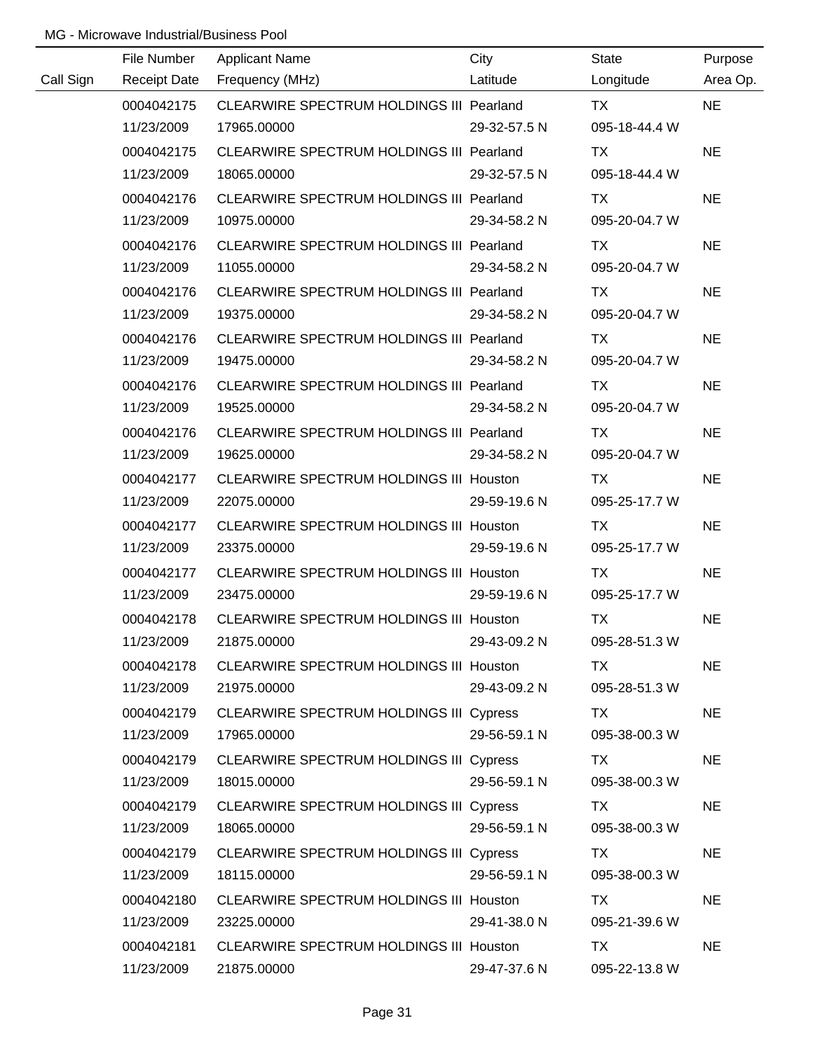MG - Microwave Industrial/Business Pool

| Call Sign | File Number<br>Receipt Date | Applicant Name<br>Frequency (MHz) | City<br>Latitude | State<br>Longitude | Purpose<br>Area Op. |
|---|---|---|---|---|---|
| | 0004042175<br>11/23/2009 | CLEARWIRE SPECTRUM HOLDINGS III<br>17965.00000 | Pearland<br>29-32-57.5 N | TX<br>095-18-44.4 W | NE |
| | 0004042175<br>11/23/2009 | CLEARWIRE SPECTRUM HOLDINGS III<br>18065.00000 | Pearland<br>29-32-57.5 N | TX<br>095-18-44.4 W | NE |
| | 0004042176<br>11/23/2009 | CLEARWIRE SPECTRUM HOLDINGS III<br>10975.00000 | Pearland<br>29-34-58.2 N | TX<br>095-20-04.7 W | NE |
| | 0004042176<br>11/23/2009 | CLEARWIRE SPECTRUM HOLDINGS III<br>11055.00000 | Pearland<br>29-34-58.2 N | TX<br>095-20-04.7 W | NE |
| | 0004042176<br>11/23/2009 | CLEARWIRE SPECTRUM HOLDINGS III<br>19375.00000 | Pearland<br>29-34-58.2 N | TX<br>095-20-04.7 W | NE |
| | 0004042176<br>11/23/2009 | CLEARWIRE SPECTRUM HOLDINGS III<br>19475.00000 | Pearland<br>29-34-58.2 N | TX<br>095-20-04.7 W | NE |
| | 0004042176<br>11/23/2009 | CLEARWIRE SPECTRUM HOLDINGS III<br>19525.00000 | Pearland<br>29-34-58.2 N | TX<br>095-20-04.7 W | NE |
| | 0004042176<br>11/23/2009 | CLEARWIRE SPECTRUM HOLDINGS III<br>19625.00000 | Pearland<br>29-34-58.2 N | TX<br>095-20-04.7 W | NE |
| | 0004042177<br>11/23/2009 | CLEARWIRE SPECTRUM HOLDINGS III<br>22075.00000 | Houston<br>29-59-19.6 N | TX<br>095-25-17.7 W | NE |
| | 0004042177<br>11/23/2009 | CLEARWIRE SPECTRUM HOLDINGS III<br>23375.00000 | Houston<br>29-59-19.6 N | TX<br>095-25-17.7 W | NE |
| | 0004042177<br>11/23/2009 | CLEARWIRE SPECTRUM HOLDINGS III<br>23475.00000 | Houston<br>29-59-19.6 N | TX<br>095-25-17.7 W | NE |
| | 0004042178<br>11/23/2009 | CLEARWIRE SPECTRUM HOLDINGS III<br>21875.00000 | Houston<br>29-43-09.2 N | TX<br>095-28-51.3 W | NE |
| | 0004042178<br>11/23/2009 | CLEARWIRE SPECTRUM HOLDINGS III<br>21975.00000 | Houston<br>29-43-09.2 N | TX<br>095-28-51.3 W | NE |
| | 0004042179<br>11/23/2009 | CLEARWIRE SPECTRUM HOLDINGS III<br>17965.00000 | Cypress<br>29-56-59.1 N | TX<br>095-38-00.3 W | NE |
| | 0004042179<br>11/23/2009 | CLEARWIRE SPECTRUM HOLDINGS III<br>18015.00000 | Cypress<br>29-56-59.1 N | TX<br>095-38-00.3 W | NE |
| | 0004042179<br>11/23/2009 | CLEARWIRE SPECTRUM HOLDINGS III<br>18065.00000 | Cypress<br>29-56-59.1 N | TX<br>095-38-00.3 W | NE |
| | 0004042179<br>11/23/2009 | CLEARWIRE SPECTRUM HOLDINGS III<br>18115.00000 | Cypress<br>29-56-59.1 N | TX<br>095-38-00.3 W | NE |
| | 0004042180<br>11/23/2009 | CLEARWIRE SPECTRUM HOLDINGS III<br>23225.00000 | Houston<br>29-41-38.0 N | TX<br>095-21-39.6 W | NE |
| | 0004042181<br>11/23/2009 | CLEARWIRE SPECTRUM HOLDINGS III<br>21875.00000 | Houston<br>29-47-37.6 N | TX<br>095-22-13.8 W | NE |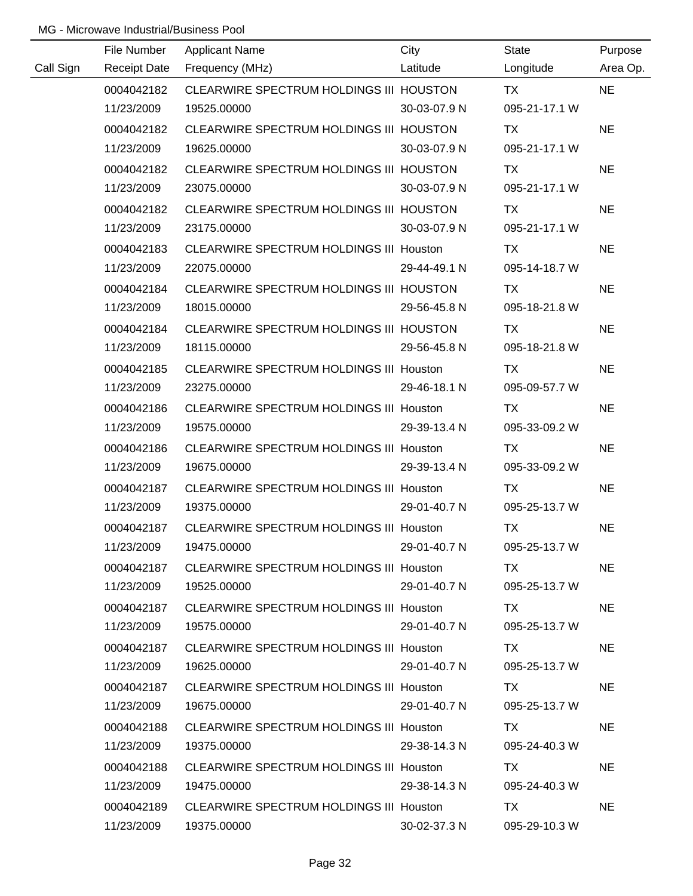MG - Microwave Industrial/Business Pool

| Call Sign | File Number<br>Receipt Date | Applicant Name<br>Frequency (MHz) | City<br>Latitude | State<br>Longitude | Purpose<br>Area Op. |
|---|---|---|---|---|---|
| | 0004042182<br>11/23/2009 | CLEARWIRE SPECTRUM HOLDINGS III<br>19525.00000 | HOUSTON<br>30-03-07.9 N | TX<br>095-21-17.1 W | NE |
| | 0004042182<br>11/23/2009 | CLEARWIRE SPECTRUM HOLDINGS III<br>19625.00000 | HOUSTON<br>30-03-07.9 N | TX<br>095-21-17.1 W | NE |
| | 0004042182<br>11/23/2009 | CLEARWIRE SPECTRUM HOLDINGS III<br>23075.00000 | HOUSTON<br>30-03-07.9 N | TX<br>095-21-17.1 W | NE |
| | 0004042182<br>11/23/2009 | CLEARWIRE SPECTRUM HOLDINGS III<br>23175.00000 | HOUSTON<br>30-03-07.9 N | TX<br>095-21-17.1 W | NE |
| | 0004042183<br>11/23/2009 | CLEARWIRE SPECTRUM HOLDINGS III<br>22075.00000 | Houston<br>29-44-49.1 N | TX<br>095-14-18.7 W | NE |
| | 0004042184<br>11/23/2009 | CLEARWIRE SPECTRUM HOLDINGS III<br>18015.00000 | HOUSTON<br>29-56-45.8 N | TX<br>095-18-21.8 W | NE |
| | 0004042184<br>11/23/2009 | CLEARWIRE SPECTRUM HOLDINGS III<br>18115.00000 | HOUSTON<br>29-56-45.8 N | TX<br>095-18-21.8 W | NE |
| | 0004042185<br>11/23/2009 | CLEARWIRE SPECTRUM HOLDINGS III<br>23275.00000 | Houston<br>29-46-18.1 N | TX<br>095-09-57.7 W | NE |
| | 0004042186<br>11/23/2009 | CLEARWIRE SPECTRUM HOLDINGS III<br>19575.00000 | Houston<br>29-39-13.4 N | TX<br>095-33-09.2 W | NE |
| | 0004042186<br>11/23/2009 | CLEARWIRE SPECTRUM HOLDINGS III<br>19675.00000 | Houston<br>29-39-13.4 N | TX<br>095-33-09.2 W | NE |
| | 0004042187<br>11/23/2009 | CLEARWIRE SPECTRUM HOLDINGS III<br>19375.00000 | Houston<br>29-01-40.7 N | TX<br>095-25-13.7 W | NE |
| | 0004042187<br>11/23/2009 | CLEARWIRE SPECTRUM HOLDINGS III<br>19475.00000 | Houston<br>29-01-40.7 N | TX<br>095-25-13.7 W | NE |
| | 0004042187<br>11/23/2009 | CLEARWIRE SPECTRUM HOLDINGS III<br>19525.00000 | Houston<br>29-01-40.7 N | TX<br>095-25-13.7 W | NE |
| | 0004042187<br>11/23/2009 | CLEARWIRE SPECTRUM HOLDINGS III<br>19575.00000 | Houston<br>29-01-40.7 N | TX<br>095-25-13.7 W | NE |
| | 0004042187<br>11/23/2009 | CLEARWIRE SPECTRUM HOLDINGS III<br>19625.00000 | Houston<br>29-01-40.7 N | TX<br>095-25-13.7 W | NE |
| | 0004042187<br>11/23/2009 | CLEARWIRE SPECTRUM HOLDINGS III<br>19675.00000 | Houston<br>29-01-40.7 N | TX<br>095-25-13.7 W | NE |
| | 0004042188<br>11/23/2009 | CLEARWIRE SPECTRUM HOLDINGS III<br>19375.00000 | Houston<br>29-38-14.3 N | TX<br>095-24-40.3 W | NE |
| | 0004042188<br>11/23/2009 | CLEARWIRE SPECTRUM HOLDINGS III<br>19475.00000 | Houston<br>29-38-14.3 N | TX<br>095-24-40.3 W | NE |
| | 0004042189<br>11/23/2009 | CLEARWIRE SPECTRUM HOLDINGS III<br>19375.00000 | Houston<br>30-02-37.3 N | TX<br>095-29-10.3 W | NE |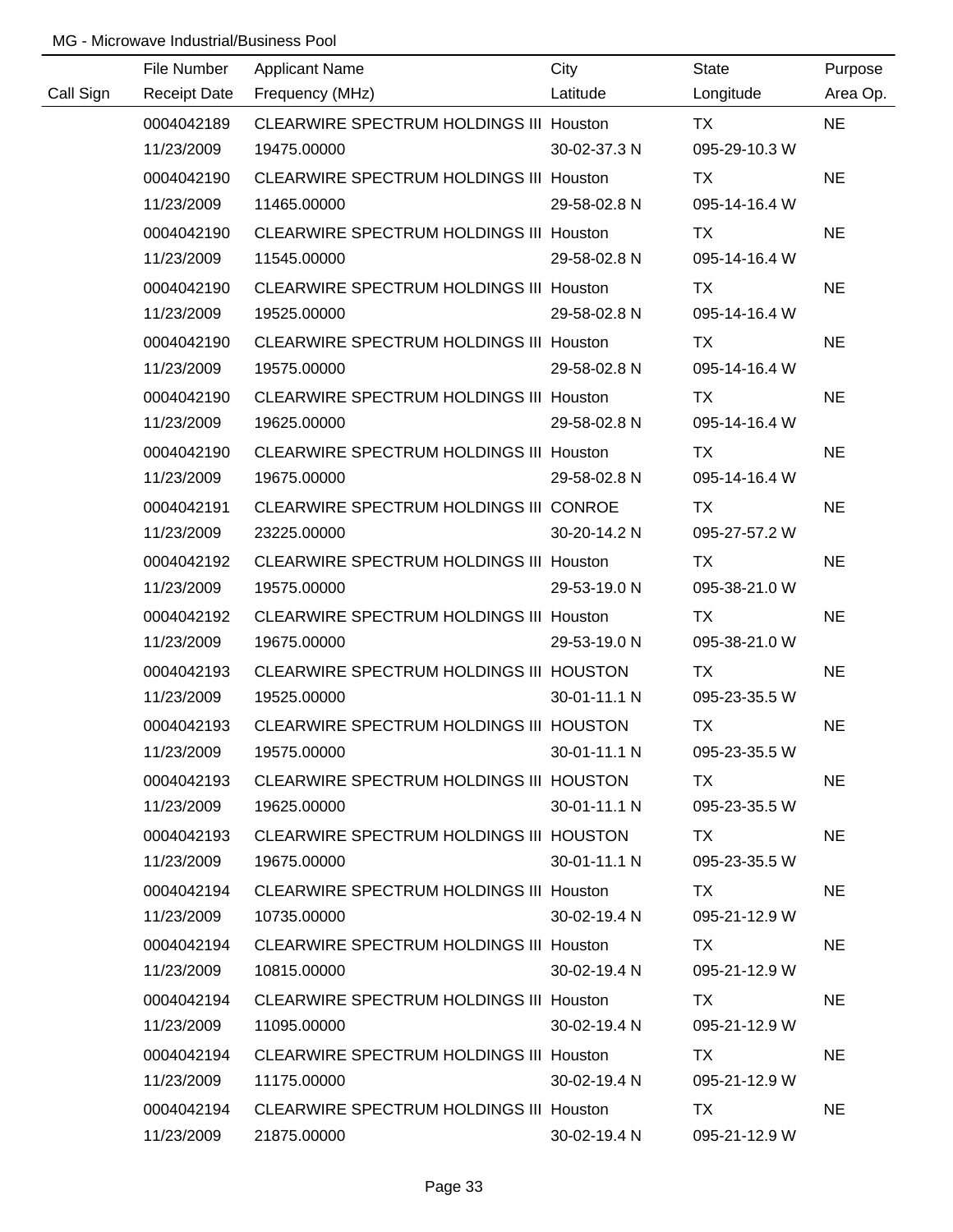MG - Microwave Industrial/Business Pool

| Call Sign | File Number<br>Receipt Date | Applicant Name<br>Frequency (MHz) | City<br>Latitude | State<br>Longitude | Purpose<br>Area Op. |
|---|---|---|---|---|---|
| | 0004042189<br>11/23/2009 | CLEARWIRE SPECTRUM HOLDINGS III<br>19475.00000 | Houston<br>30-02-37.3 N | TX<br>095-29-10.3 W | NE |
| | 0004042190<br>11/23/2009 | CLEARWIRE SPECTRUM HOLDINGS III<br>11465.00000 | Houston<br>29-58-02.8 N | TX<br>095-14-16.4 W | NE |
| | 0004042190<br>11/23/2009 | CLEARWIRE SPECTRUM HOLDINGS III<br>11545.00000 | Houston<br>29-58-02.8 N | TX<br>095-14-16.4 W | NE |
| | 0004042190<br>11/23/2009 | CLEARWIRE SPECTRUM HOLDINGS III<br>19525.00000 | Houston<br>29-58-02.8 N | TX<br>095-14-16.4 W | NE |
| | 0004042190<br>11/23/2009 | CLEARWIRE SPECTRUM HOLDINGS III<br>19575.00000 | Houston<br>29-58-02.8 N | TX<br>095-14-16.4 W | NE |
| | 0004042190<br>11/23/2009 | CLEARWIRE SPECTRUM HOLDINGS III<br>19625.00000 | Houston<br>29-58-02.8 N | TX<br>095-14-16.4 W | NE |
| | 0004042190<br>11/23/2009 | CLEARWIRE SPECTRUM HOLDINGS III<br>19675.00000 | Houston<br>29-58-02.8 N | TX<br>095-14-16.4 W | NE |
| | 0004042191<br>11/23/2009 | CLEARWIRE SPECTRUM HOLDINGS III<br>23225.00000 | CONROE<br>30-20-14.2 N | TX<br>095-27-57.2 W | NE |
| | 0004042192<br>11/23/2009 | CLEARWIRE SPECTRUM HOLDINGS III<br>19575.00000 | Houston<br>29-53-19.0 N | TX<br>095-38-21.0 W | NE |
| | 0004042192<br>11/23/2009 | CLEARWIRE SPECTRUM HOLDINGS III<br>19675.00000 | Houston<br>29-53-19.0 N | TX<br>095-38-21.0 W | NE |
| | 0004042193<br>11/23/2009 | CLEARWIRE SPECTRUM HOLDINGS III<br>19525.00000 | HOUSTON<br>30-01-11.1 N | TX<br>095-23-35.5 W | NE |
| | 0004042193<br>11/23/2009 | CLEARWIRE SPECTRUM HOLDINGS III<br>19575.00000 | HOUSTON<br>30-01-11.1 N | TX<br>095-23-35.5 W | NE |
| | 0004042193<br>11/23/2009 | CLEARWIRE SPECTRUM HOLDINGS III<br>19625.00000 | HOUSTON<br>30-01-11.1 N | TX<br>095-23-35.5 W | NE |
| | 0004042193<br>11/23/2009 | CLEARWIRE SPECTRUM HOLDINGS III<br>19675.00000 | HOUSTON<br>30-01-11.1 N | TX<br>095-23-35.5 W | NE |
| | 0004042194<br>11/23/2009 | CLEARWIRE SPECTRUM HOLDINGS III<br>10735.00000 | Houston<br>30-02-19.4 N | TX<br>095-21-12.9 W | NE |
| | 0004042194<br>11/23/2009 | CLEARWIRE SPECTRUM HOLDINGS III<br>10815.00000 | Houston<br>30-02-19.4 N | TX<br>095-21-12.9 W | NE |
| | 0004042194<br>11/23/2009 | CLEARWIRE SPECTRUM HOLDINGS III<br>11095.00000 | Houston<br>30-02-19.4 N | TX<br>095-21-12.9 W | NE |
| | 0004042194<br>11/23/2009 | CLEARWIRE SPECTRUM HOLDINGS III<br>11175.00000 | Houston<br>30-02-19.4 N | TX<br>095-21-12.9 W | NE |
| | 0004042194<br>11/23/2009 | CLEARWIRE SPECTRUM HOLDINGS III<br>21875.00000 | Houston<br>30-02-19.4 N | TX<br>095-21-12.9 W | NE |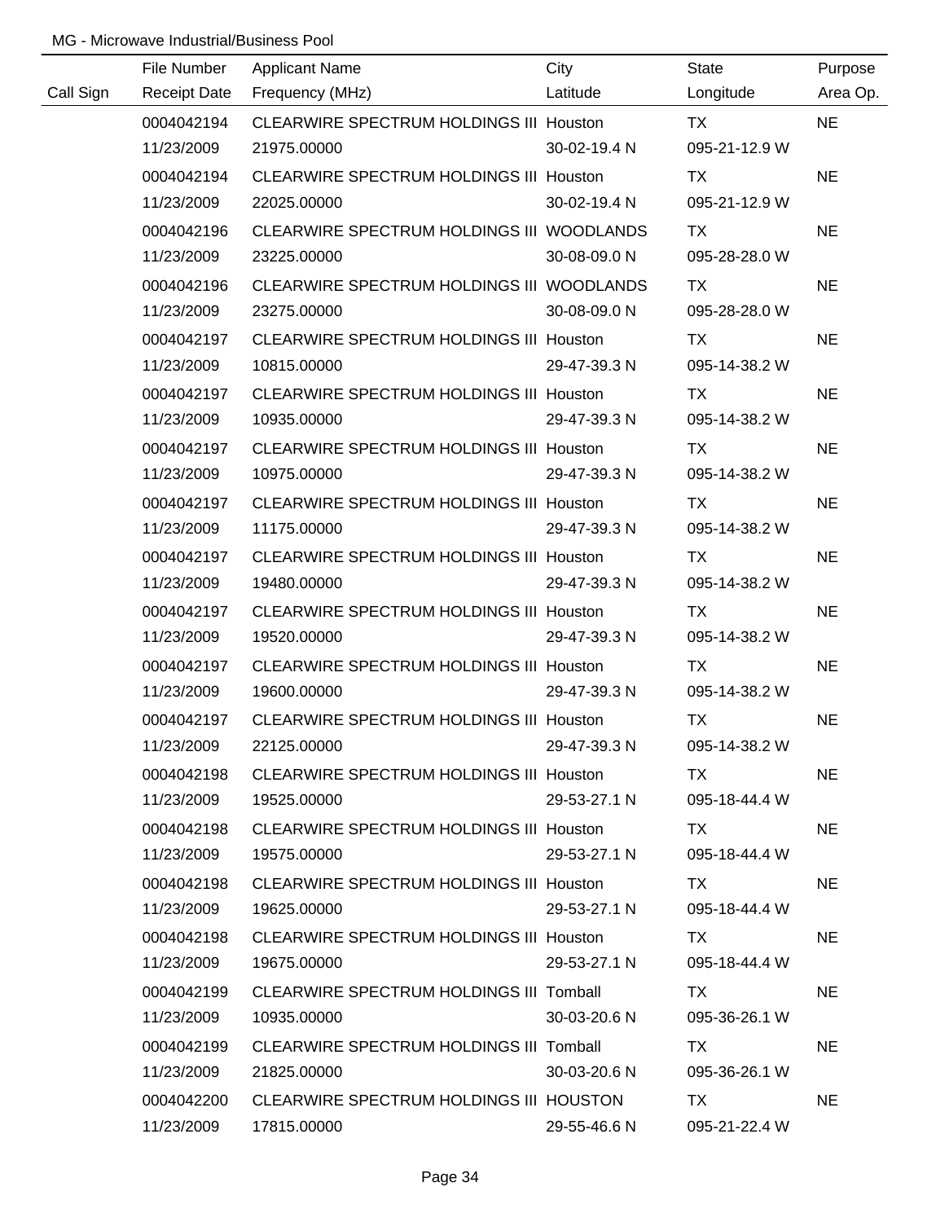MG - Microwave Industrial/Business Pool

| Call Sign | File Number<br>Receipt Date | Applicant Name<br>Frequency (MHz) | City<br>Latitude | State<br>Longitude | Purpose<br>Area Op. |
|---|---|---|---|---|---|
| | 0004042194<br>11/23/2009 | CLEARWIRE SPECTRUM HOLDINGS III<br>21975.00000 | Houston<br>30-02-19.4 N | TX<br>095-21-12.9 W | NE |
| | 0004042194<br>11/23/2009 | CLEARWIRE SPECTRUM HOLDINGS III<br>22025.00000 | Houston<br>30-02-19.4 N | TX<br>095-21-12.9 W | NE |
| | 0004042196<br>11/23/2009 | CLEARWIRE SPECTRUM HOLDINGS III<br>23225.00000 | WOODLANDS<br>30-08-09.0 N | TX<br>095-28-28.0 W | NE |
| | 0004042196<br>11/23/2009 | CLEARWIRE SPECTRUM HOLDINGS III<br>23275.00000 | WOODLANDS<br>30-08-09.0 N | TX<br>095-28-28.0 W | NE |
| | 0004042197<br>11/23/2009 | CLEARWIRE SPECTRUM HOLDINGS III<br>10815.00000 | Houston<br>29-47-39.3 N | TX<br>095-14-38.2 W | NE |
| | 0004042197<br>11/23/2009 | CLEARWIRE SPECTRUM HOLDINGS III<br>10935.00000 | Houston<br>29-47-39.3 N | TX<br>095-14-38.2 W | NE |
| | 0004042197<br>11/23/2009 | CLEARWIRE SPECTRUM HOLDINGS III<br>10975.00000 | Houston<br>29-47-39.3 N | TX<br>095-14-38.2 W | NE |
| | 0004042197<br>11/23/2009 | CLEARWIRE SPECTRUM HOLDINGS III<br>11175.00000 | Houston<br>29-47-39.3 N | TX<br>095-14-38.2 W | NE |
| | 0004042197<br>11/23/2009 | CLEARWIRE SPECTRUM HOLDINGS III<br>19480.00000 | Houston<br>29-47-39.3 N | TX<br>095-14-38.2 W | NE |
| | 0004042197<br>11/23/2009 | CLEARWIRE SPECTRUM HOLDINGS III<br>19520.00000 | Houston<br>29-47-39.3 N | TX<br>095-14-38.2 W | NE |
| | 0004042197<br>11/23/2009 | CLEARWIRE SPECTRUM HOLDINGS III<br>19600.00000 | Houston<br>29-47-39.3 N | TX<br>095-14-38.2 W | NE |
| | 0004042197<br>11/23/2009 | CLEARWIRE SPECTRUM HOLDINGS III<br>22125.00000 | Houston<br>29-47-39.3 N | TX<br>095-14-38.2 W | NE |
| | 0004042198<br>11/23/2009 | CLEARWIRE SPECTRUM HOLDINGS III<br>19525.00000 | Houston<br>29-53-27.1 N | TX<br>095-18-44.4 W | NE |
| | 0004042198<br>11/23/2009 | CLEARWIRE SPECTRUM HOLDINGS III<br>19575.00000 | Houston<br>29-53-27.1 N | TX<br>095-18-44.4 W | NE |
| | 0004042198<br>11/23/2009 | CLEARWIRE SPECTRUM HOLDINGS III<br>19625.00000 | Houston<br>29-53-27.1 N | TX<br>095-18-44.4 W | NE |
| | 0004042198<br>11/23/2009 | CLEARWIRE SPECTRUM HOLDINGS III<br>19675.00000 | Houston<br>29-53-27.1 N | TX<br>095-18-44.4 W | NE |
| | 0004042199<br>11/23/2009 | CLEARWIRE SPECTRUM HOLDINGS III<br>10935.00000 | Tomball<br>30-03-20.6 N | TX<br>095-36-26.1 W | NE |
| | 0004042199<br>11/23/2009 | CLEARWIRE SPECTRUM HOLDINGS III<br>21825.00000 | Tomball<br>30-03-20.6 N | TX<br>095-36-26.1 W | NE |
| | 0004042200<br>11/23/2009 | CLEARWIRE SPECTRUM HOLDINGS III<br>17815.00000 | HOUSTON<br>29-55-46.6 N | TX<br>095-21-22.4 W | NE |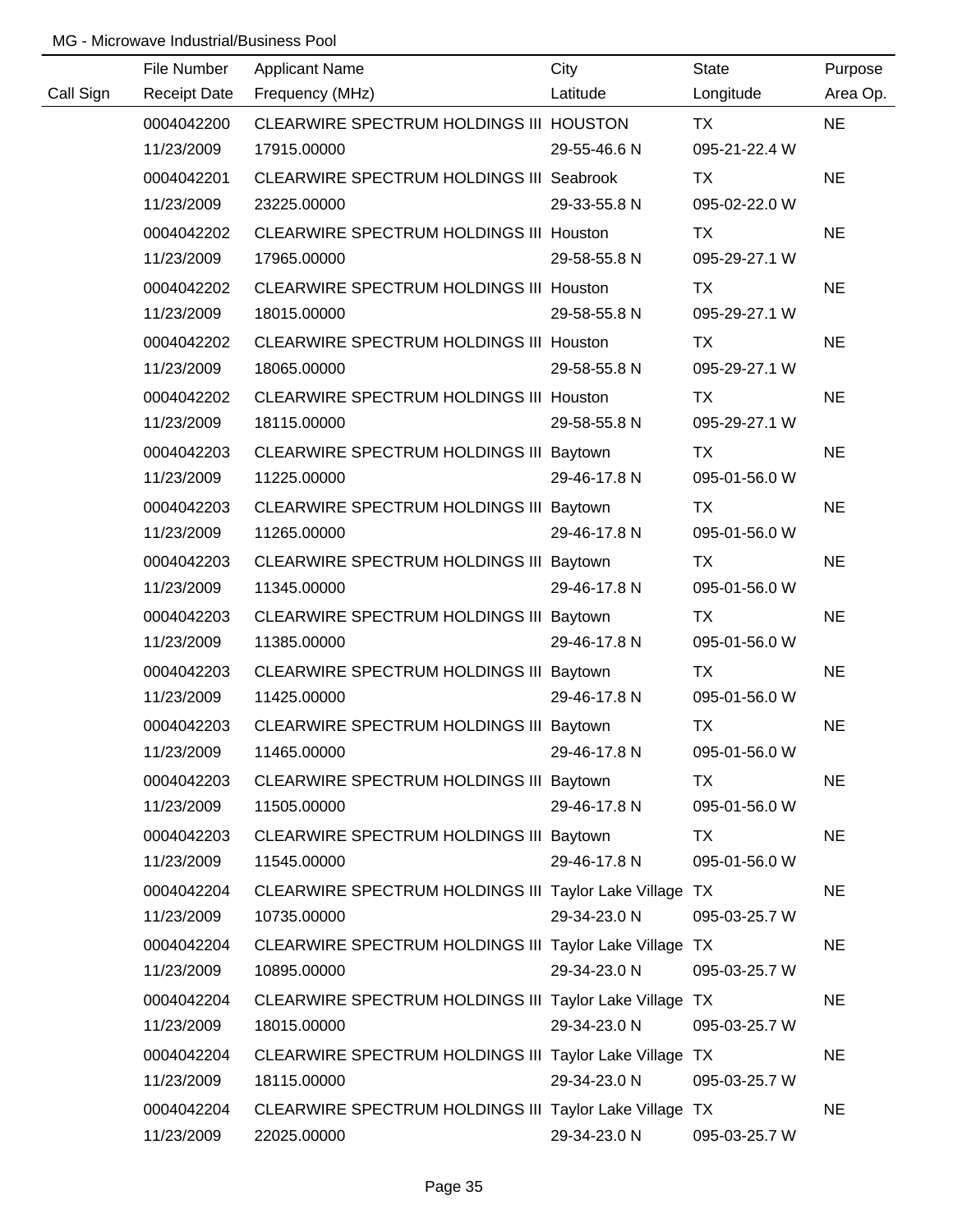MG - Microwave Industrial/Business Pool

| Call Sign | File Number<br>Receipt Date | Applicant Name<br>Frequency (MHz) | City<br>Latitude | State<br>Longitude | Purpose<br>Area Op. |
|---|---|---|---|---|---|
| | 0004042200<br>11/23/2009 | CLEARWIRE SPECTRUM HOLDINGS III<br>17915.00000 | HOUSTON<br>29-55-46.6 N | TX<br>095-21-22.4 W | NE |
| | 0004042201<br>11/23/2009 | CLEARWIRE SPECTRUM HOLDINGS III<br>23225.00000 | Seabrook<br>29-33-55.8 N | TX<br>095-02-22.0 W | NE |
| | 0004042202<br>11/23/2009 | CLEARWIRE SPECTRUM HOLDINGS III<br>17965.00000 | Houston<br>29-58-55.8 N | TX<br>095-29-27.1 W | NE |
| | 0004042202<br>11/23/2009 | CLEARWIRE SPECTRUM HOLDINGS III<br>18015.00000 | Houston<br>29-58-55.8 N | TX<br>095-29-27.1 W | NE |
| | 0004042202<br>11/23/2009 | CLEARWIRE SPECTRUM HOLDINGS III<br>18065.00000 | Houston<br>29-58-55.8 N | TX<br>095-29-27.1 W | NE |
| | 0004042202<br>11/23/2009 | CLEARWIRE SPECTRUM HOLDINGS III<br>18115.00000 | Houston<br>29-58-55.8 N | TX<br>095-29-27.1 W | NE |
| | 0004042203<br>11/23/2009 | CLEARWIRE SPECTRUM HOLDINGS III<br>11225.00000 | Baytown<br>29-46-17.8 N | TX<br>095-01-56.0 W | NE |
| | 0004042203<br>11/23/2009 | CLEARWIRE SPECTRUM HOLDINGS III<br>11265.00000 | Baytown<br>29-46-17.8 N | TX<br>095-01-56.0 W | NE |
| | 0004042203<br>11/23/2009 | CLEARWIRE SPECTRUM HOLDINGS III<br>11345.00000 | Baytown<br>29-46-17.8 N | TX<br>095-01-56.0 W | NE |
| | 0004042203<br>11/23/2009 | CLEARWIRE SPECTRUM HOLDINGS III<br>11385.00000 | Baytown<br>29-46-17.8 N | TX<br>095-01-56.0 W | NE |
| | 0004042203<br>11/23/2009 | CLEARWIRE SPECTRUM HOLDINGS III<br>11425.00000 | Baytown<br>29-46-17.8 N | TX<br>095-01-56.0 W | NE |
| | 0004042203<br>11/23/2009 | CLEARWIRE SPECTRUM HOLDINGS III<br>11465.00000 | Baytown<br>29-46-17.8 N | TX<br>095-01-56.0 W | NE |
| | 0004042203<br>11/23/2009 | CLEARWIRE SPECTRUM HOLDINGS III<br>11505.00000 | Baytown<br>29-46-17.8 N | TX<br>095-01-56.0 W | NE |
| | 0004042203<br>11/23/2009 | CLEARWIRE SPECTRUM HOLDINGS III<br>11545.00000 | Baytown<br>29-46-17.8 N | TX<br>095-01-56.0 W | NE |
| | 0004042204<br>11/23/2009 | CLEARWIRE SPECTRUM HOLDINGS III<br>10735.00000 | Taylor Lake Village<br>29-34-23.0 N | TX<br>095-03-25.7 W | NE |
| | 0004042204<br>11/23/2009 | CLEARWIRE SPECTRUM HOLDINGS III<br>10895.00000 | Taylor Lake Village<br>29-34-23.0 N | TX<br>095-03-25.7 W | NE |
| | 0004042204<br>11/23/2009 | CLEARWIRE SPECTRUM HOLDINGS III<br>18015.00000 | Taylor Lake Village<br>29-34-23.0 N | TX<br>095-03-25.7 W | NE |
| | 0004042204<br>11/23/2009 | CLEARWIRE SPECTRUM HOLDINGS III<br>18115.00000 | Taylor Lake Village<br>29-34-23.0 N | TX<br>095-03-25.7 W | NE |
| | 0004042204<br>11/23/2009 | CLEARWIRE SPECTRUM HOLDINGS III<br>22025.00000 | Taylor Lake Village<br>29-34-23.0 N | TX<br>095-03-25.7 W | NE |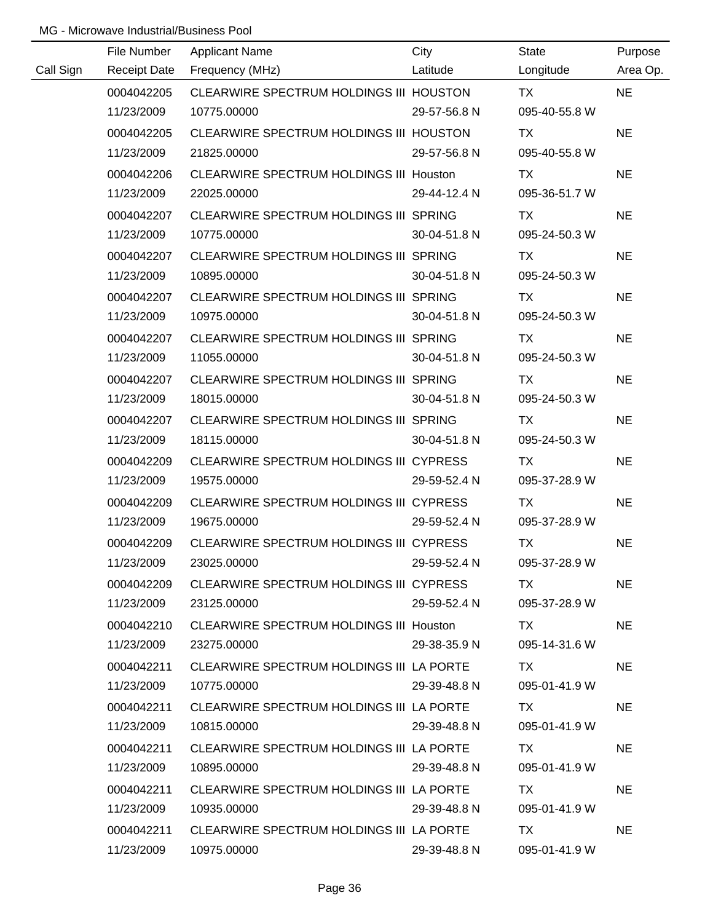MG - Microwave Industrial/Business Pool

| Call Sign | File Number<br>Receipt Date | Applicant Name<br>Frequency (MHz) | City<br>Latitude | State<br>Longitude | Purpose<br>Area Op. |
|---|---|---|---|---|---|
| | 0004042205<br>11/23/2009 | CLEARWIRE SPECTRUM HOLDINGS III<br>10775.00000 | HOUSTON<br>29-57-56.8 N | TX<br>095-40-55.8 W | NE |
| | 0004042205<br>11/23/2009 | CLEARWIRE SPECTRUM HOLDINGS III<br>21825.00000 | HOUSTON<br>29-57-56.8 N | TX<br>095-40-55.8 W | NE |
| | 0004042206<br>11/23/2009 | CLEARWIRE SPECTRUM HOLDINGS III<br>22025.00000 | Houston<br>29-44-12.4 N | TX<br>095-36-51.7 W | NE |
| | 0004042207<br>11/23/2009 | CLEARWIRE SPECTRUM HOLDINGS III<br>10775.00000 | SPRING<br>30-04-51.8 N | TX<br>095-24-50.3 W | NE |
| | 0004042207<br>11/23/2009 | CLEARWIRE SPECTRUM HOLDINGS III<br>10895.00000 | SPRING<br>30-04-51.8 N | TX<br>095-24-50.3 W | NE |
| | 0004042207<br>11/23/2009 | CLEARWIRE SPECTRUM HOLDINGS III<br>10975.00000 | SPRING<br>30-04-51.8 N | TX<br>095-24-50.3 W | NE |
| | 0004042207<br>11/23/2009 | CLEARWIRE SPECTRUM HOLDINGS III<br>11055.00000 | SPRING<br>30-04-51.8 N | TX<br>095-24-50.3 W | NE |
| | 0004042207<br>11/23/2009 | CLEARWIRE SPECTRUM HOLDINGS III<br>18015.00000 | SPRING<br>30-04-51.8 N | TX<br>095-24-50.3 W | NE |
| | 0004042207<br>11/23/2009 | CLEARWIRE SPECTRUM HOLDINGS III<br>18115.00000 | SPRING<br>30-04-51.8 N | TX<br>095-24-50.3 W | NE |
| | 0004042209<br>11/23/2009 | CLEARWIRE SPECTRUM HOLDINGS III<br>19575.00000 | CYPRESS<br>29-59-52.4 N | TX<br>095-37-28.9 W | NE |
| | 0004042209<br>11/23/2009 | CLEARWIRE SPECTRUM HOLDINGS III<br>19675.00000 | CYPRESS<br>29-59-52.4 N | TX<br>095-37-28.9 W | NE |
| | 0004042209<br>11/23/2009 | CLEARWIRE SPECTRUM HOLDINGS III<br>23025.00000 | CYPRESS<br>29-59-52.4 N | TX<br>095-37-28.9 W | NE |
| | 0004042209<br>11/23/2009 | CLEARWIRE SPECTRUM HOLDINGS III<br>23125.00000 | CYPRESS<br>29-59-52.4 N | TX<br>095-37-28.9 W | NE |
| | 0004042210<br>11/23/2009 | CLEARWIRE SPECTRUM HOLDINGS III<br>23275.00000 | Houston<br>29-38-35.9 N | TX<br>095-14-31.6 W | NE |
| | 0004042211<br>11/23/2009 | CLEARWIRE SPECTRUM HOLDINGS III<br>10775.00000 | LA PORTE<br>29-39-48.8 N | TX<br>095-01-41.9 W | NE |
| | 0004042211<br>11/23/2009 | CLEARWIRE SPECTRUM HOLDINGS III<br>10815.00000 | LA PORTE<br>29-39-48.8 N | TX<br>095-01-41.9 W | NE |
| | 0004042211<br>11/23/2009 | CLEARWIRE SPECTRUM HOLDINGS III<br>10895.00000 | LA PORTE<br>29-39-48.8 N | TX<br>095-01-41.9 W | NE |
| | 0004042211<br>11/23/2009 | CLEARWIRE SPECTRUM HOLDINGS III<br>10935.00000 | LA PORTE<br>29-39-48.8 N | TX<br>095-01-41.9 W | NE |
| | 0004042211<br>11/23/2009 | CLEARWIRE SPECTRUM HOLDINGS III<br>10975.00000 | LA PORTE<br>29-39-48.8 N | TX<br>095-01-41.9 W | NE |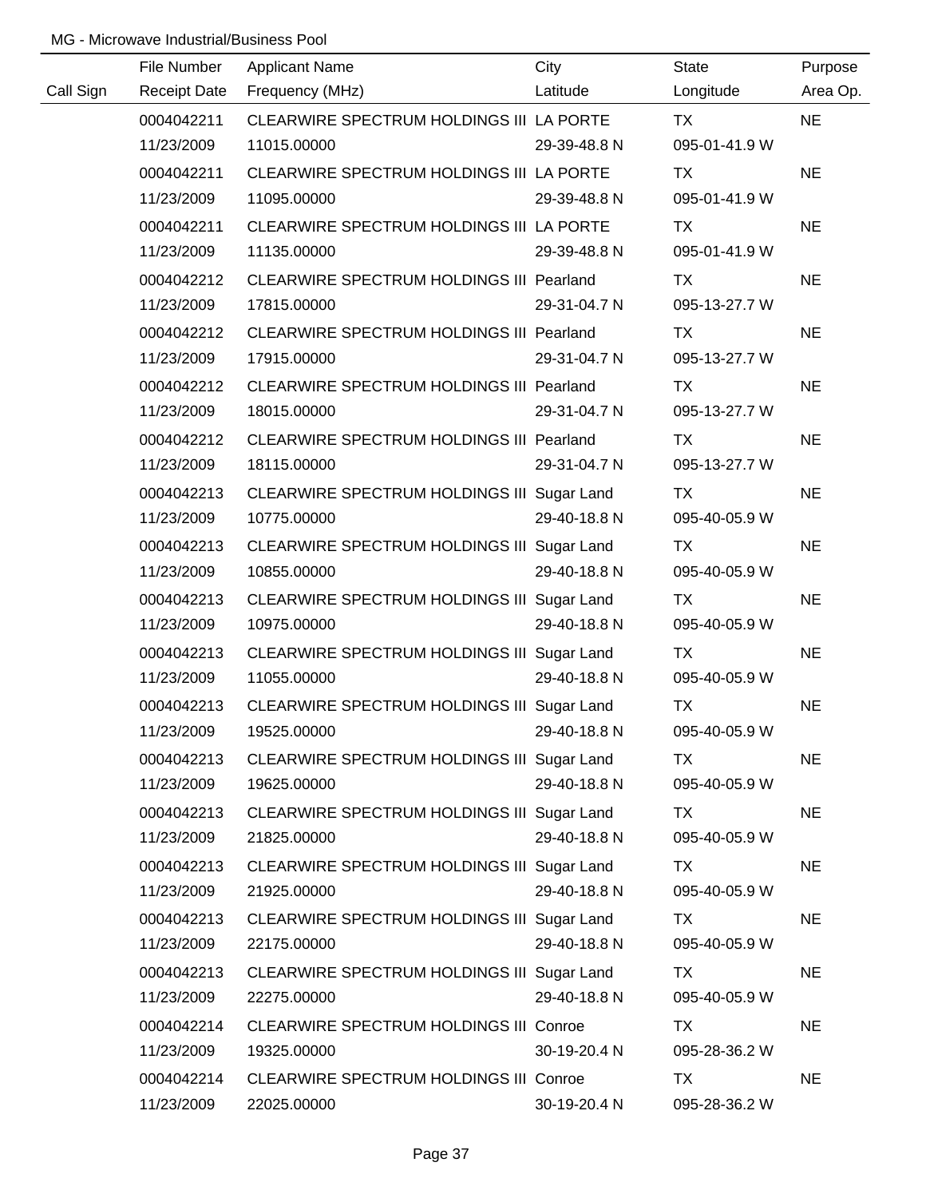MG - Microwave Industrial/Business Pool

| Call Sign | File Number<br>Receipt Date | Applicant Name<br>Frequency (MHz) | City<br>Latitude | State<br>Longitude | Purpose<br>Area Op. |
|---|---|---|---|---|---|
| | 0004042211<br>11/23/2009 | CLEARWIRE SPECTRUM HOLDINGS III<br>11015.00000 | LA PORTE<br>29-39-48.8 N | TX<br>095-01-41.9 W | NE |
| | 0004042211<br>11/23/2009 | CLEARWIRE SPECTRUM HOLDINGS III<br>11095.00000 | LA PORTE<br>29-39-48.8 N | TX<br>095-01-41.9 W | NE |
| | 0004042211<br>11/23/2009 | CLEARWIRE SPECTRUM HOLDINGS III<br>11135.00000 | LA PORTE<br>29-39-48.8 N | TX<br>095-01-41.9 W | NE |
| | 0004042212<br>11/23/2009 | CLEARWIRE SPECTRUM HOLDINGS III<br>17815.00000 | Pearland<br>29-31-04.7 N | TX<br>095-13-27.7 W | NE |
| | 0004042212<br>11/23/2009 | CLEARWIRE SPECTRUM HOLDINGS III<br>17915.00000 | Pearland<br>29-31-04.7 N | TX<br>095-13-27.7 W | NE |
| | 0004042212<br>11/23/2009 | CLEARWIRE SPECTRUM HOLDINGS III<br>18015.00000 | Pearland<br>29-31-04.7 N | TX<br>095-13-27.7 W | NE |
| | 0004042212<br>11/23/2009 | CLEARWIRE SPECTRUM HOLDINGS III<br>18115.00000 | Pearland<br>29-31-04.7 N | TX<br>095-13-27.7 W | NE |
| | 0004042213<br>11/23/2009 | CLEARWIRE SPECTRUM HOLDINGS III<br>10775.00000 | Sugar Land<br>29-40-18.8 N | TX<br>095-40-05.9 W | NE |
| | 0004042213<br>11/23/2009 | CLEARWIRE SPECTRUM HOLDINGS III<br>10855.00000 | Sugar Land<br>29-40-18.8 N | TX<br>095-40-05.9 W | NE |
| | 0004042213<br>11/23/2009 | CLEARWIRE SPECTRUM HOLDINGS III<br>10975.00000 | Sugar Land<br>29-40-18.8 N | TX<br>095-40-05.9 W | NE |
| | 0004042213<br>11/23/2009 | CLEARWIRE SPECTRUM HOLDINGS III<br>11055.00000 | Sugar Land<br>29-40-18.8 N | TX<br>095-40-05.9 W | NE |
| | 0004042213<br>11/23/2009 | CLEARWIRE SPECTRUM HOLDINGS III<br>19525.00000 | Sugar Land<br>29-40-18.8 N | TX<br>095-40-05.9 W | NE |
| | 0004042213<br>11/23/2009 | CLEARWIRE SPECTRUM HOLDINGS III<br>19625.00000 | Sugar Land<br>29-40-18.8 N | TX<br>095-40-05.9 W | NE |
| | 0004042213<br>11/23/2009 | CLEARWIRE SPECTRUM HOLDINGS III<br>21825.00000 | Sugar Land<br>29-40-18.8 N | TX<br>095-40-05.9 W | NE |
| | 0004042213<br>11/23/2009 | CLEARWIRE SPECTRUM HOLDINGS III<br>21925.00000 | Sugar Land<br>29-40-18.8 N | TX<br>095-40-05.9 W | NE |
| | 0004042213<br>11/23/2009 | CLEARWIRE SPECTRUM HOLDINGS III<br>22175.00000 | Sugar Land<br>29-40-18.8 N | TX<br>095-40-05.9 W | NE |
| | 0004042213<br>11/23/2009 | CLEARWIRE SPECTRUM HOLDINGS III<br>22275.00000 | Sugar Land<br>29-40-18.8 N | TX<br>095-40-05.9 W | NE |
| | 0004042214<br>11/23/2009 | CLEARWIRE SPECTRUM HOLDINGS III<br>19325.00000 | Conroe<br>30-19-20.4 N | TX<br>095-28-36.2 W | NE |
| | 0004042214<br>11/23/2009 | CLEARWIRE SPECTRUM HOLDINGS III<br>22025.00000 | Conroe<br>30-19-20.4 N | TX<br>095-28-36.2 W | NE |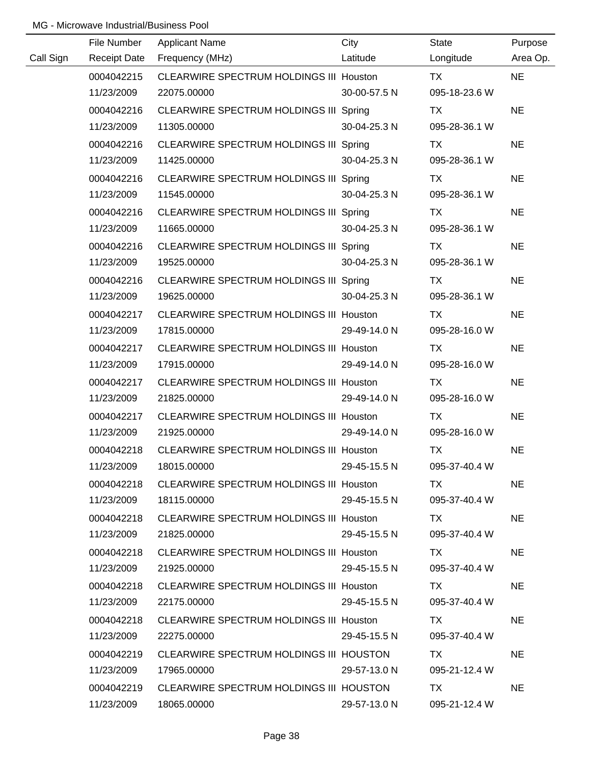MG - Microwave Industrial/Business Pool

| Call Sign | File Number<br>Receipt Date | Applicant Name<br>Frequency (MHz) | City<br>Latitude | State<br>Longitude | Purpose<br>Area Op. |
|---|---|---|---|---|---|
| | 0004042215<br>11/23/2009 | CLEARWIRE SPECTRUM HOLDINGS III<br>22075.00000 | Houston<br>30-00-57.5 N | TX<br>095-18-23.6 W | NE |
| | 0004042216<br>11/23/2009 | CLEARWIRE SPECTRUM HOLDINGS III<br>11305.00000 | Spring<br>30-04-25.3 N | TX<br>095-28-36.1 W | NE |
| | 0004042216<br>11/23/2009 | CLEARWIRE SPECTRUM HOLDINGS III<br>11425.00000 | Spring<br>30-04-25.3 N | TX<br>095-28-36.1 W | NE |
| | 0004042216<br>11/23/2009 | CLEARWIRE SPECTRUM HOLDINGS III<br>11545.00000 | Spring<br>30-04-25.3 N | TX<br>095-28-36.1 W | NE |
| | 0004042216<br>11/23/2009 | CLEARWIRE SPECTRUM HOLDINGS III<br>11665.00000 | Spring<br>30-04-25.3 N | TX<br>095-28-36.1 W | NE |
| | 0004042216<br>11/23/2009 | CLEARWIRE SPECTRUM HOLDINGS III<br>19525.00000 | Spring<br>30-04-25.3 N | TX<br>095-28-36.1 W | NE |
| | 0004042216<br>11/23/2009 | CLEARWIRE SPECTRUM HOLDINGS III<br>19625.00000 | Spring<br>30-04-25.3 N | TX<br>095-28-36.1 W | NE |
| | 0004042217<br>11/23/2009 | CLEARWIRE SPECTRUM HOLDINGS III<br>17815.00000 | Houston<br>29-49-14.0 N | TX<br>095-28-16.0 W | NE |
| | 0004042217<br>11/23/2009 | CLEARWIRE SPECTRUM HOLDINGS III<br>17915.00000 | Houston<br>29-49-14.0 N | TX<br>095-28-16.0 W | NE |
| | 0004042217<br>11/23/2009 | CLEARWIRE SPECTRUM HOLDINGS III<br>21825.00000 | Houston<br>29-49-14.0 N | TX<br>095-28-16.0 W | NE |
| | 0004042217<br>11/23/2009 | CLEARWIRE SPECTRUM HOLDINGS III<br>21925.00000 | Houston<br>29-49-14.0 N | TX<br>095-28-16.0 W | NE |
| | 0004042218<br>11/23/2009 | CLEARWIRE SPECTRUM HOLDINGS III<br>18015.00000 | Houston<br>29-45-15.5 N | TX<br>095-37-40.4 W | NE |
| | 0004042218<br>11/23/2009 | CLEARWIRE SPECTRUM HOLDINGS III<br>18115.00000 | Houston<br>29-45-15.5 N | TX<br>095-37-40.4 W | NE |
| | 0004042218<br>11/23/2009 | CLEARWIRE SPECTRUM HOLDINGS III<br>21825.00000 | Houston<br>29-45-15.5 N | TX<br>095-37-40.4 W | NE |
| | 0004042218<br>11/23/2009 | CLEARWIRE SPECTRUM HOLDINGS III<br>21925.00000 | Houston<br>29-45-15.5 N | TX<br>095-37-40.4 W | NE |
| | 0004042218<br>11/23/2009 | CLEARWIRE SPECTRUM HOLDINGS III<br>22175.00000 | Houston<br>29-45-15.5 N | TX<br>095-37-40.4 W | NE |
| | 0004042218<br>11/23/2009 | CLEARWIRE SPECTRUM HOLDINGS III<br>22275.00000 | Houston<br>29-45-15.5 N | TX<br>095-37-40.4 W | NE |
| | 0004042219<br>11/23/2009 | CLEARWIRE SPECTRUM HOLDINGS III<br>17965.00000 | HOUSTON<br>29-57-13.0 N | TX<br>095-21-12.4 W | NE |
| | 0004042219<br>11/23/2009 | CLEARWIRE SPECTRUM HOLDINGS III<br>18065.00000 | HOUSTON<br>29-57-13.0 N | TX<br>095-21-12.4 W | NE |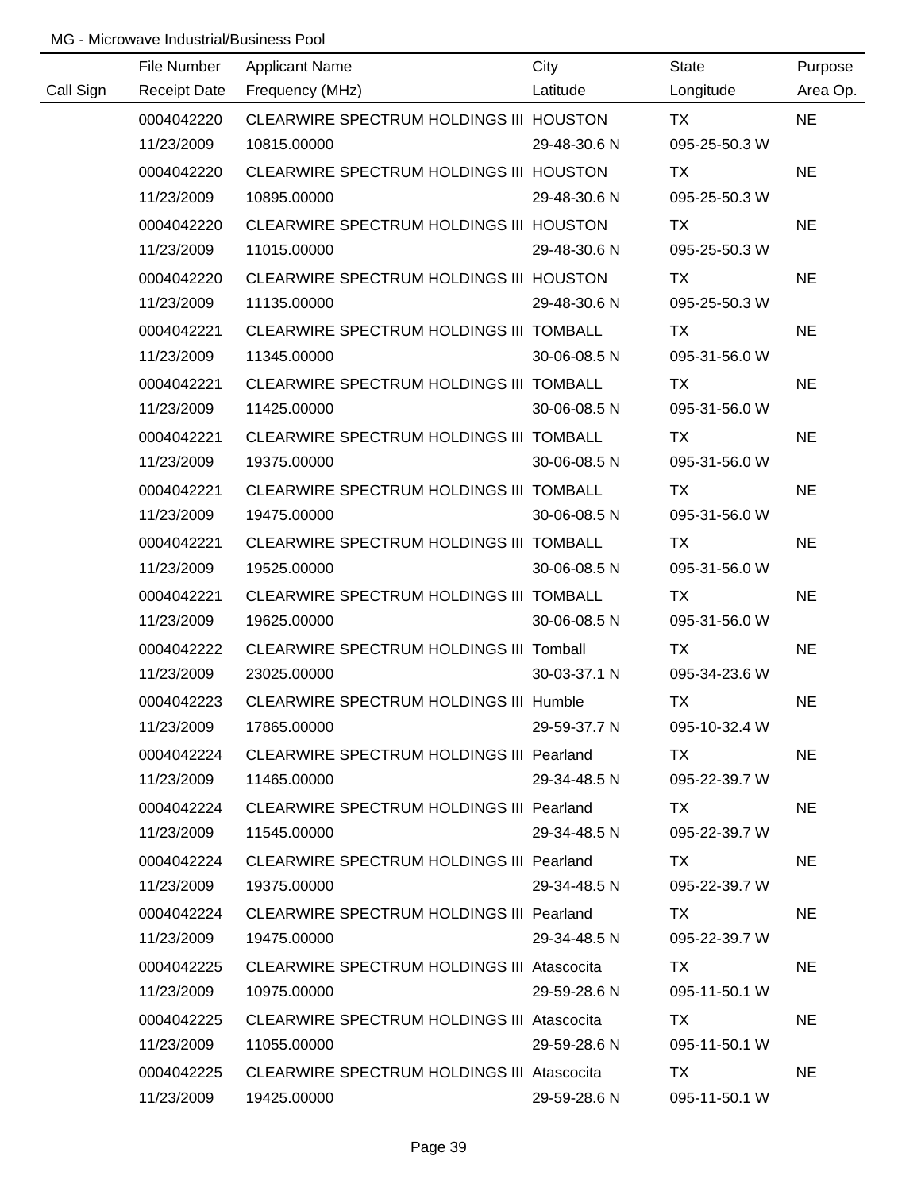MG - Microwave Industrial/Business Pool

| Call Sign | File Number / Receipt Date | Applicant Name / Frequency (MHz) | City / Latitude | State / Longitude | Purpose / Area Op. |
|---|---|---|---|---|---|
| | 0004042220<br>11/23/2009 | CLEARWIRE SPECTRUM HOLDINGS III<br>10815.00000 | HOUSTON<br>29-48-30.6 N | TX<br>095-25-50.3 W | NE |
| | 0004042220<br>11/23/2009 | CLEARWIRE SPECTRUM HOLDINGS III<br>10895.00000 | HOUSTON<br>29-48-30.6 N | TX<br>095-25-50.3 W | NE |
| | 0004042220<br>11/23/2009 | CLEARWIRE SPECTRUM HOLDINGS III<br>11015.00000 | HOUSTON<br>29-48-30.6 N | TX<br>095-25-50.3 W | NE |
| | 0004042220<br>11/23/2009 | CLEARWIRE SPECTRUM HOLDINGS III<br>11135.00000 | HOUSTON<br>29-48-30.6 N | TX<br>095-25-50.3 W | NE |
| | 0004042221<br>11/23/2009 | CLEARWIRE SPECTRUM HOLDINGS III<br>11345.00000 | TOMBALL<br>30-06-08.5 N | TX<br>095-31-56.0 W | NE |
| | 0004042221<br>11/23/2009 | CLEARWIRE SPECTRUM HOLDINGS III<br>11425.00000 | TOMBALL<br>30-06-08.5 N | TX<br>095-31-56.0 W | NE |
| | 0004042221<br>11/23/2009 | CLEARWIRE SPECTRUM HOLDINGS III<br>19375.00000 | TOMBALL<br>30-06-08.5 N | TX<br>095-31-56.0 W | NE |
| | 0004042221<br>11/23/2009 | CLEARWIRE SPECTRUM HOLDINGS III<br>19475.00000 | TOMBALL<br>30-06-08.5 N | TX<br>095-31-56.0 W | NE |
| | 0004042221<br>11/23/2009 | CLEARWIRE SPECTRUM HOLDINGS III<br>19525.00000 | TOMBALL<br>30-06-08.5 N | TX<br>095-31-56.0 W | NE |
| | 0004042221<br>11/23/2009 | CLEARWIRE SPECTRUM HOLDINGS III<br>19625.00000 | TOMBALL<br>30-06-08.5 N | TX<br>095-31-56.0 W | NE |
| | 0004042222<br>11/23/2009 | CLEARWIRE SPECTRUM HOLDINGS III<br>23025.00000 | Tomball<br>30-03-37.1 N | TX<br>095-34-23.6 W | NE |
| | 0004042223<br>11/23/2009 | CLEARWIRE SPECTRUM HOLDINGS III<br>17865.00000 | Humble<br>29-59-37.7 N | TX<br>095-10-32.4 W | NE |
| | 0004042224<br>11/23/2009 | CLEARWIRE SPECTRUM HOLDINGS III<br>11465.00000 | Pearland<br>29-34-48.5 N | TX<br>095-22-39.7 W | NE |
| | 0004042224<br>11/23/2009 | CLEARWIRE SPECTRUM HOLDINGS III<br>11545.00000 | Pearland<br>29-34-48.5 N | TX<br>095-22-39.7 W | NE |
| | 0004042224<br>11/23/2009 | CLEARWIRE SPECTRUM HOLDINGS III<br>19375.00000 | Pearland<br>29-34-48.5 N | TX<br>095-22-39.7 W | NE |
| | 0004042224<br>11/23/2009 | CLEARWIRE SPECTRUM HOLDINGS III<br>19475.00000 | Pearland<br>29-34-48.5 N | TX<br>095-22-39.7 W | NE |
| | 0004042225<br>11/23/2009 | CLEARWIRE SPECTRUM HOLDINGS III<br>10975.00000 | Atascocita<br>29-59-28.6 N | TX<br>095-11-50.1 W | NE |
| | 0004042225<br>11/23/2009 | CLEARWIRE SPECTRUM HOLDINGS III<br>11055.00000 | Atascocita<br>29-59-28.6 N | TX<br>095-11-50.1 W | NE |
| | 0004042225<br>11/23/2009 | CLEARWIRE SPECTRUM HOLDINGS III<br>19425.00000 | Atascocita<br>29-59-28.6 N | TX<br>095-11-50.1 W | NE |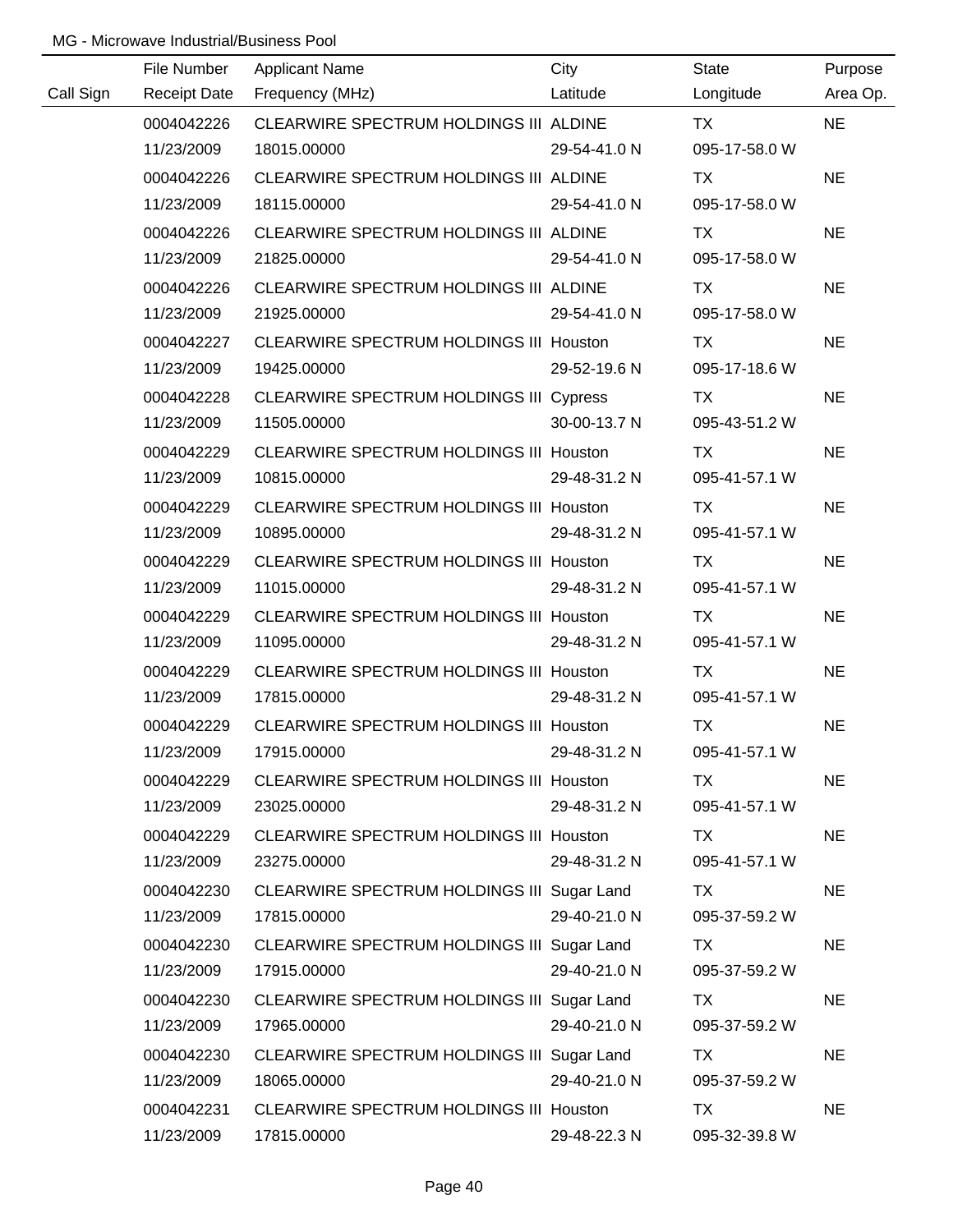MG - Microwave Industrial/Business Pool

| Call Sign | File Number<br>Receipt Date | Applicant Name<br>Frequency (MHz) | City<br>Latitude | State<br>Longitude | Purpose<br>Area Op. |
|---|---|---|---|---|---|
| | 0004042226<br>11/23/2009 | CLEARWIRE SPECTRUM HOLDINGS III<br>18015.00000 | ALDINE<br>29-54-41.0 N | TX<br>095-17-58.0 W | NE |
| | 0004042226<br>11/23/2009 | CLEARWIRE SPECTRUM HOLDINGS III<br>18115.00000 | ALDINE<br>29-54-41.0 N | TX<br>095-17-58.0 W | NE |
| | 0004042226<br>11/23/2009 | CLEARWIRE SPECTRUM HOLDINGS III<br>21825.00000 | ALDINE<br>29-54-41.0 N | TX<br>095-17-58.0 W | NE |
| | 0004042226<br>11/23/2009 | CLEARWIRE SPECTRUM HOLDINGS III<br>21925.00000 | ALDINE<br>29-54-41.0 N | TX<br>095-17-58.0 W | NE |
| | 0004042227<br>11/23/2009 | CLEARWIRE SPECTRUM HOLDINGS III<br>19425.00000 | Houston<br>29-52-19.6 N | TX<br>095-17-18.6 W | NE |
| | 0004042228<br>11/23/2009 | CLEARWIRE SPECTRUM HOLDINGS III<br>11505.00000 | Cypress<br>30-00-13.7 N | TX<br>095-43-51.2 W | NE |
| | 0004042229<br>11/23/2009 | CLEARWIRE SPECTRUM HOLDINGS III<br>10815.00000 | Houston<br>29-48-31.2 N | TX<br>095-41-57.1 W | NE |
| | 0004042229<br>11/23/2009 | CLEARWIRE SPECTRUM HOLDINGS III<br>10895.00000 | Houston<br>29-48-31.2 N | TX<br>095-41-57.1 W | NE |
| | 0004042229<br>11/23/2009 | CLEARWIRE SPECTRUM HOLDINGS III<br>11015.00000 | Houston<br>29-48-31.2 N | TX<br>095-41-57.1 W | NE |
| | 0004042229<br>11/23/2009 | CLEARWIRE SPECTRUM HOLDINGS III<br>11095.00000 | Houston<br>29-48-31.2 N | TX<br>095-41-57.1 W | NE |
| | 0004042229<br>11/23/2009 | CLEARWIRE SPECTRUM HOLDINGS III<br>17815.00000 | Houston<br>29-48-31.2 N | TX<br>095-41-57.1 W | NE |
| | 0004042229<br>11/23/2009 | CLEARWIRE SPECTRUM HOLDINGS III<br>17915.00000 | Houston<br>29-48-31.2 N | TX<br>095-41-57.1 W | NE |
| | 0004042229<br>11/23/2009 | CLEARWIRE SPECTRUM HOLDINGS III<br>23025.00000 | Houston<br>29-48-31.2 N | TX<br>095-41-57.1 W | NE |
| | 0004042229<br>11/23/2009 | CLEARWIRE SPECTRUM HOLDINGS III<br>23275.00000 | Houston<br>29-48-31.2 N | TX<br>095-41-57.1 W | NE |
| | 0004042230<br>11/23/2009 | CLEARWIRE SPECTRUM HOLDINGS III<br>17815.00000 | Sugar Land<br>29-40-21.0 N | TX<br>095-37-59.2 W | NE |
| | 0004042230<br>11/23/2009 | CLEARWIRE SPECTRUM HOLDINGS III<br>17915.00000 | Sugar Land<br>29-40-21.0 N | TX<br>095-37-59.2 W | NE |
| | 0004042230<br>11/23/2009 | CLEARWIRE SPECTRUM HOLDINGS III<br>17965.00000 | Sugar Land<br>29-40-21.0 N | TX<br>095-37-59.2 W | NE |
| | 0004042230<br>11/23/2009 | CLEARWIRE SPECTRUM HOLDINGS III<br>18065.00000 | Sugar Land<br>29-40-21.0 N | TX<br>095-37-59.2 W | NE |
| | 0004042231<br>11/23/2009 | CLEARWIRE SPECTRUM HOLDINGS III<br>17815.00000 | Houston<br>29-48-22.3 N | TX<br>095-32-39.8 W | NE |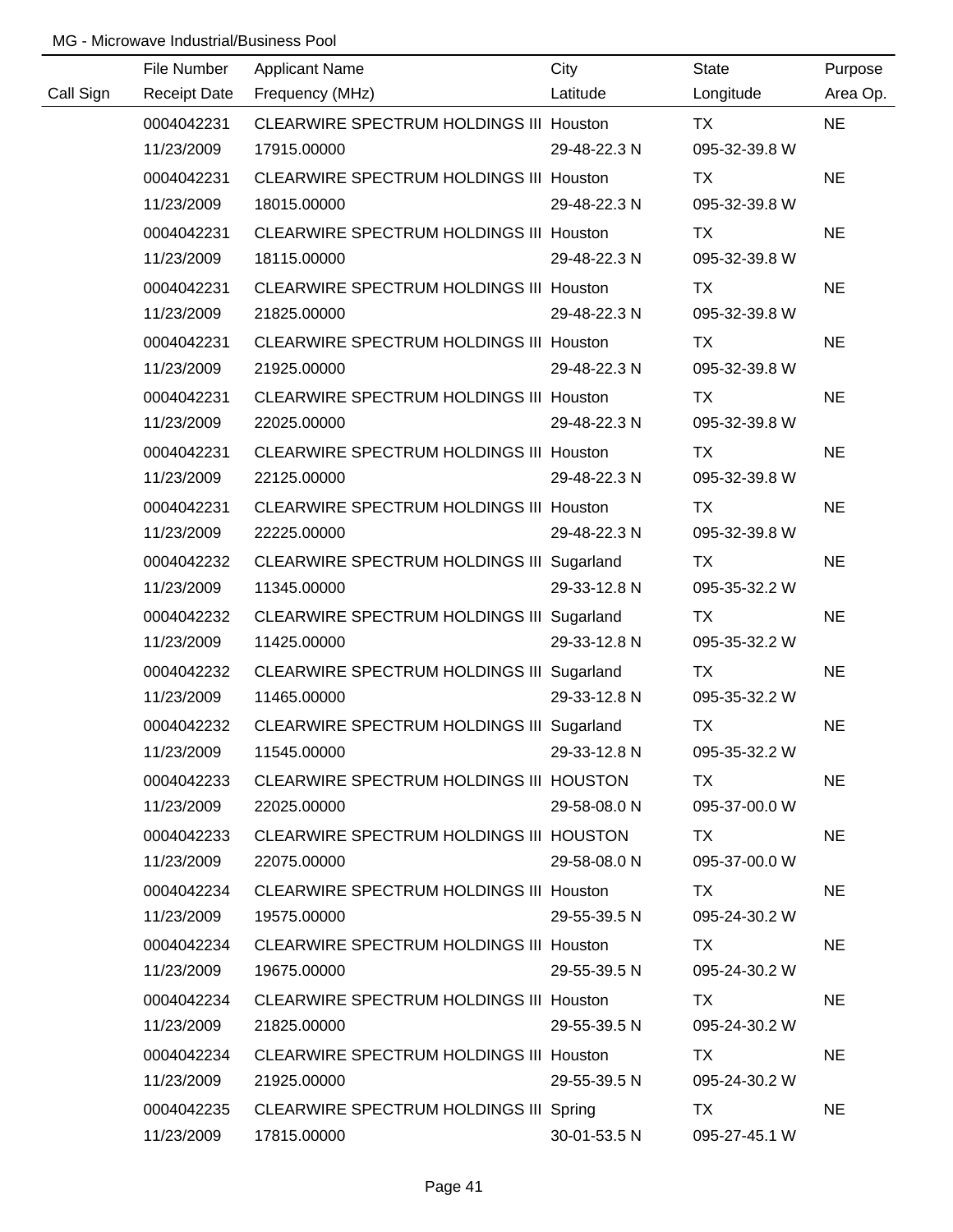MG - Microwave Industrial/Business Pool

| Call Sign | File Number<br>Receipt Date | Applicant Name<br>Frequency (MHz) | City<br>Latitude | State<br>Longitude | Purpose<br>Area Op. |
|---|---|---|---|---|---|
| | 0004042231<br>11/23/2009 | CLEARWIRE SPECTRUM HOLDINGS III<br>17915.00000 | Houston<br>29-48-22.3 N | TX<br>095-32-39.8 W | NE |
| | 0004042231<br>11/23/2009 | CLEARWIRE SPECTRUM HOLDINGS III<br>18015.00000 | Houston<br>29-48-22.3 N | TX<br>095-32-39.8 W | NE |
| | 0004042231<br>11/23/2009 | CLEARWIRE SPECTRUM HOLDINGS III<br>18115.00000 | Houston<br>29-48-22.3 N | TX<br>095-32-39.8 W | NE |
| | 0004042231<br>11/23/2009 | CLEARWIRE SPECTRUM HOLDINGS III<br>21825.00000 | Houston<br>29-48-22.3 N | TX<br>095-32-39.8 W | NE |
| | 0004042231<br>11/23/2009 | CLEARWIRE SPECTRUM HOLDINGS III<br>21925.00000 | Houston<br>29-48-22.3 N | TX<br>095-32-39.8 W | NE |
| | 0004042231<br>11/23/2009 | CLEARWIRE SPECTRUM HOLDINGS III<br>22025.00000 | Houston<br>29-48-22.3 N | TX<br>095-32-39.8 W | NE |
| | 0004042231<br>11/23/2009 | CLEARWIRE SPECTRUM HOLDINGS III<br>22125.00000 | Houston<br>29-48-22.3 N | TX<br>095-32-39.8 W | NE |
| | 0004042231<br>11/23/2009 | CLEARWIRE SPECTRUM HOLDINGS III<br>22225.00000 | Houston<br>29-48-22.3 N | TX<br>095-32-39.8 W | NE |
| | 0004042232<br>11/23/2009 | CLEARWIRE SPECTRUM HOLDINGS III<br>11345.00000 | Sugarland<br>29-33-12.8 N | TX<br>095-35-32.2 W | NE |
| | 0004042232<br>11/23/2009 | CLEARWIRE SPECTRUM HOLDINGS III<br>11425.00000 | Sugarland<br>29-33-12.8 N | TX<br>095-35-32.2 W | NE |
| | 0004042232<br>11/23/2009 | CLEARWIRE SPECTRUM HOLDINGS III<br>11465.00000 | Sugarland<br>29-33-12.8 N | TX<br>095-35-32.2 W | NE |
| | 0004042232<br>11/23/2009 | CLEARWIRE SPECTRUM HOLDINGS III<br>11545.00000 | Sugarland<br>29-33-12.8 N | TX<br>095-35-32.2 W | NE |
| | 0004042233<br>11/23/2009 | CLEARWIRE SPECTRUM HOLDINGS III<br>22025.00000 | HOUSTON<br>29-58-08.0 N | TX<br>095-37-00.0 W | NE |
| | 0004042233<br>11/23/2009 | CLEARWIRE SPECTRUM HOLDINGS III<br>22075.00000 | HOUSTON<br>29-58-08.0 N | TX<br>095-37-00.0 W | NE |
| | 0004042234<br>11/23/2009 | CLEARWIRE SPECTRUM HOLDINGS III<br>19575.00000 | Houston<br>29-55-39.5 N | TX<br>095-24-30.2 W | NE |
| | 0004042234<br>11/23/2009 | CLEARWIRE SPECTRUM HOLDINGS III<br>19675.00000 | Houston<br>29-55-39.5 N | TX<br>095-24-30.2 W | NE |
| | 0004042234<br>11/23/2009 | CLEARWIRE SPECTRUM HOLDINGS III<br>21825.00000 | Houston<br>29-55-39.5 N | TX<br>095-24-30.2 W | NE |
| | 0004042234<br>11/23/2009 | CLEARWIRE SPECTRUM HOLDINGS III<br>21925.00000 | Houston<br>29-55-39.5 N | TX<br>095-24-30.2 W | NE |
| | 0004042235<br>11/23/2009 | CLEARWIRE SPECTRUM HOLDINGS III<br>17815.00000 | Spring<br>30-01-53.5 N | TX<br>095-27-45.1 W | NE |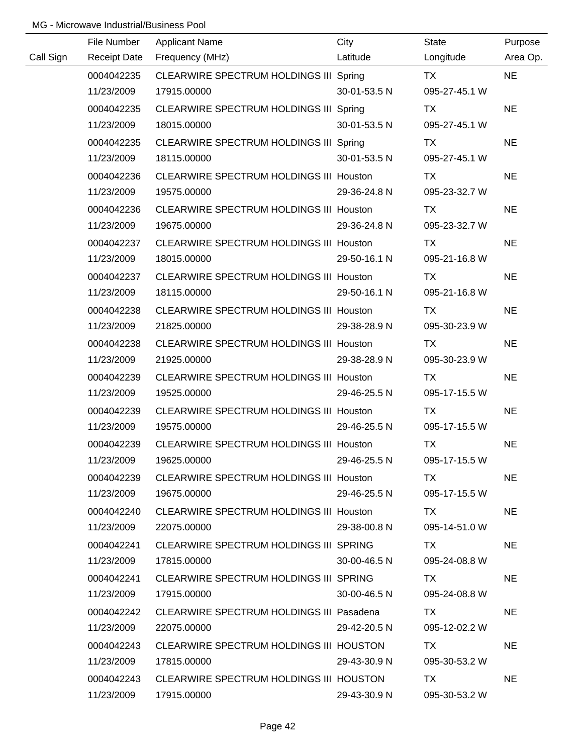MG - Microwave Industrial/Business Pool

| Call Sign | File Number / Receipt Date | Applicant Name / Frequency (MHz) | City / Latitude | State / Longitude | Purpose / Area Op. |
|---|---|---|---|---|---|
| | 0004042235 | CLEARWIRE SPECTRUM HOLDINGS III | Spring | TX | NE |
| | 11/23/2009 | 17915.00000 | 30-01-53.5 N | 095-27-45.1 W | |
| | 0004042235 | CLEARWIRE SPECTRUM HOLDINGS III | Spring | TX | NE |
| | 11/23/2009 | 18015.00000 | 30-01-53.5 N | 095-27-45.1 W | |
| | 0004042235 | CLEARWIRE SPECTRUM HOLDINGS III | Spring | TX | NE |
| | 11/23/2009 | 18115.00000 | 30-01-53.5 N | 095-27-45.1 W | |
| | 0004042236 | CLEARWIRE SPECTRUM HOLDINGS III | Houston | TX | NE |
| | 11/23/2009 | 19575.00000 | 29-36-24.8 N | 095-23-32.7 W | |
| | 0004042236 | CLEARWIRE SPECTRUM HOLDINGS III | Houston | TX | NE |
| | 11/23/2009 | 19675.00000 | 29-36-24.8 N | 095-23-32.7 W | |
| | 0004042237 | CLEARWIRE SPECTRUM HOLDINGS III | Houston | TX | NE |
| | 11/23/2009 | 18015.00000 | 29-50-16.1 N | 095-21-16.8 W | |
| | 0004042237 | CLEARWIRE SPECTRUM HOLDINGS III | Houston | TX | NE |
| | 11/23/2009 | 18115.00000 | 29-50-16.1 N | 095-21-16.8 W | |
| | 0004042238 | CLEARWIRE SPECTRUM HOLDINGS III | Houston | TX | NE |
| | 11/23/2009 | 21825.00000 | 29-38-28.9 N | 095-30-23.9 W | |
| | 0004042238 | CLEARWIRE SPECTRUM HOLDINGS III | Houston | TX | NE |
| | 11/23/2009 | 21925.00000 | 29-38-28.9 N | 095-30-23.9 W | |
| | 0004042239 | CLEARWIRE SPECTRUM HOLDINGS III | Houston | TX | NE |
| | 11/23/2009 | 19525.00000 | 29-46-25.5 N | 095-17-15.5 W | |
| | 0004042239 | CLEARWIRE SPECTRUM HOLDINGS III | Houston | TX | NE |
| | 11/23/2009 | 19575.00000 | 29-46-25.5 N | 095-17-15.5 W | |
| | 0004042239 | CLEARWIRE SPECTRUM HOLDINGS III | Houston | TX | NE |
| | 11/23/2009 | 19625.00000 | 29-46-25.5 N | 095-17-15.5 W | |
| | 0004042239 | CLEARWIRE SPECTRUM HOLDINGS III | Houston | TX | NE |
| | 11/23/2009 | 19675.00000 | 29-46-25.5 N | 095-17-15.5 W | |
| | 0004042240 | CLEARWIRE SPECTRUM HOLDINGS III | Houston | TX | NE |
| | 11/23/2009 | 22075.00000 | 29-38-00.8 N | 095-14-51.0 W | |
| | 0004042241 | CLEARWIRE SPECTRUM HOLDINGS III | SPRING | TX | NE |
| | 11/23/2009 | 17815.00000 | 30-00-46.5 N | 095-24-08.8 W | |
| | 0004042241 | CLEARWIRE SPECTRUM HOLDINGS III | SPRING | TX | NE |
| | 11/23/2009 | 17915.00000 | 30-00-46.5 N | 095-24-08.8 W | |
| | 0004042242 | CLEARWIRE SPECTRUM HOLDINGS III | Pasadena | TX | NE |
| | 11/23/2009 | 22075.00000 | 29-42-20.5 N | 095-12-02.2 W | |
| | 0004042243 | CLEARWIRE SPECTRUM HOLDINGS III | HOUSTON | TX | NE |
| | 11/23/2009 | 17815.00000 | 29-43-30.9 N | 095-30-53.2 W | |
| | 0004042243 | CLEARWIRE SPECTRUM HOLDINGS III | HOUSTON | TX | NE |
| | 11/23/2009 | 17915.00000 | 29-43-30.9 N | 095-30-53.2 W | |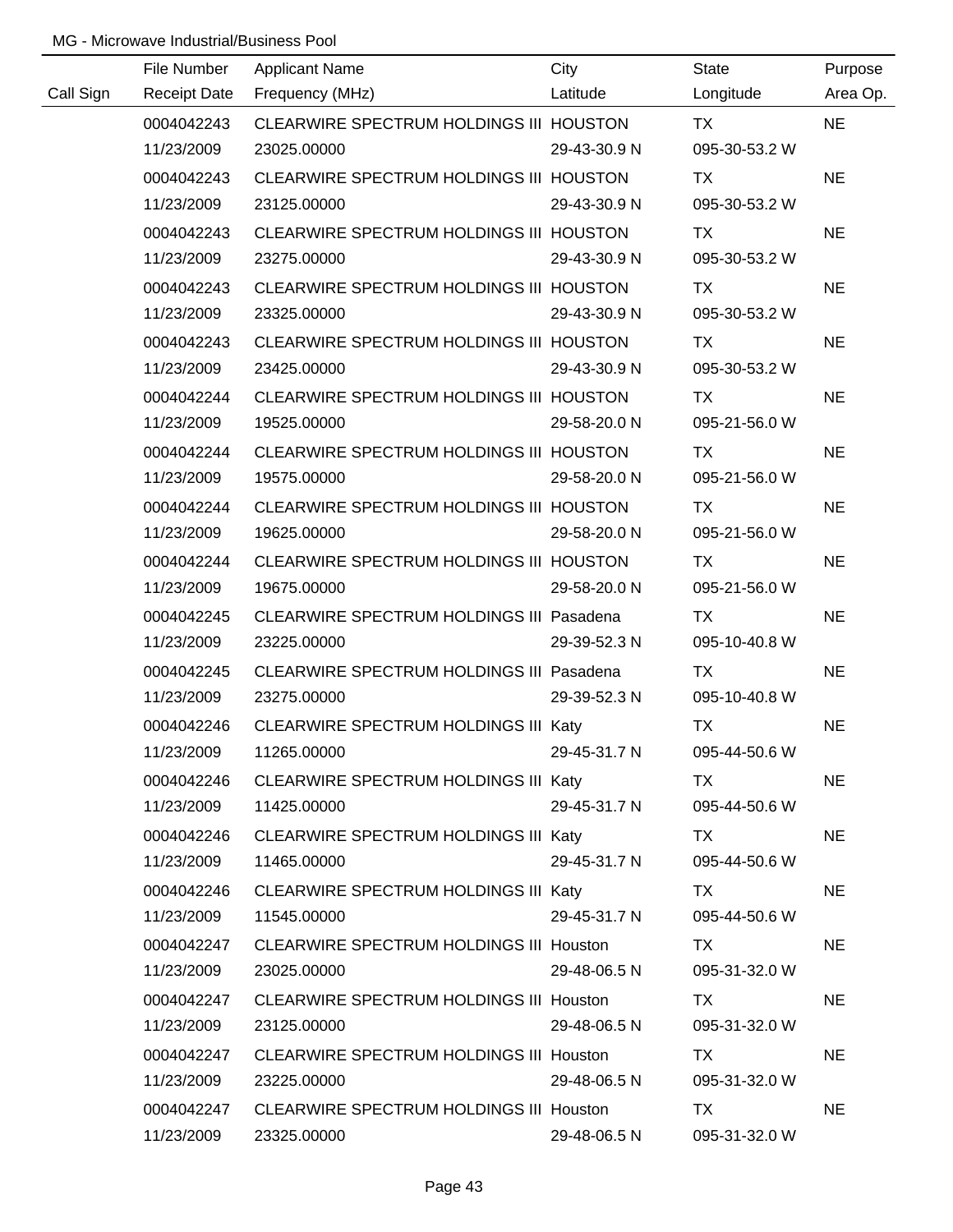MG - Microwave Industrial/Business Pool

| Call Sign | File Number<br>Receipt Date | Applicant Name<br>Frequency (MHz) | City<br>Latitude | State<br>Longitude | Purpose<br>Area Op. |
|---|---|---|---|---|---|
| | 0004042243<br>11/23/2009 | CLEARWIRE SPECTRUM HOLDINGS III<br>23025.00000 | HOUSTON<br>29-43-30.9 N | TX<br>095-30-53.2 W | NE |
| | 0004042243<br>11/23/2009 | CLEARWIRE SPECTRUM HOLDINGS III<br>23125.00000 | HOUSTON<br>29-43-30.9 N | TX<br>095-30-53.2 W | NE |
| | 0004042243<br>11/23/2009 | CLEARWIRE SPECTRUM HOLDINGS III<br>23275.00000 | HOUSTON<br>29-43-30.9 N | TX<br>095-30-53.2 W | NE |
| | 0004042243<br>11/23/2009 | CLEARWIRE SPECTRUM HOLDINGS III<br>23325.00000 | HOUSTON<br>29-43-30.9 N | TX<br>095-30-53.2 W | NE |
| | 0004042243<br>11/23/2009 | CLEARWIRE SPECTRUM HOLDINGS III<br>23425.00000 | HOUSTON<br>29-43-30.9 N | TX<br>095-30-53.2 W | NE |
| | 0004042244<br>11/23/2009 | CLEARWIRE SPECTRUM HOLDINGS III<br>19525.00000 | HOUSTON<br>29-58-20.0 N | TX<br>095-21-56.0 W | NE |
| | 0004042244<br>11/23/2009 | CLEARWIRE SPECTRUM HOLDINGS III<br>19575.00000 | HOUSTON<br>29-58-20.0 N | TX<br>095-21-56.0 W | NE |
| | 0004042244<br>11/23/2009 | CLEARWIRE SPECTRUM HOLDINGS III<br>19625.00000 | HOUSTON<br>29-58-20.0 N | TX<br>095-21-56.0 W | NE |
| | 0004042244<br>11/23/2009 | CLEARWIRE SPECTRUM HOLDINGS III<br>19675.00000 | HOUSTON<br>29-58-20.0 N | TX<br>095-21-56.0 W | NE |
| | 0004042245<br>11/23/2009 | CLEARWIRE SPECTRUM HOLDINGS III<br>23225.00000 | Pasadena<br>29-39-52.3 N | TX<br>095-10-40.8 W | NE |
| | 0004042245<br>11/23/2009 | CLEARWIRE SPECTRUM HOLDINGS III<br>23275.00000 | Pasadena<br>29-39-52.3 N | TX<br>095-10-40.8 W | NE |
| | 0004042246<br>11/23/2009 | CLEARWIRE SPECTRUM HOLDINGS III<br>11265.00000 | Katy<br>29-45-31.7 N | TX<br>095-44-50.6 W | NE |
| | 0004042246<br>11/23/2009 | CLEARWIRE SPECTRUM HOLDINGS III<br>11425.00000 | Katy<br>29-45-31.7 N | TX<br>095-44-50.6 W | NE |
| | 0004042246<br>11/23/2009 | CLEARWIRE SPECTRUM HOLDINGS III<br>11465.00000 | Katy<br>29-45-31.7 N | TX<br>095-44-50.6 W | NE |
| | 0004042246<br>11/23/2009 | CLEARWIRE SPECTRUM HOLDINGS III<br>11545.00000 | Katy<br>29-45-31.7 N | TX<br>095-44-50.6 W | NE |
| | 0004042247<br>11/23/2009 | CLEARWIRE SPECTRUM HOLDINGS III<br>23025.00000 | Houston<br>29-48-06.5 N | TX<br>095-31-32.0 W | NE |
| | 0004042247<br>11/23/2009 | CLEARWIRE SPECTRUM HOLDINGS III<br>23125.00000 | Houston<br>29-48-06.5 N | TX<br>095-31-32.0 W | NE |
| | 0004042247<br>11/23/2009 | CLEARWIRE SPECTRUM HOLDINGS III<br>23225.00000 | Houston<br>29-48-06.5 N | TX<br>095-31-32.0 W | NE |
| | 0004042247<br>11/23/2009 | CLEARWIRE SPECTRUM HOLDINGS III<br>23325.00000 | Houston<br>29-48-06.5 N | TX<br>095-31-32.0 W | NE |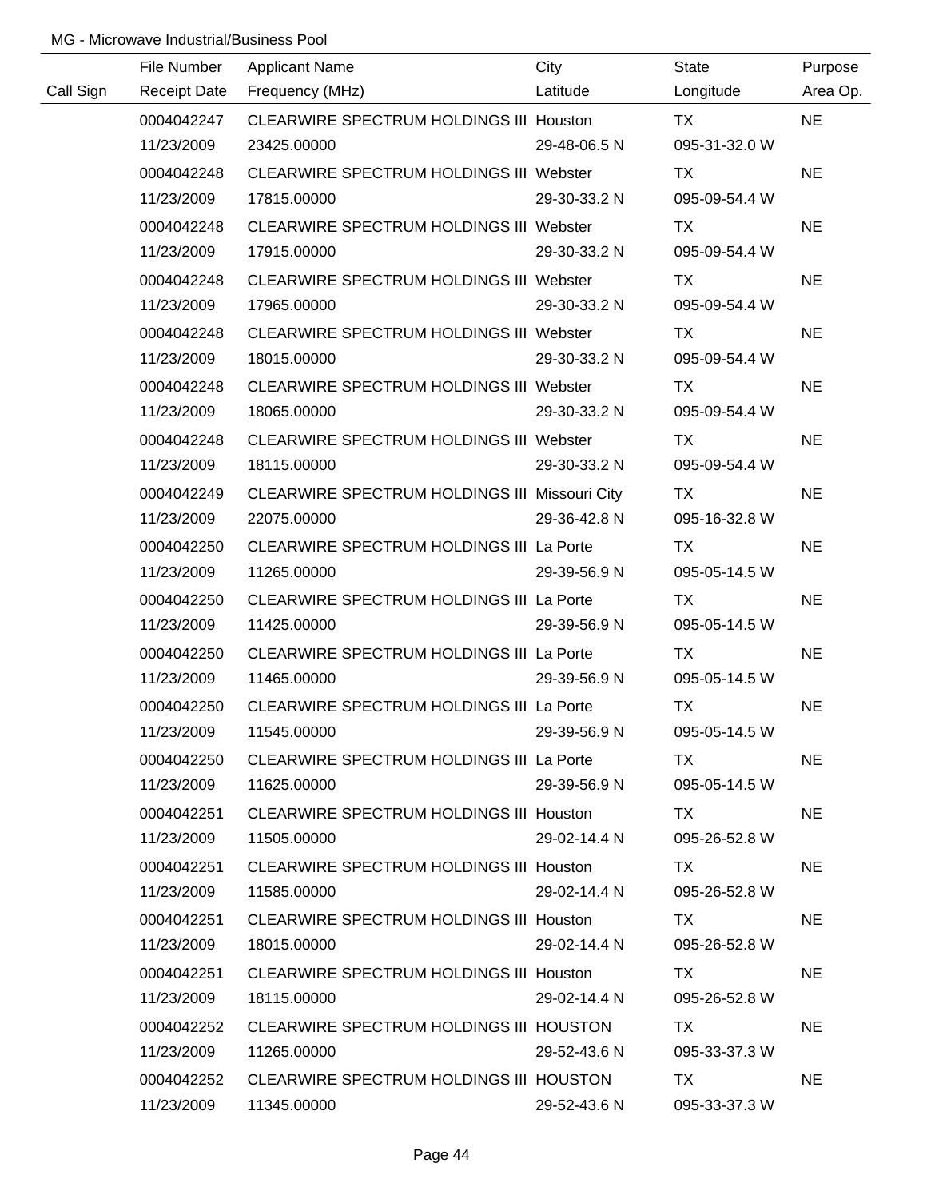MG - Microwave Industrial/Business Pool

| Call Sign | File Number<br>Receipt Date | Applicant Name<br>Frequency (MHz) | City<br>Latitude | State<br>Longitude | Purpose<br>Area Op. |
|---|---|---|---|---|---|
| | 0004042247<br>11/23/2009 | CLEARWIRE SPECTRUM HOLDINGS III<br>23425.00000 | Houston<br>29-48-06.5 N | TX<br>095-31-32.0 W | NE |
| | 0004042248<br>11/23/2009 | CLEARWIRE SPECTRUM HOLDINGS III<br>17815.00000 | Webster<br>29-30-33.2 N | TX<br>095-09-54.4 W | NE |
| | 0004042248<br>11/23/2009 | CLEARWIRE SPECTRUM HOLDINGS III<br>17915.00000 | Webster<br>29-30-33.2 N | TX<br>095-09-54.4 W | NE |
| | 0004042248<br>11/23/2009 | CLEARWIRE SPECTRUM HOLDINGS III<br>17965.00000 | Webster<br>29-30-33.2 N | TX<br>095-09-54.4 W | NE |
| | 0004042248<br>11/23/2009 | CLEARWIRE SPECTRUM HOLDINGS III<br>18015.00000 | Webster<br>29-30-33.2 N | TX<br>095-09-54.4 W | NE |
| | 0004042248<br>11/23/2009 | CLEARWIRE SPECTRUM HOLDINGS III<br>18065.00000 | Webster<br>29-30-33.2 N | TX<br>095-09-54.4 W | NE |
| | 0004042248<br>11/23/2009 | CLEARWIRE SPECTRUM HOLDINGS III<br>18115.00000 | Webster<br>29-30-33.2 N | TX<br>095-09-54.4 W | NE |
| | 0004042249<br>11/23/2009 | CLEARWIRE SPECTRUM HOLDINGS III<br>22075.00000 | Missouri City<br>29-36-42.8 N | TX<br>095-16-32.8 W | NE |
| | 0004042250<br>11/23/2009 | CLEARWIRE SPECTRUM HOLDINGS III<br>11265.00000 | La Porte<br>29-39-56.9 N | TX<br>095-05-14.5 W | NE |
| | 0004042250<br>11/23/2009 | CLEARWIRE SPECTRUM HOLDINGS III<br>11425.00000 | La Porte<br>29-39-56.9 N | TX<br>095-05-14.5 W | NE |
| | 0004042250<br>11/23/2009 | CLEARWIRE SPECTRUM HOLDINGS III<br>11465.00000 | La Porte<br>29-39-56.9 N | TX<br>095-05-14.5 W | NE |
| | 0004042250<br>11/23/2009 | CLEARWIRE SPECTRUM HOLDINGS III<br>11545.00000 | La Porte<br>29-39-56.9 N | TX<br>095-05-14.5 W | NE |
| | 0004042250<br>11/23/2009 | CLEARWIRE SPECTRUM HOLDINGS III<br>11625.00000 | La Porte<br>29-39-56.9 N | TX<br>095-05-14.5 W | NE |
| | 0004042251<br>11/23/2009 | CLEARWIRE SPECTRUM HOLDINGS III<br>11505.00000 | Houston<br>29-02-14.4 N | TX<br>095-26-52.8 W | NE |
| | 0004042251<br>11/23/2009 | CLEARWIRE SPECTRUM HOLDINGS III<br>11585.00000 | Houston<br>29-02-14.4 N | TX<br>095-26-52.8 W | NE |
| | 0004042251<br>11/23/2009 | CLEARWIRE SPECTRUM HOLDINGS III<br>18015.00000 | Houston<br>29-02-14.4 N | TX<br>095-26-52.8 W | NE |
| | 0004042251<br>11/23/2009 | CLEARWIRE SPECTRUM HOLDINGS III<br>18115.00000 | Houston<br>29-02-14.4 N | TX<br>095-26-52.8 W | NE |
| | 0004042252<br>11/23/2009 | CLEARWIRE SPECTRUM HOLDINGS III<br>11265.00000 | HOUSTON<br>29-52-43.6 N | TX<br>095-33-37.3 W | NE |
| | 0004042252<br>11/23/2009 | CLEARWIRE SPECTRUM HOLDINGS III<br>11345.00000 | HOUSTON<br>29-52-43.6 N | TX<br>095-33-37.3 W | NE |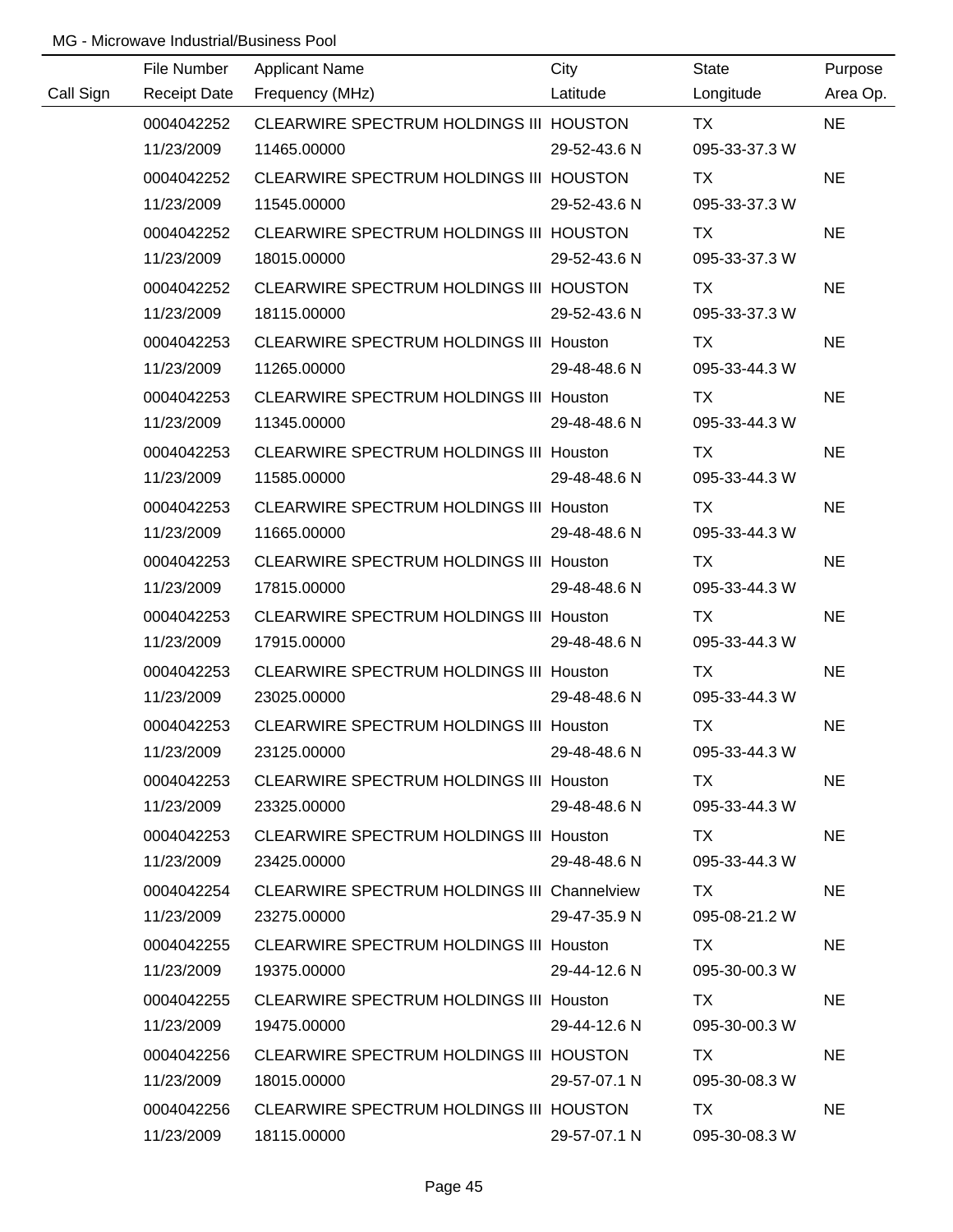MG - Microwave Industrial/Business Pool

| Call Sign | File Number / Receipt Date | Applicant Name / Frequency (MHz) | City / Latitude | State / Longitude | Purpose / Area Op. |
|---|---|---|---|---|---|
| | 0004042252 | CLEARWIRE SPECTRUM HOLDINGS III | HOUSTON | TX | NE |
| | 11/23/2009 | 11465.00000 | 29-52-43.6 N | 095-33-37.3 W | |
| | 0004042252 | CLEARWIRE SPECTRUM HOLDINGS III | HOUSTON | TX | NE |
| | 11/23/2009 | 11545.00000 | 29-52-43.6 N | 095-33-37.3 W | |
| | 0004042252 | CLEARWIRE SPECTRUM HOLDINGS III | HOUSTON | TX | NE |
| | 11/23/2009 | 18015.00000 | 29-52-43.6 N | 095-33-37.3 W | |
| | 0004042252 | CLEARWIRE SPECTRUM HOLDINGS III | HOUSTON | TX | NE |
| | 11/23/2009 | 18115.00000 | 29-52-43.6 N | 095-33-37.3 W | |
| | 0004042253 | CLEARWIRE SPECTRUM HOLDINGS III | Houston | TX | NE |
| | 11/23/2009 | 11265.00000 | 29-48-48.6 N | 095-33-44.3 W | |
| | 0004042253 | CLEARWIRE SPECTRUM HOLDINGS III | Houston | TX | NE |
| | 11/23/2009 | 11345.00000 | 29-48-48.6 N | 095-33-44.3 W | |
| | 0004042253 | CLEARWIRE SPECTRUM HOLDINGS III | Houston | TX | NE |
| | 11/23/2009 | 11585.00000 | 29-48-48.6 N | 095-33-44.3 W | |
| | 0004042253 | CLEARWIRE SPECTRUM HOLDINGS III | Houston | TX | NE |
| | 11/23/2009 | 11665.00000 | 29-48-48.6 N | 095-33-44.3 W | |
| | 0004042253 | CLEARWIRE SPECTRUM HOLDINGS III | Houston | TX | NE |
| | 11/23/2009 | 17815.00000 | 29-48-48.6 N | 095-33-44.3 W | |
| | 0004042253 | CLEARWIRE SPECTRUM HOLDINGS III | Houston | TX | NE |
| | 11/23/2009 | 17915.00000 | 29-48-48.6 N | 095-33-44.3 W | |
| | 0004042253 | CLEARWIRE SPECTRUM HOLDINGS III | Houston | TX | NE |
| | 11/23/2009 | 23025.00000 | 29-48-48.6 N | 095-33-44.3 W | |
| | 0004042253 | CLEARWIRE SPECTRUM HOLDINGS III | Houston | TX | NE |
| | 11/23/2009 | 23125.00000 | 29-48-48.6 N | 095-33-44.3 W | |
| | 0004042253 | CLEARWIRE SPECTRUM HOLDINGS III | Houston | TX | NE |
| | 11/23/2009 | 23325.00000 | 29-48-48.6 N | 095-33-44.3 W | |
| | 0004042253 | CLEARWIRE SPECTRUM HOLDINGS III | Houston | TX | NE |
| | 11/23/2009 | 23425.00000 | 29-48-48.6 N | 095-33-44.3 W | |
| | 0004042254 | CLEARWIRE SPECTRUM HOLDINGS III | Channelview | TX | NE |
| | 11/23/2009 | 23275.00000 | 29-47-35.9 N | 095-08-21.2 W | |
| | 0004042255 | CLEARWIRE SPECTRUM HOLDINGS III | Houston | TX | NE |
| | 11/23/2009 | 19375.00000 | 29-44-12.6 N | 095-30-00.3 W | |
| | 0004042255 | CLEARWIRE SPECTRUM HOLDINGS III | Houston | TX | NE |
| | 11/23/2009 | 19475.00000 | 29-44-12.6 N | 095-30-00.3 W | |
| | 0004042256 | CLEARWIRE SPECTRUM HOLDINGS III | HOUSTON | TX | NE |
| | 11/23/2009 | 18015.00000 | 29-57-07.1 N | 095-30-08.3 W | |
| | 0004042256 | CLEARWIRE SPECTRUM HOLDINGS III | HOUSTON | TX | NE |
| | 11/23/2009 | 18115.00000 | 29-57-07.1 N | 095-30-08.3 W | |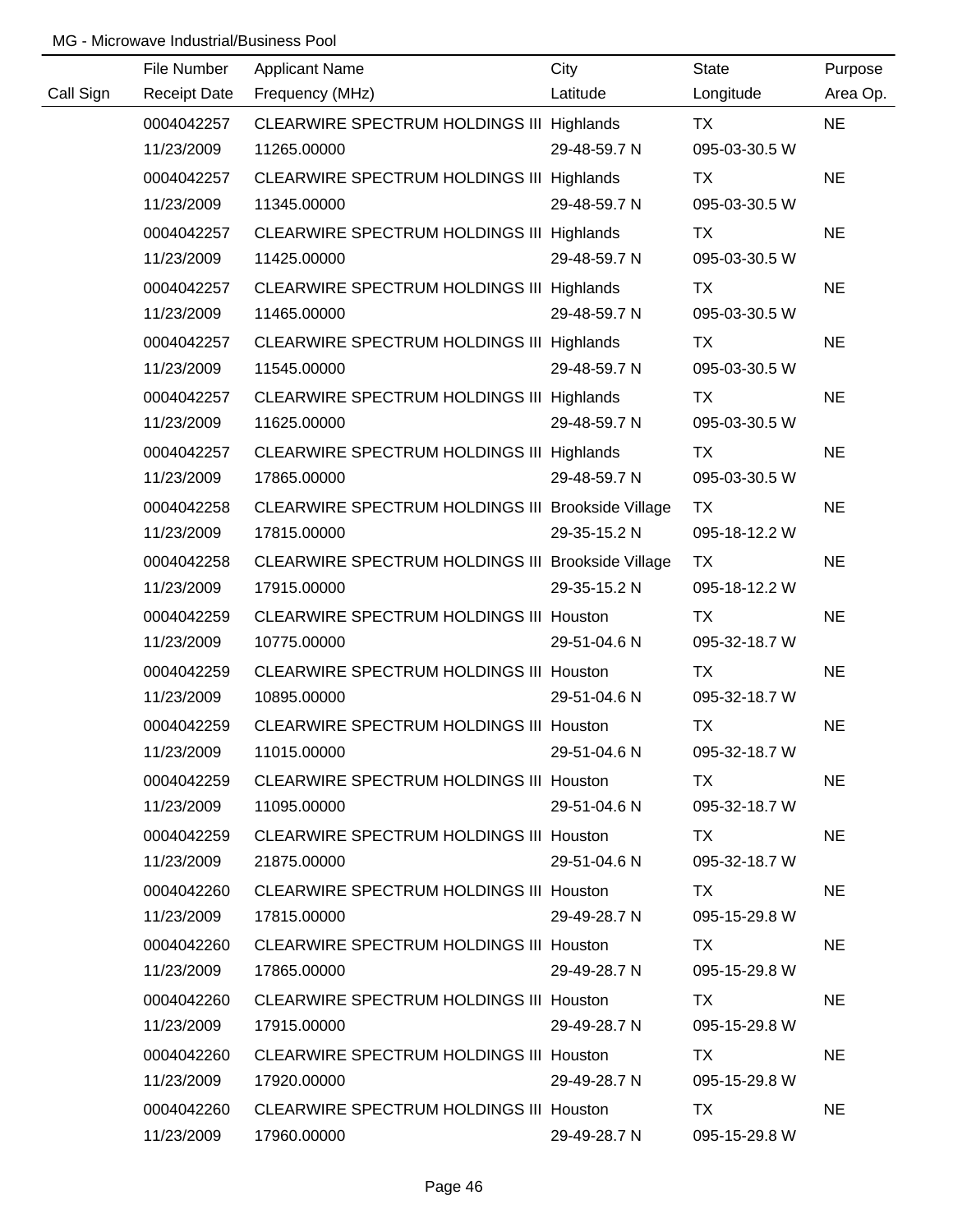MG - Microwave Industrial/Business Pool

| Call Sign | File Number<br>Receipt Date | Applicant Name<br>Frequency (MHz) | City<br>Latitude | State<br>Longitude | Purpose<br>Area Op. |
|---|---|---|---|---|---|
| | 0004042257<br>11/23/2009 | CLEARWIRE SPECTRUM HOLDINGS III<br>11265.00000 | Highlands<br>29-48-59.7 N | TX<br>095-03-30.5 W | NE |
| | 0004042257<br>11/23/2009 | CLEARWIRE SPECTRUM HOLDINGS III<br>11345.00000 | Highlands<br>29-48-59.7 N | TX<br>095-03-30.5 W | NE |
| | 0004042257<br>11/23/2009 | CLEARWIRE SPECTRUM HOLDINGS III<br>11425.00000 | Highlands<br>29-48-59.7 N | TX<br>095-03-30.5 W | NE |
| | 0004042257<br>11/23/2009 | CLEARWIRE SPECTRUM HOLDINGS III<br>11465.00000 | Highlands<br>29-48-59.7 N | TX<br>095-03-30.5 W | NE |
| | 0004042257<br>11/23/2009 | CLEARWIRE SPECTRUM HOLDINGS III<br>11545.00000 | Highlands<br>29-48-59.7 N | TX<br>095-03-30.5 W | NE |
| | 0004042257<br>11/23/2009 | CLEARWIRE SPECTRUM HOLDINGS III<br>11625.00000 | Highlands<br>29-48-59.7 N | TX<br>095-03-30.5 W | NE |
| | 0004042257<br>11/23/2009 | CLEARWIRE SPECTRUM HOLDINGS III<br>17865.00000 | Highlands<br>29-48-59.7 N | TX<br>095-03-30.5 W | NE |
| | 0004042258<br>11/23/2009 | CLEARWIRE SPECTRUM HOLDINGS III<br>17815.00000 | Brookside Village<br>29-35-15.2 N | TX<br>095-18-12.2 W | NE |
| | 0004042258<br>11/23/2009 | CLEARWIRE SPECTRUM HOLDINGS III<br>17915.00000 | Brookside Village<br>29-35-15.2 N | TX<br>095-18-12.2 W | NE |
| | 0004042259<br>11/23/2009 | CLEARWIRE SPECTRUM HOLDINGS III<br>10775.00000 | Houston<br>29-51-04.6 N | TX<br>095-32-18.7 W | NE |
| | 0004042259<br>11/23/2009 | CLEARWIRE SPECTRUM HOLDINGS III<br>10895.00000 | Houston<br>29-51-04.6 N | TX<br>095-32-18.7 W | NE |
| | 0004042259<br>11/23/2009 | CLEARWIRE SPECTRUM HOLDINGS III<br>11015.00000 | Houston<br>29-51-04.6 N | TX<br>095-32-18.7 W | NE |
| | 0004042259<br>11/23/2009 | CLEARWIRE SPECTRUM HOLDINGS III<br>11095.00000 | Houston<br>29-51-04.6 N | TX<br>095-32-18.7 W | NE |
| | 0004042259<br>11/23/2009 | CLEARWIRE SPECTRUM HOLDINGS III<br>21875.00000 | Houston<br>29-51-04.6 N | TX<br>095-32-18.7 W | NE |
| | 0004042260<br>11/23/2009 | CLEARWIRE SPECTRUM HOLDINGS III<br>17815.00000 | Houston<br>29-49-28.7 N | TX<br>095-15-29.8 W | NE |
| | 0004042260<br>11/23/2009 | CLEARWIRE SPECTRUM HOLDINGS III<br>17865.00000 | Houston<br>29-49-28.7 N | TX<br>095-15-29.8 W | NE |
| | 0004042260<br>11/23/2009 | CLEARWIRE SPECTRUM HOLDINGS III<br>17915.00000 | Houston<br>29-49-28.7 N | TX<br>095-15-29.8 W | NE |
| | 0004042260<br>11/23/2009 | CLEARWIRE SPECTRUM HOLDINGS III<br>17920.00000 | Houston<br>29-49-28.7 N | TX<br>095-15-29.8 W | NE |
| | 0004042260<br>11/23/2009 | CLEARWIRE SPECTRUM HOLDINGS III<br>17960.00000 | Houston<br>29-49-28.7 N | TX<br>095-15-29.8 W | NE |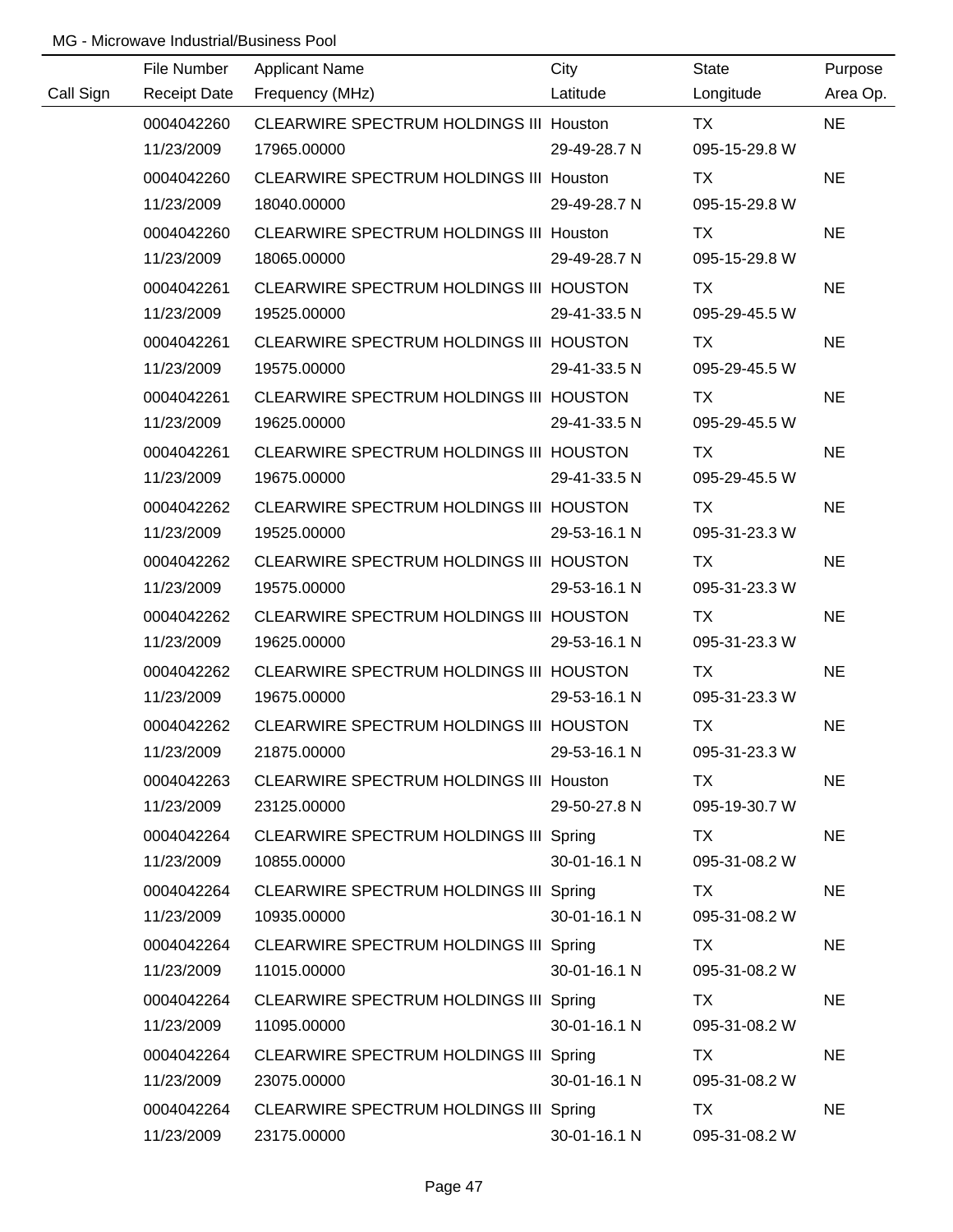MG - Microwave Industrial/Business Pool

| Call Sign | File Number<br>Receipt Date | Applicant Name<br>Frequency (MHz) | City<br>Latitude | State<br>Longitude | Purpose<br>Area Op. |
|---|---|---|---|---|---|
| | 0004042260<br>11/23/2009 | CLEARWIRE SPECTRUM HOLDINGS III<br>17965.00000 | Houston<br>29-49-28.7 N | TX<br>095-15-29.8 W | NE |
| | 0004042260<br>11/23/2009 | CLEARWIRE SPECTRUM HOLDINGS III<br>18040.00000 | Houston<br>29-49-28.7 N | TX<br>095-15-29.8 W | NE |
| | 0004042260<br>11/23/2009 | CLEARWIRE SPECTRUM HOLDINGS III<br>18065.00000 | Houston<br>29-49-28.7 N | TX<br>095-15-29.8 W | NE |
| | 0004042261<br>11/23/2009 | CLEARWIRE SPECTRUM HOLDINGS III<br>19525.00000 | HOUSTON<br>29-41-33.5 N | TX<br>095-29-45.5 W | NE |
| | 0004042261<br>11/23/2009 | CLEARWIRE SPECTRUM HOLDINGS III<br>19575.00000 | HOUSTON<br>29-41-33.5 N | TX<br>095-29-45.5 W | NE |
| | 0004042261<br>11/23/2009 | CLEARWIRE SPECTRUM HOLDINGS III<br>19625.00000 | HOUSTON<br>29-41-33.5 N | TX<br>095-29-45.5 W | NE |
| | 0004042261<br>11/23/2009 | CLEARWIRE SPECTRUM HOLDINGS III<br>19675.00000 | HOUSTON<br>29-41-33.5 N | TX<br>095-29-45.5 W | NE |
| | 0004042262<br>11/23/2009 | CLEARWIRE SPECTRUM HOLDINGS III<br>19525.00000 | HOUSTON<br>29-53-16.1 N | TX<br>095-31-23.3 W | NE |
| | 0004042262<br>11/23/2009 | CLEARWIRE SPECTRUM HOLDINGS III<br>19575.00000 | HOUSTON<br>29-53-16.1 N | TX<br>095-31-23.3 W | NE |
| | 0004042262<br>11/23/2009 | CLEARWIRE SPECTRUM HOLDINGS III<br>19625.00000 | HOUSTON<br>29-53-16.1 N | TX<br>095-31-23.3 W | NE |
| | 0004042262<br>11/23/2009 | CLEARWIRE SPECTRUM HOLDINGS III<br>19675.00000 | HOUSTON<br>29-53-16.1 N | TX<br>095-31-23.3 W | NE |
| | 0004042262<br>11/23/2009 | CLEARWIRE SPECTRUM HOLDINGS III<br>21875.00000 | HOUSTON<br>29-53-16.1 N | TX<br>095-31-23.3 W | NE |
| | 0004042263<br>11/23/2009 | CLEARWIRE SPECTRUM HOLDINGS III<br>23125.00000 | Houston<br>29-50-27.8 N | TX<br>095-19-30.7 W | NE |
| | 0004042264<br>11/23/2009 | CLEARWIRE SPECTRUM HOLDINGS III<br>10855.00000 | Spring<br>30-01-16.1 N | TX<br>095-31-08.2 W | NE |
| | 0004042264<br>11/23/2009 | CLEARWIRE SPECTRUM HOLDINGS III<br>10935.00000 | Spring<br>30-01-16.1 N | TX<br>095-31-08.2 W | NE |
| | 0004042264<br>11/23/2009 | CLEARWIRE SPECTRUM HOLDINGS III<br>11015.00000 | Spring<br>30-01-16.1 N | TX<br>095-31-08.2 W | NE |
| | 0004042264<br>11/23/2009 | CLEARWIRE SPECTRUM HOLDINGS III<br>11095.00000 | Spring<br>30-01-16.1 N | TX<br>095-31-08.2 W | NE |
| | 0004042264<br>11/23/2009 | CLEARWIRE SPECTRUM HOLDINGS III<br>23075.00000 | Spring<br>30-01-16.1 N | TX<br>095-31-08.2 W | NE |
| | 0004042264<br>11/23/2009 | CLEARWIRE SPECTRUM HOLDINGS III<br>23175.00000 | Spring<br>30-01-16.1 N | TX<br>095-31-08.2 W | NE |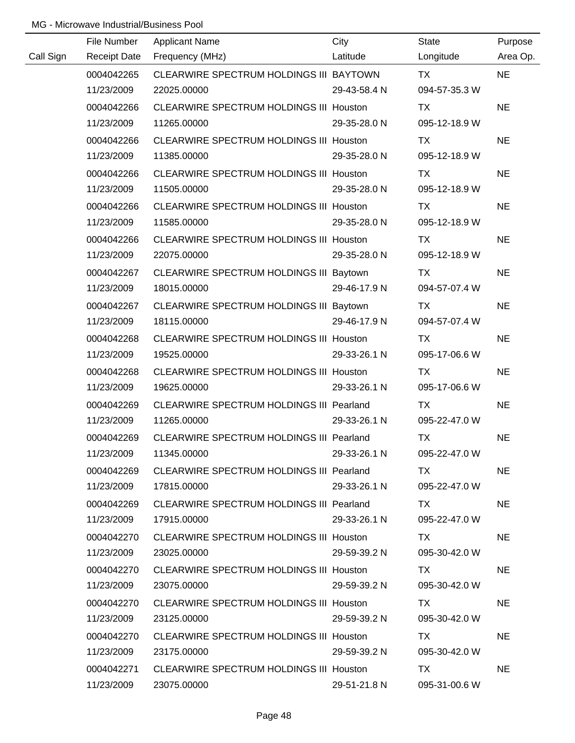MG - Microwave Industrial/Business Pool

| Call Sign | File Number<br>Receipt Date | Applicant Name<br>Frequency (MHz) | City<br>Latitude | State<br>Longitude | Purpose<br>Area Op. |
|---|---|---|---|---|---|
| | 0004042265<br>11/23/2009 | CLEARWIRE SPECTRUM HOLDINGS III<br>22025.00000 | BAYTOWN<br>29-43-58.4 N | TX<br>094-57-35.3 W | NE |
| | 0004042266<br>11/23/2009 | CLEARWIRE SPECTRUM HOLDINGS III<br>11265.00000 | Houston<br>29-35-28.0 N | TX<br>095-12-18.9 W | NE |
| | 0004042266<br>11/23/2009 | CLEARWIRE SPECTRUM HOLDINGS III<br>11385.00000 | Houston<br>29-35-28.0 N | TX<br>095-12-18.9 W | NE |
| | 0004042266<br>11/23/2009 | CLEARWIRE SPECTRUM HOLDINGS III<br>11505.00000 | Houston<br>29-35-28.0 N | TX<br>095-12-18.9 W | NE |
| | 0004042266<br>11/23/2009 | CLEARWIRE SPECTRUM HOLDINGS III<br>11585.00000 | Houston<br>29-35-28.0 N | TX<br>095-12-18.9 W | NE |
| | 0004042266<br>11/23/2009 | CLEARWIRE SPECTRUM HOLDINGS III<br>22075.00000 | Houston<br>29-35-28.0 N | TX<br>095-12-18.9 W | NE |
| | 0004042267<br>11/23/2009 | CLEARWIRE SPECTRUM HOLDINGS III<br>18015.00000 | Baytown<br>29-46-17.9 N | TX<br>094-57-07.4 W | NE |
| | 0004042267<br>11/23/2009 | CLEARWIRE SPECTRUM HOLDINGS III<br>18115.00000 | Baytown<br>29-46-17.9 N | TX<br>094-57-07.4 W | NE |
| | 0004042268<br>11/23/2009 | CLEARWIRE SPECTRUM HOLDINGS III<br>19525.00000 | Houston<br>29-33-26.1 N | TX<br>095-17-06.6 W | NE |
| | 0004042268<br>11/23/2009 | CLEARWIRE SPECTRUM HOLDINGS III<br>19625.00000 | Houston<br>29-33-26.1 N | TX<br>095-17-06.6 W | NE |
| | 0004042269<br>11/23/2009 | CLEARWIRE SPECTRUM HOLDINGS III<br>11265.00000 | Pearland<br>29-33-26.1 N | TX<br>095-22-47.0 W | NE |
| | 0004042269<br>11/23/2009 | CLEARWIRE SPECTRUM HOLDINGS III<br>11345.00000 | Pearland<br>29-33-26.1 N | TX<br>095-22-47.0 W | NE |
| | 0004042269<br>11/23/2009 | CLEARWIRE SPECTRUM HOLDINGS III<br>17815.00000 | Pearland<br>29-33-26.1 N | TX<br>095-22-47.0 W | NE |
| | 0004042269<br>11/23/2009 | CLEARWIRE SPECTRUM HOLDINGS III<br>17915.00000 | Pearland<br>29-33-26.1 N | TX<br>095-22-47.0 W | NE |
| | 0004042270<br>11/23/2009 | CLEARWIRE SPECTRUM HOLDINGS III<br>23025.00000 | Houston<br>29-59-39.2 N | TX<br>095-30-42.0 W | NE |
| | 0004042270<br>11/23/2009 | CLEARWIRE SPECTRUM HOLDINGS III<br>23075.00000 | Houston<br>29-59-39.2 N | TX<br>095-30-42.0 W | NE |
| | 0004042270<br>11/23/2009 | CLEARWIRE SPECTRUM HOLDINGS III<br>23125.00000 | Houston<br>29-59-39.2 N | TX<br>095-30-42.0 W | NE |
| | 0004042270<br>11/23/2009 | CLEARWIRE SPECTRUM HOLDINGS III<br>23175.00000 | Houston<br>29-59-39.2 N | TX<br>095-30-42.0 W | NE |
| | 0004042271<br>11/23/2009 | CLEARWIRE SPECTRUM HOLDINGS III<br>23075.00000 | Houston<br>29-51-21.8 N | TX<br>095-31-00.6 W | NE |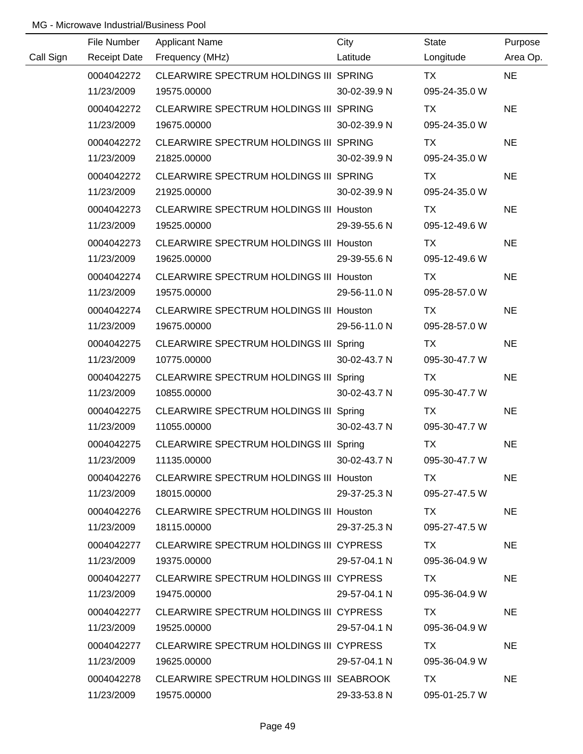MG - Microwave Industrial/Business Pool

| Call Sign | File Number<br>Receipt Date | Applicant Name<br>Frequency (MHz) | City<br>Latitude | State<br>Longitude | Purpose<br>Area Op. |
|---|---|---|---|---|---|
| | 0004042272<br>11/23/2009 | CLEARWIRE SPECTRUM HOLDINGS III<br>19575.00000 | SPRING<br>30-02-39.9 N | TX<br>095-24-35.0 W | NE |
| | 0004042272<br>11/23/2009 | CLEARWIRE SPECTRUM HOLDINGS III<br>19675.00000 | SPRING<br>30-02-39.9 N | TX<br>095-24-35.0 W | NE |
| | 0004042272<br>11/23/2009 | CLEARWIRE SPECTRUM HOLDINGS III<br>21825.00000 | SPRING<br>30-02-39.9 N | TX<br>095-24-35.0 W | NE |
| | 0004042272<br>11/23/2009 | CLEARWIRE SPECTRUM HOLDINGS III<br>21925.00000 | SPRING<br>30-02-39.9 N | TX<br>095-24-35.0 W | NE |
| | 0004042273<br>11/23/2009 | CLEARWIRE SPECTRUM HOLDINGS III<br>19525.00000 | Houston<br>29-39-55.6 N | TX<br>095-12-49.6 W | NE |
| | 0004042273<br>11/23/2009 | CLEARWIRE SPECTRUM HOLDINGS III<br>19625.00000 | Houston<br>29-39-55.6 N | TX<br>095-12-49.6 W | NE |
| | 0004042274<br>11/23/2009 | CLEARWIRE SPECTRUM HOLDINGS III<br>19575.00000 | Houston<br>29-56-11.0 N | TX<br>095-28-57.0 W | NE |
| | 0004042274<br>11/23/2009 | CLEARWIRE SPECTRUM HOLDINGS III<br>19675.00000 | Houston<br>29-56-11.0 N | TX<br>095-28-57.0 W | NE |
| | 0004042275<br>11/23/2009 | CLEARWIRE SPECTRUM HOLDINGS III<br>10775.00000 | Spring<br>30-02-43.7 N | TX<br>095-30-47.7 W | NE |
| | 0004042275<br>11/23/2009 | CLEARWIRE SPECTRUM HOLDINGS III<br>10855.00000 | Spring<br>30-02-43.7 N | TX<br>095-30-47.7 W | NE |
| | 0004042275<br>11/23/2009 | CLEARWIRE SPECTRUM HOLDINGS III<br>11055.00000 | Spring<br>30-02-43.7 N | TX<br>095-30-47.7 W | NE |
| | 0004042275<br>11/23/2009 | CLEARWIRE SPECTRUM HOLDINGS III<br>11135.00000 | Spring<br>30-02-43.7 N | TX<br>095-30-47.7 W | NE |
| | 0004042276<br>11/23/2009 | CLEARWIRE SPECTRUM HOLDINGS III<br>18015.00000 | Houston<br>29-37-25.3 N | TX<br>095-27-47.5 W | NE |
| | 0004042276<br>11/23/2009 | CLEARWIRE SPECTRUM HOLDINGS III<br>18115.00000 | Houston<br>29-37-25.3 N | TX<br>095-27-47.5 W | NE |
| | 0004042277<br>11/23/2009 | CLEARWIRE SPECTRUM HOLDINGS III<br>19375.00000 | CYPRESS<br>29-57-04.1 N | TX<br>095-36-04.9 W | NE |
| | 0004042277<br>11/23/2009 | CLEARWIRE SPECTRUM HOLDINGS III<br>19475.00000 | CYPRESS<br>29-57-04.1 N | TX<br>095-36-04.9 W | NE |
| | 0004042277<br>11/23/2009 | CLEARWIRE SPECTRUM HOLDINGS III<br>19525.00000 | CYPRESS<br>29-57-04.1 N | TX<br>095-36-04.9 W | NE |
| | 0004042277<br>11/23/2009 | CLEARWIRE SPECTRUM HOLDINGS III<br>19625.00000 | CYPRESS<br>29-57-04.1 N | TX<br>095-36-04.9 W | NE |
| | 0004042278<br>11/23/2009 | CLEARWIRE SPECTRUM HOLDINGS III<br>19575.00000 | SEABROOK<br>29-33-53.8 N | TX<br>095-01-25.7 W | NE |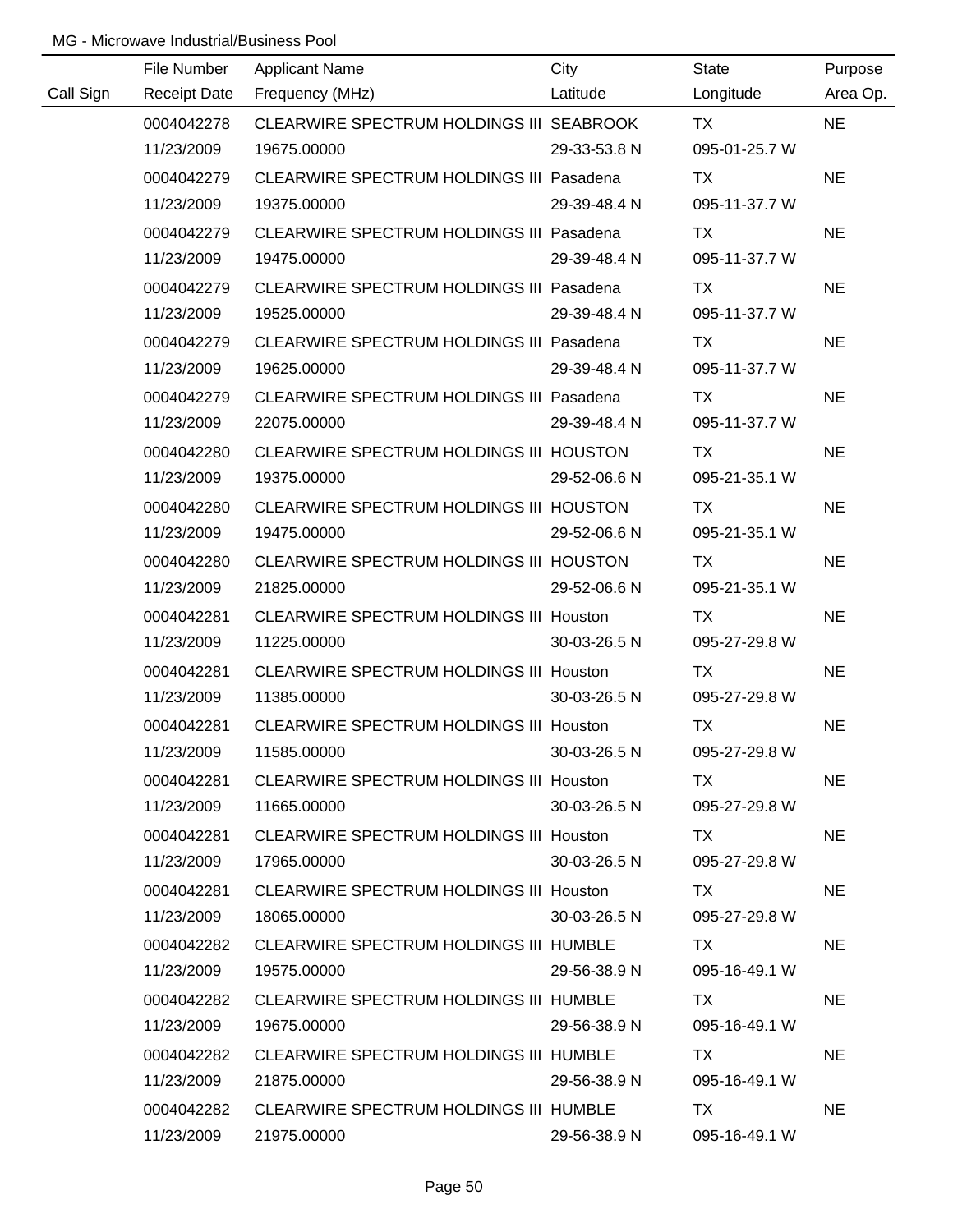MG - Microwave Industrial/Business Pool

| Call Sign | File Number<br>Receipt Date | Applicant Name<br>Frequency (MHz) | City<br>Latitude | State<br>Longitude | Purpose<br>Area Op. |
|---|---|---|---|---|---|
| | 0004042278<br>11/23/2009 | CLEARWIRE SPECTRUM HOLDINGS III<br>19675.00000 | SEABROOK<br>29-33-53.8 N | TX<br>095-01-25.7 W | NE |
| | 0004042279<br>11/23/2009 | CLEARWIRE SPECTRUM HOLDINGS III<br>19375.00000 | Pasadena<br>29-39-48.4 N | TX<br>095-11-37.7 W | NE |
| | 0004042279<br>11/23/2009 | CLEARWIRE SPECTRUM HOLDINGS III<br>19475.00000 | Pasadena<br>29-39-48.4 N | TX<br>095-11-37.7 W | NE |
| | 0004042279<br>11/23/2009 | CLEARWIRE SPECTRUM HOLDINGS III<br>19525.00000 | Pasadena<br>29-39-48.4 N | TX<br>095-11-37.7 W | NE |
| | 0004042279<br>11/23/2009 | CLEARWIRE SPECTRUM HOLDINGS III<br>19625.00000 | Pasadena<br>29-39-48.4 N | TX<br>095-11-37.7 W | NE |
| | 0004042279<br>11/23/2009 | CLEARWIRE SPECTRUM HOLDINGS III<br>22075.00000 | Pasadena<br>29-39-48.4 N | TX<br>095-11-37.7 W | NE |
| | 0004042280<br>11/23/2009 | CLEARWIRE SPECTRUM HOLDINGS III<br>19375.00000 | HOUSTON<br>29-52-06.6 N | TX<br>095-21-35.1 W | NE |
| | 0004042280<br>11/23/2009 | CLEARWIRE SPECTRUM HOLDINGS III<br>19475.00000 | HOUSTON<br>29-52-06.6 N | TX<br>095-21-35.1 W | NE |
| | 0004042280<br>11/23/2009 | CLEARWIRE SPECTRUM HOLDINGS III<br>21825.00000 | HOUSTON<br>29-52-06.6 N | TX<br>095-21-35.1 W | NE |
| | 0004042281<br>11/23/2009 | CLEARWIRE SPECTRUM HOLDINGS III<br>11225.00000 | Houston<br>30-03-26.5 N | TX<br>095-27-29.8 W | NE |
| | 0004042281<br>11/23/2009 | CLEARWIRE SPECTRUM HOLDINGS III<br>11385.00000 | Houston<br>30-03-26.5 N | TX<br>095-27-29.8 W | NE |
| | 0004042281<br>11/23/2009 | CLEARWIRE SPECTRUM HOLDINGS III<br>11585.00000 | Houston<br>30-03-26.5 N | TX<br>095-27-29.8 W | NE |
| | 0004042281<br>11/23/2009 | CLEARWIRE SPECTRUM HOLDINGS III<br>11665.00000 | Houston<br>30-03-26.5 N | TX<br>095-27-29.8 W | NE |
| | 0004042281<br>11/23/2009 | CLEARWIRE SPECTRUM HOLDINGS III<br>17965.00000 | Houston<br>30-03-26.5 N | TX<br>095-27-29.8 W | NE |
| | 0004042281<br>11/23/2009 | CLEARWIRE SPECTRUM HOLDINGS III<br>18065.00000 | Houston<br>30-03-26.5 N | TX<br>095-27-29.8 W | NE |
| | 0004042282<br>11/23/2009 | CLEARWIRE SPECTRUM HOLDINGS III<br>19575.00000 | HUMBLE<br>29-56-38.9 N | TX<br>095-16-49.1 W | NE |
| | 0004042282<br>11/23/2009 | CLEARWIRE SPECTRUM HOLDINGS III<br>19675.00000 | HUMBLE<br>29-56-38.9 N | TX<br>095-16-49.1 W | NE |
| | 0004042282<br>11/23/2009 | CLEARWIRE SPECTRUM HOLDINGS III<br>21875.00000 | HUMBLE<br>29-56-38.9 N | TX<br>095-16-49.1 W | NE |
| | 0004042282<br>11/23/2009 | CLEARWIRE SPECTRUM HOLDINGS III<br>21975.00000 | HUMBLE<br>29-56-38.9 N | TX<br>095-16-49.1 W | NE |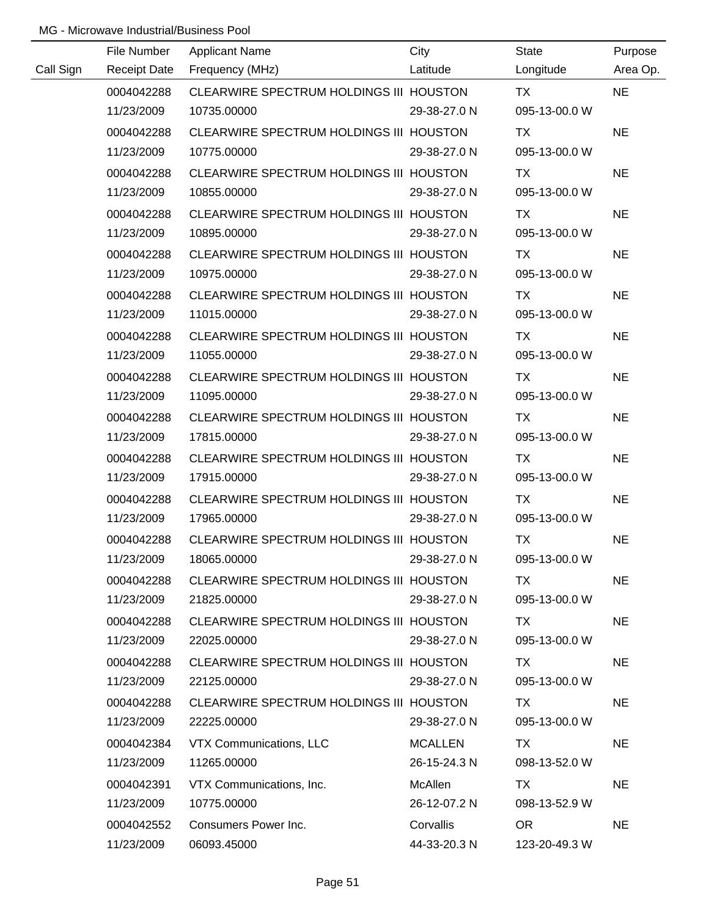MG - Microwave Industrial/Business Pool

| Call Sign | File Number<br>Receipt Date | Applicant Name<br>Frequency (MHz) | City<br>Latitude | State<br>Longitude | Purpose<br>Area Op. |
|---|---|---|---|---|---|
| | 0004042288<br>11/23/2009 | CLEARWIRE SPECTRUM HOLDINGS III<br>10735.00000 | HOUSTON<br>29-38-27.0 N | TX<br>095-13-00.0 W | NE |
| | 0004042288<br>11/23/2009 | CLEARWIRE SPECTRUM HOLDINGS III<br>10775.00000 | HOUSTON<br>29-38-27.0 N | TX<br>095-13-00.0 W | NE |
| | 0004042288<br>11/23/2009 | CLEARWIRE SPECTRUM HOLDINGS III<br>10855.00000 | HOUSTON<br>29-38-27.0 N | TX<br>095-13-00.0 W | NE |
| | 0004042288<br>11/23/2009 | CLEARWIRE SPECTRUM HOLDINGS III<br>10895.00000 | HOUSTON<br>29-38-27.0 N | TX<br>095-13-00.0 W | NE |
| | 0004042288<br>11/23/2009 | CLEARWIRE SPECTRUM HOLDINGS III<br>10975.00000 | HOUSTON<br>29-38-27.0 N | TX<br>095-13-00.0 W | NE |
| | 0004042288<br>11/23/2009 | CLEARWIRE SPECTRUM HOLDINGS III<br>11015.00000 | HOUSTON<br>29-38-27.0 N | TX<br>095-13-00.0 W | NE |
| | 0004042288<br>11/23/2009 | CLEARWIRE SPECTRUM HOLDINGS III<br>11055.00000 | HOUSTON<br>29-38-27.0 N | TX<br>095-13-00.0 W | NE |
| | 0004042288<br>11/23/2009 | CLEARWIRE SPECTRUM HOLDINGS III<br>11095.00000 | HOUSTON<br>29-38-27.0 N | TX<br>095-13-00.0 W | NE |
| | 0004042288<br>11/23/2009 | CLEARWIRE SPECTRUM HOLDINGS III<br>17815.00000 | HOUSTON<br>29-38-27.0 N | TX<br>095-13-00.0 W | NE |
| | 0004042288<br>11/23/2009 | CLEARWIRE SPECTRUM HOLDINGS III<br>17915.00000 | HOUSTON<br>29-38-27.0 N | TX<br>095-13-00.0 W | NE |
| | 0004042288<br>11/23/2009 | CLEARWIRE SPECTRUM HOLDINGS III<br>17965.00000 | HOUSTON<br>29-38-27.0 N | TX<br>095-13-00.0 W | NE |
| | 0004042288<br>11/23/2009 | CLEARWIRE SPECTRUM HOLDINGS III<br>18065.00000 | HOUSTON<br>29-38-27.0 N | TX<br>095-13-00.0 W | NE |
| | 0004042288<br>11/23/2009 | CLEARWIRE SPECTRUM HOLDINGS III<br>21825.00000 | HOUSTON<br>29-38-27.0 N | TX<br>095-13-00.0 W | NE |
| | 0004042288<br>11/23/2009 | CLEARWIRE SPECTRUM HOLDINGS III<br>22025.00000 | HOUSTON<br>29-38-27.0 N | TX<br>095-13-00.0 W | NE |
| | 0004042288<br>11/23/2009 | CLEARWIRE SPECTRUM HOLDINGS III<br>22125.00000 | HOUSTON<br>29-38-27.0 N | TX<br>095-13-00.0 W | NE |
| | 0004042288<br>11/23/2009 | CLEARWIRE SPECTRUM HOLDINGS III<br>22225.00000 | HOUSTON<br>29-38-27.0 N | TX<br>095-13-00.0 W | NE |
| | 0004042384<br>11/23/2009 | VTX Communications, LLC<br>11265.00000 | MCALLEN<br>26-15-24.3 N | TX<br>098-13-52.0 W | NE |
| | 0004042391<br>11/23/2009 | VTX Communications, Inc.<br>10775.00000 | McAllen<br>26-12-07.2 N | TX<br>098-13-52.9 W | NE |
| | 0004042552<br>11/23/2009 | Consumers Power Inc.<br>06093.45000 | Corvallis<br>44-33-20.3 N | OR<br>123-20-49.3 W | NE |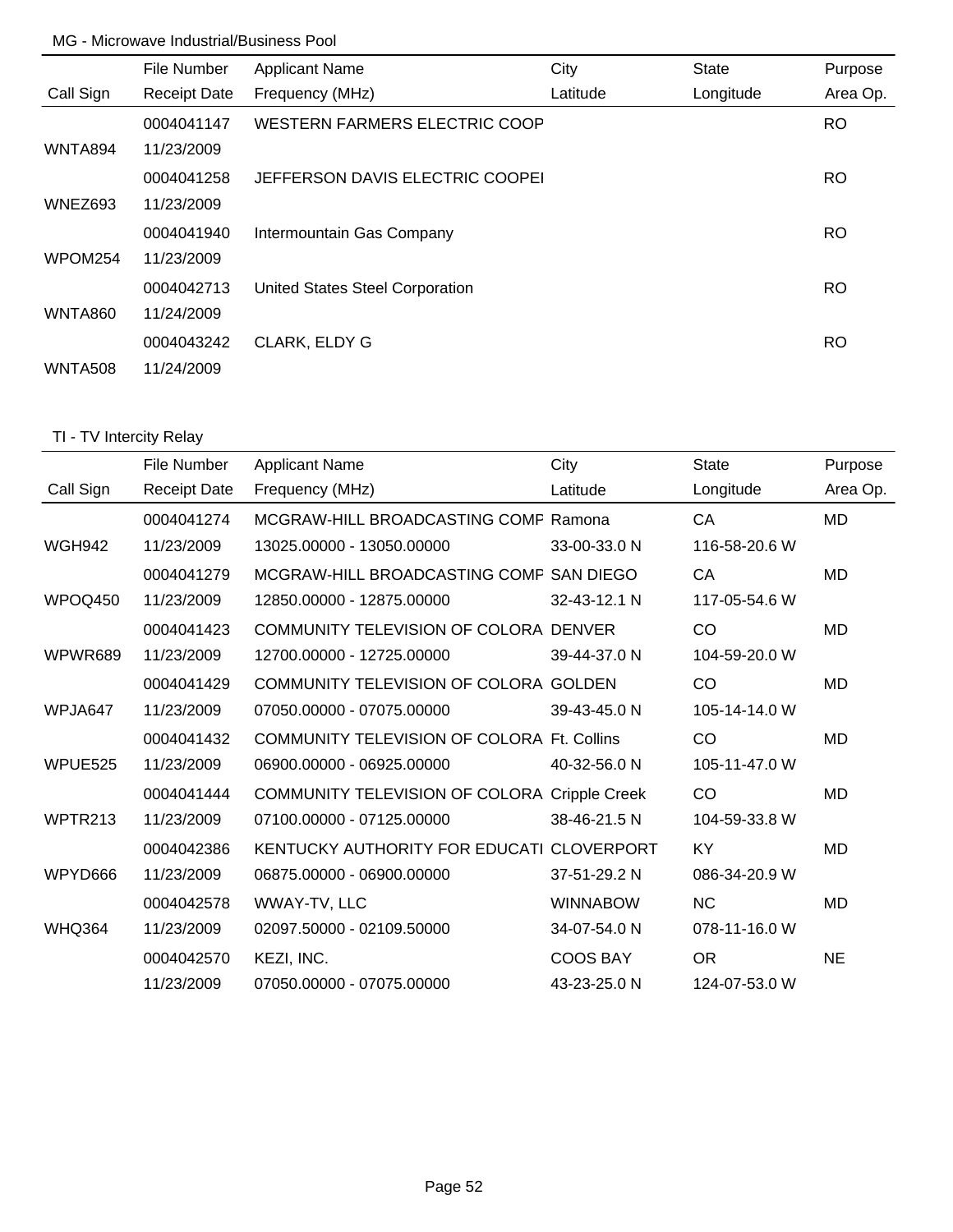MG - Microwave Industrial/Business Pool

| Call Sign | File Number<br>Receipt Date | Applicant Name<br>Frequency (MHz) | City<br>Latitude | State<br>Longitude | Purpose<br>Area Op. |
|---|---|---|---|---|---|
| WNTA894 | 0004041147<br>11/23/2009 | WESTERN FARMERS ELECTRIC COOP | | | RO |
| WNEZ693 | 0004041258<br>11/23/2009 | JEFFERSON DAVIS ELECTRIC COOPEI | | | RO |
| WPOM254 | 0004041940<br>11/23/2009 | Intermountain Gas Company | | | RO |
| WNTA860 | 0004042713<br>11/24/2009 | United States Steel Corporation | | | RO |
| WNTA508 | 0004043242<br>11/24/2009 | CLARK, ELDY G | | | RO |

TI - TV Intercity Relay

| Call Sign | File Number<br>Receipt Date | Applicant Name<br>Frequency (MHz) | City<br>Latitude | State<br>Longitude | Purpose<br>Area Op. |
|---|---|---|---|---|---|
| WGH942 | 0004041274<br>11/23/2009 | MCGRAW-HILL BROADCASTING COMF<br>13025.00000 - 13050.00000 | Ramona<br>33-00-33.0 N | CA<br>116-58-20.6 W | MD |
| WPOQ450 | 0004041279<br>11/23/2009 | MCGRAW-HILL BROADCASTING COMF<br>12850.00000 - 12875.00000 | SAN DIEGO<br>32-43-12.1 N | CA<br>117-05-54.6 W | MD |
| WPWR689 | 0004041423<br>11/23/2009 | COMMUNITY TELEVISION OF COLORA<br>12700.00000 - 12725.00000 | DENVER<br>39-44-37.0 N | CO<br>104-59-20.0 W | MD |
| WPJA647 | 0004041429<br>11/23/2009 | COMMUNITY TELEVISION OF COLORA<br>07050.00000 - 07075.00000 | GOLDEN<br>39-43-45.0 N | CO<br>105-14-14.0 W | MD |
| WPUE525 | 0004041432<br>11/23/2009 | COMMUNITY TELEVISION OF COLORA<br>06900.00000 - 06925.00000 | Ft. Collins<br>40-32-56.0 N | CO<br>105-11-47.0 W | MD |
| WPTR213 | 0004041444<br>11/23/2009 | COMMUNITY TELEVISION OF COLORA<br>07100.00000 - 07125.00000 | Cripple Creek<br>38-46-21.5 N | CO<br>104-59-33.8 W | MD |
| WPYD666 | 0004042386<br>11/23/2009 | KENTUCKY AUTHORITY FOR EDUCATI<br>06875.00000 - 06900.00000 | CLOVERPORT<br>37-51-29.2 N | KY<br>086-34-20.9 W | MD |
| WHQ364 | 0004042578<br>11/23/2009 | WWAY-TV, LLC<br>02097.50000 - 02109.50000 | WINNABOW<br>34-07-54.0 N | NC<br>078-11-16.0 W | MD |
| | 0004042570<br>11/23/2009 | KEZI, INC.<br>07050.00000 - 07075.00000 | COOS BAY<br>43-23-25.0 N | OR<br>124-07-53.0 W | NE |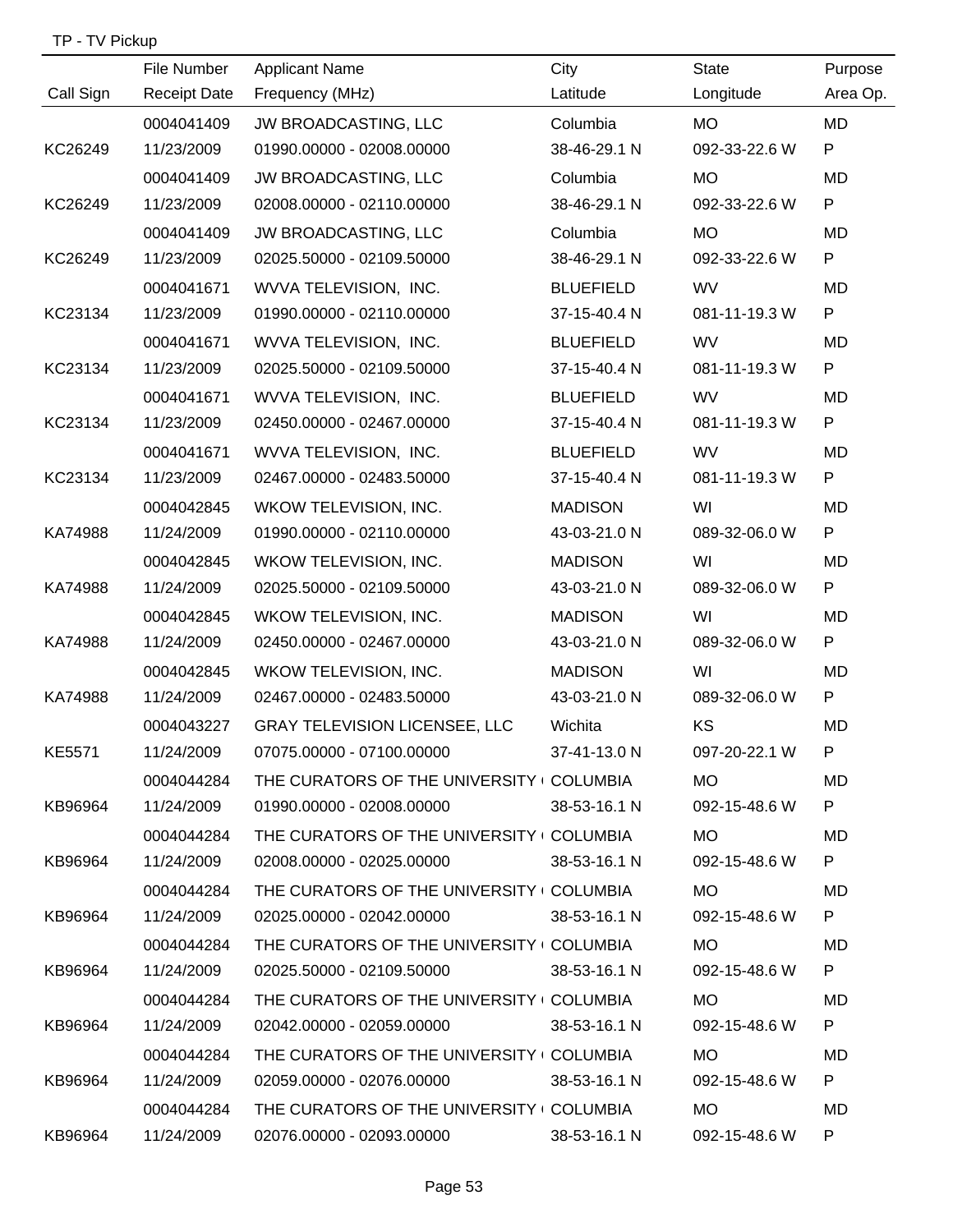TP - TV Pickup

| Call Sign | File Number<br>Receipt Date | Applicant Name<br>Frequency (MHz) | City<br>Latitude | State<br>Longitude | Purpose<br>Area Op. |
|---|---|---|---|---|---|
| KC26249 | 0004041409<br>11/23/2009 | JW BROADCASTING, LLC<br>01990.00000 - 02008.00000 | Columbia<br>38-46-29.1 N | MO<br>092-33-22.6 W | MD<br>P |
| KC26249 | 0004041409<br>11/23/2009 | JW BROADCASTING, LLC<br>02008.00000 - 02110.00000 | Columbia<br>38-46-29.1 N | MO<br>092-33-22.6 W | MD<br>P |
| KC26249 | 0004041409<br>11/23/2009 | JW BROADCASTING, LLC<br>02025.50000 - 02109.50000 | Columbia<br>38-46-29.1 N | MO<br>092-33-22.6 W | MD<br>P |
| KC23134 | 0004041671<br>11/23/2009 | WVVA TELEVISION, INC.<br>01990.00000 - 02110.00000 | BLUEFIELD<br>37-15-40.4 N | WV<br>081-11-19.3 W | MD<br>P |
| KC23134 | 0004041671<br>11/23/2009 | WVVA TELEVISION, INC.<br>02025.50000 - 02109.50000 | BLUEFIELD<br>37-15-40.4 N | WV<br>081-11-19.3 W | MD<br>P |
| KC23134 | 0004041671<br>11/23/2009 | WVVA TELEVISION, INC.<br>02450.00000 - 02467.00000 | BLUEFIELD<br>37-15-40.4 N | WV<br>081-11-19.3 W | MD<br>P |
| KC23134 | 0004041671<br>11/23/2009 | WVVA TELEVISION, INC.<br>02467.00000 - 02483.50000 | BLUEFIELD<br>37-15-40.4 N | WV<br>081-11-19.3 W | MD<br>P |
| KA74988 | 0004042845<br>11/24/2009 | WKOW TELEVISION, INC.<br>01990.00000 - 02110.00000 | MADISON<br>43-03-21.0 N | WI<br>089-32-06.0 W | MD<br>P |
| KA74988 | 0004042845<br>11/24/2009 | WKOW TELEVISION, INC.<br>02025.50000 - 02109.50000 | MADISON<br>43-03-21.0 N | WI<br>089-32-06.0 W | MD<br>P |
| KA74988 | 0004042845<br>11/24/2009 | WKOW TELEVISION, INC.<br>02450.00000 - 02467.00000 | MADISON<br>43-03-21.0 N | WI<br>089-32-06.0 W | MD<br>P |
| KA74988 | 0004042845<br>11/24/2009 | WKOW TELEVISION, INC.<br>02467.00000 - 02483.50000 | MADISON<br>43-03-21.0 N | WI<br>089-32-06.0 W | MD<br>P |
| KE5571 | 0004043227<br>11/24/2009 | GRAY TELEVISION LICENSEE, LLC<br>07075.00000 - 07100.00000 | Wichita<br>37-41-13.0 N | KS<br>097-20-22.1 W | MD<br>P |
| KB96964 | 0004044284<br>11/24/2009 | THE CURATORS OF THE UNIVERSITY (<br>01990.00000 - 02008.00000 | COLUMBIA<br>38-53-16.1 N | MO<br>092-15-48.6 W | MD<br>P |
| KB96964 | 0004044284<br>11/24/2009 | THE CURATORS OF THE UNIVERSITY (<br>02008.00000 - 02025.00000 | COLUMBIA<br>38-53-16.1 N | MO<br>092-15-48.6 W | MD<br>P |
| KB96964 | 0004044284<br>11/24/2009 | THE CURATORS OF THE UNIVERSITY (<br>02025.00000 - 02042.00000 | COLUMBIA<br>38-53-16.1 N | MO<br>092-15-48.6 W | MD<br>P |
| KB96964 | 0004044284<br>11/24/2009 | THE CURATORS OF THE UNIVERSITY (<br>02025.50000 - 02109.50000 | COLUMBIA<br>38-53-16.1 N | MO<br>092-15-48.6 W | MD<br>P |
| KB96964 | 0004044284<br>11/24/2009 | THE CURATORS OF THE UNIVERSITY (<br>02042.00000 - 02059.00000 | COLUMBIA<br>38-53-16.1 N | MO<br>092-15-48.6 W | MD<br>P |
| KB96964 | 0004044284<br>11/24/2009 | THE CURATORS OF THE UNIVERSITY (<br>02059.00000 - 02076.00000 | COLUMBIA<br>38-53-16.1 N | MO<br>092-15-48.6 W | MD<br>P |
| KB96964 | 0004044284<br>11/24/2009 | THE CURATORS OF THE UNIVERSITY (<br>02076.00000 - 02093.00000 | COLUMBIA<br>38-53-16.1 N | MO<br>092-15-48.6 W | MD<br>P |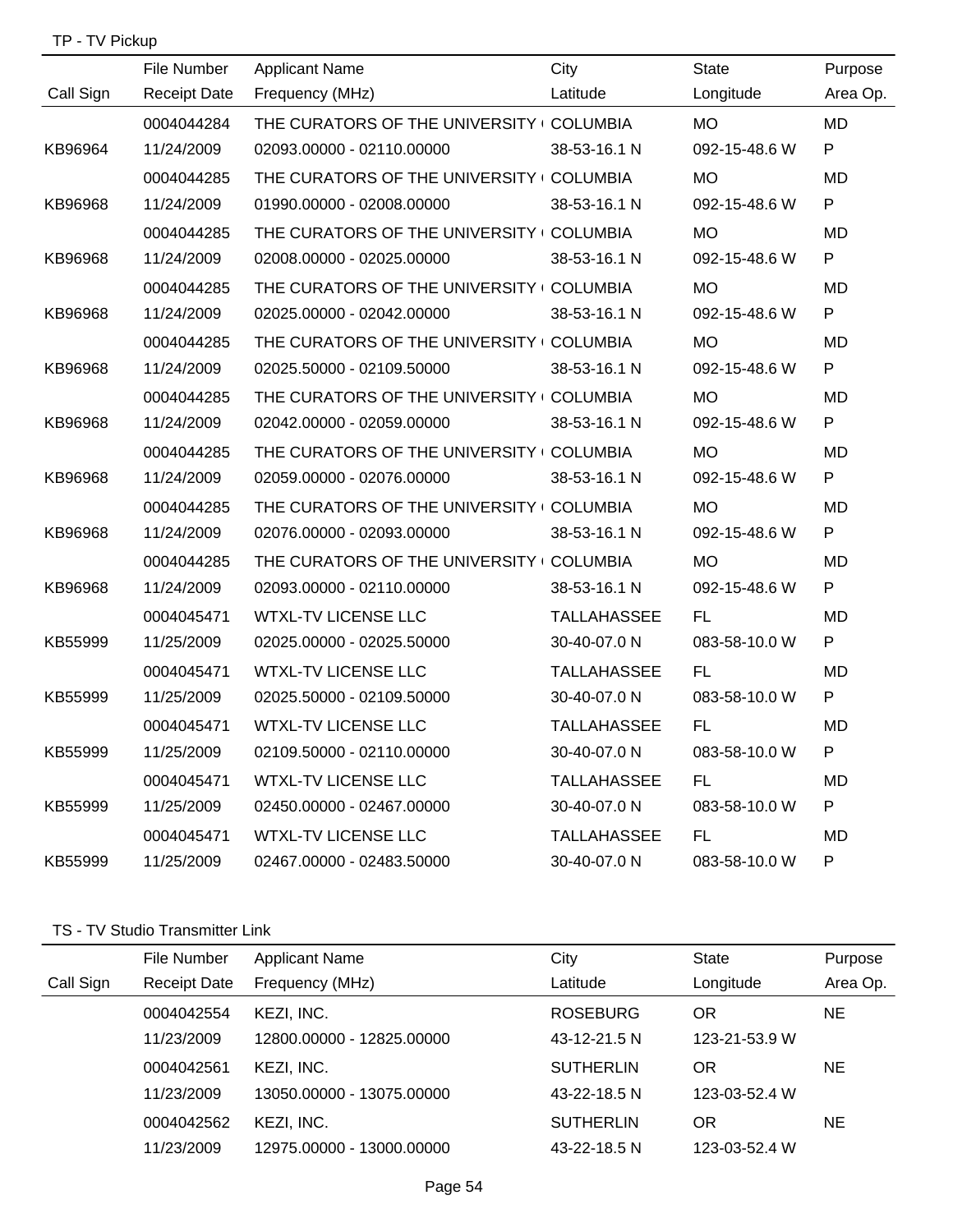TP - TV Pickup

| Call Sign | File Number<br>Receipt Date | Applicant Name<br>Frequency (MHz) | City<br>Latitude | State<br>Longitude | Purpose<br>Area Op. |
|---|---|---|---|---|---|
| KB96964 | 0004044284<br>11/24/2009 | THE CURATORS OF THE UNIVERSITY (<br>02093.00000 - 02110.00000 | COLUMBIA<br>38-53-16.1 N | MO<br>092-15-48.6 W | MD<br>P |
| KB96968 | 0004044285<br>11/24/2009 | THE CURATORS OF THE UNIVERSITY (<br>01990.00000 - 02008.00000 | COLUMBIA<br>38-53-16.1 N | MO<br>092-15-48.6 W | MD<br>P |
| KB96968 | 0004044285<br>11/24/2009 | THE CURATORS OF THE UNIVERSITY (<br>02008.00000 - 02025.00000 | COLUMBIA<br>38-53-16.1 N | MO<br>092-15-48.6 W | MD<br>P |
| KB96968 | 0004044285<br>11/24/2009 | THE CURATORS OF THE UNIVERSITY (<br>02025.00000 - 02042.00000 | COLUMBIA<br>38-53-16.1 N | MO<br>092-15-48.6 W | MD<br>P |
| KB96968 | 0004044285<br>11/24/2009 | THE CURATORS OF THE UNIVERSITY (<br>02025.50000 - 02109.50000 | COLUMBIA<br>38-53-16.1 N | MO<br>092-15-48.6 W | MD<br>P |
| KB96968 | 0004044285<br>11/24/2009 | THE CURATORS OF THE UNIVERSITY (<br>02042.00000 - 02059.00000 | COLUMBIA<br>38-53-16.1 N | MO<br>092-15-48.6 W | MD<br>P |
| KB96968 | 0004044285<br>11/24/2009 | THE CURATORS OF THE UNIVERSITY (<br>02059.00000 - 02076.00000 | COLUMBIA<br>38-53-16.1 N | MO<br>092-15-48.6 W | MD<br>P |
| KB96968 | 0004044285<br>11/24/2009 | THE CURATORS OF THE UNIVERSITY (<br>02076.00000 - 02093.00000 | COLUMBIA<br>38-53-16.1 N | MO<br>092-15-48.6 W | MD<br>P |
| KB96968 | 0004044285<br>11/24/2009 | THE CURATORS OF THE UNIVERSITY (<br>02093.00000 - 02110.00000 | COLUMBIA<br>38-53-16.1 N | MO<br>092-15-48.6 W | MD<br>P |
| KB55999 | 0004045471<br>11/25/2009 | WTXL-TV LICENSE LLC<br>02025.00000 - 02025.50000 | TALLAHASSEE<br>30-40-07.0 N | FL<br>083-58-10.0 W | MD<br>P |
| KB55999 | 0004045471<br>11/25/2009 | WTXL-TV LICENSE LLC<br>02025.50000 - 02109.50000 | TALLAHASSEE<br>30-40-07.0 N | FL<br>083-58-10.0 W | MD<br>P |
| KB55999 | 0004045471<br>11/25/2009 | WTXL-TV LICENSE LLC<br>02109.50000 - 02110.00000 | TALLAHASSEE<br>30-40-07.0 N | FL<br>083-58-10.0 W | MD<br>P |
| KB55999 | 0004045471<br>11/25/2009 | WTXL-TV LICENSE LLC<br>02450.00000 - 02467.00000 | TALLAHASSEE<br>30-40-07.0 N | FL<br>083-58-10.0 W | MD<br>P |
| KB55999 | 0004045471<br>11/25/2009 | WTXL-TV LICENSE LLC<br>02467.00000 - 02483.50000 | TALLAHASSEE<br>30-40-07.0 N | FL<br>083-58-10.0 W | MD<br>P |

TS - TV Studio Transmitter Link

| Call Sign | File Number<br>Receipt Date | Applicant Name<br>Frequency (MHz) | City<br>Latitude | State<br>Longitude | Purpose<br>Area Op. |
|---|---|---|---|---|---|
| | 0004042554<br>11/23/2009 | KEZI, INC.<br>12800.00000 - 12825.00000 | ROSEBURG<br>43-12-21.5 N | OR<br>123-21-53.9 W | NE |
| | 0004042561<br>11/23/2009 | KEZI, INC.<br>13050.00000 - 13075.00000 | SUTHERLIN<br>43-22-18.5 N | OR<br>123-03-52.4 W | NE |
| | 0004042562<br>11/23/2009 | KEZI, INC.<br>12975.00000 - 13000.00000 | SUTHERLIN<br>43-22-18.5 N | OR<br>123-03-52.4 W | NE |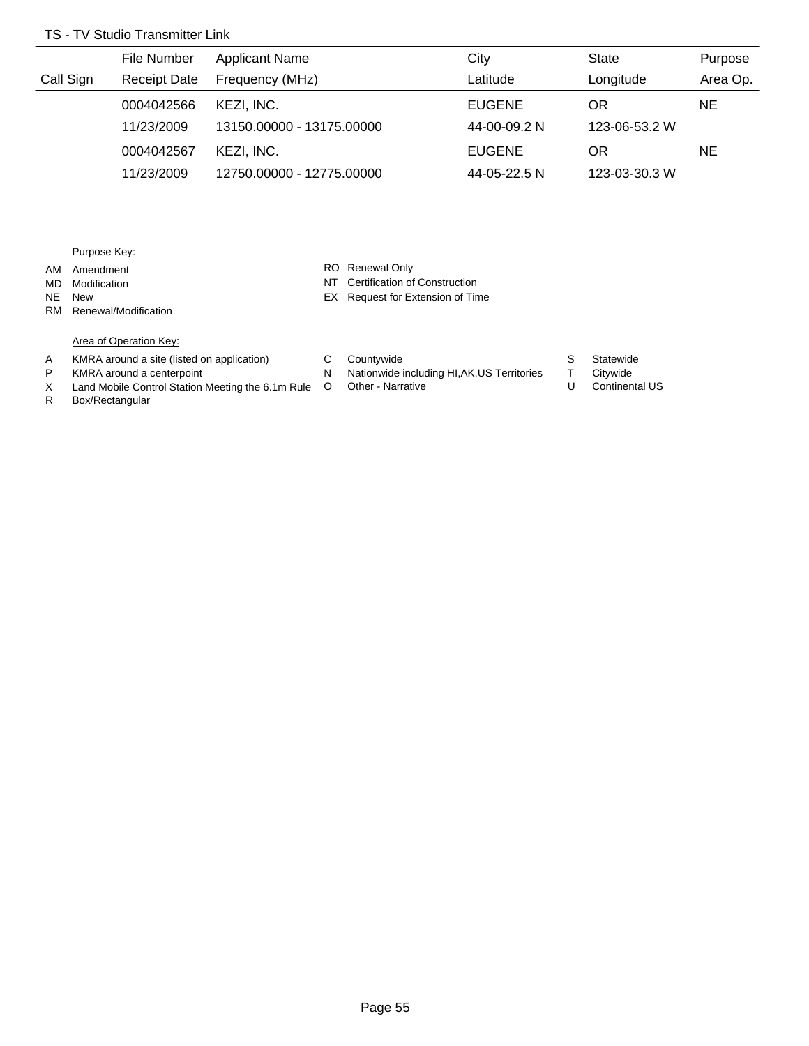TS - TV Studio Transmitter Link

| Call Sign | File Number<br>Receipt Date | Applicant Name<br>Frequency (MHz) | City<br>Latitude | State<br>Longitude | Purpose<br>Area Op. |
|---|---|---|---|---|---|
| | 0004042566 | KEZI, INC. | EUGENE | OR | NE |
| | 11/23/2009 | 13150.00000 - 13175.00000 | 44-00-09.2 N | 123-06-53.2 W | |
| | 0004042567 | KEZI, INC. | EUGENE | OR | NE |
| | 11/23/2009 | 12750.00000 - 12775.00000 | 44-05-22.5 N | 123-03-30.3 W | |

Purpose Key:

AM Amendment
MD Modification
NE New
RM Renewal/Modification
RO Renewal Only
NT Certification of Construction
EX Request for Extension of Time

Area of Operation Key:

A KMRA around a site (listed on application)
P KMRA around a centerpoint
X Land Mobile Control Station Meeting the 6.1m Rule
R Box/Rectangular
C Countywide
N Nationwide including HI,AK,US Territories
O Other - Narrative
S Statewide
T Citywide
U Continental US